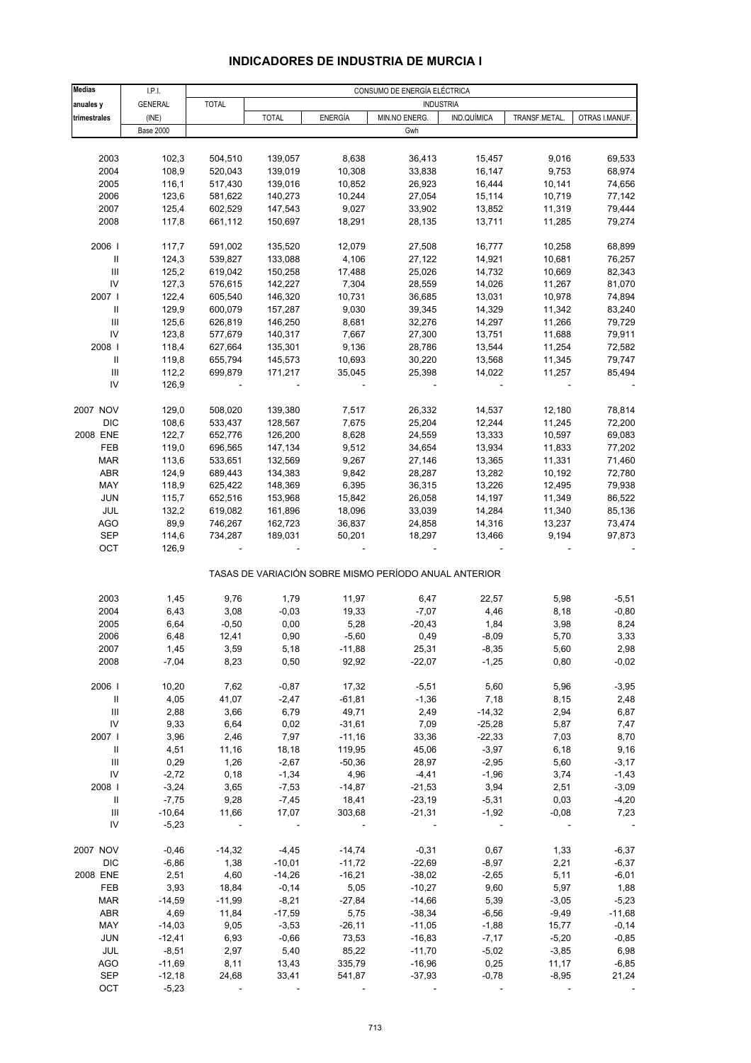# INDICADORES DE INDUSTRIA DE MURCIA I

| Medias anuales y trimestrales | I.P.I. GENERAL (INE) | CONSUMO DE ENERGÍA ELÉCTRICA | | | | | | |
|---|---|---|---|---|---|---|---|---|
| | | TOTAL | INDUSTRIA | | | | | |
| | | | TOTAL | ENERGÍA | MIN.NO ENERG. | IND.QUÍMICA | TRANSF.METAL. | OTRAS I.MANUF. |
| | Base 2000 | Gwh | | | | | | |
| 2003 | 102,3 | 504,510 | 139,057 | 8,638 | 36,413 | 15,457 | 9,016 | 69,533 |
| 2004 | 108,9 | 520,043 | 139,019 | 10,308 | 33,838 | 16,147 | 9,753 | 68,974 |
| 2005 | 116,1 | 517,430 | 139,016 | 10,852 | 26,923 | 16,444 | 10,141 | 74,656 |
| 2006 | 123,6 | 581,622 | 140,273 | 10,244 | 27,054 | 15,114 | 10,719 | 77,142 |
| 2007 | 125,4 | 602,529 | 147,543 | 9,027 | 33,902 | 13,852 | 11,319 | 79,444 |
| 2008 | 117,8 | 661,112 | 150,697 | 18,291 | 28,135 | 13,711 | 11,285 | 79,274 |
| 2006 I | 117,7 | 591,002 | 135,520 | 12,079 | 27,508 | 16,777 | 10,258 | 68,899 |
| II | 124,3 | 539,827 | 133,088 | 4,106 | 27,122 | 14,921 | 10,681 | 76,257 |
| III | 125,2 | 619,042 | 150,258 | 17,488 | 25,026 | 14,732 | 10,669 | 82,343 |
| IV | 127,3 | 576,615 | 142,227 | 7,304 | 28,559 | 14,026 | 11,267 | 81,070 |
| 2007 I | 122,4 | 605,540 | 146,320 | 10,731 | 36,685 | 13,031 | 10,978 | 74,894 |
| II | 129,9 | 600,079 | 157,287 | 9,030 | 39,345 | 14,329 | 11,342 | 83,240 |
| III | 125,6 | 626,819 | 146,250 | 8,681 | 32,276 | 14,297 | 11,266 | 79,729 |
| IV | 123,8 | 577,679 | 140,317 | 7,667 | 27,300 | 13,751 | 11,688 | 79,911 |
| 2008 I | 118,4 | 627,664 | 135,301 | 9,136 | 28,786 | 13,544 | 11,254 | 72,582 |
| II | 119,8 | 655,794 | 145,573 | 10,693 | 30,220 | 13,568 | 11,345 | 79,747 |
| III | 112,2 | 699,879 | 171,217 | 35,045 | 25,398 | 14,022 | 11,257 | 85,494 |
| IV | 126,9 | - | - | - | - | - | - | - |
| 2007 NOV | 129,0 | 508,020 | 139,380 | 7,517 | 26,332 | 14,537 | 12,180 | 78,814 |
| DIC | 108,6 | 533,437 | 128,567 | 7,675 | 25,204 | 12,244 | 11,245 | 72,200 |
| 2008 ENE | 122,7 | 652,776 | 126,200 | 8,628 | 24,559 | 13,333 | 10,597 | 69,083 |
| FEB | 119,0 | 696,565 | 147,134 | 9,512 | 34,654 | 13,934 | 11,833 | 77,202 |
| MAR | 113,6 | 533,651 | 132,569 | 9,267 | 27,146 | 13,365 | 11,331 | 71,460 |
| ABR | 124,9 | 689,443 | 134,383 | 9,842 | 28,287 | 13,282 | 10,192 | 72,780 |
| MAY | 118,9 | 625,422 | 148,369 | 6,395 | 36,315 | 13,226 | 12,495 | 79,938 |
| JUN | 115,7 | 652,516 | 153,968 | 15,842 | 26,058 | 14,197 | 11,349 | 86,522 |
| JUL | 132,2 | 619,082 | 161,896 | 18,096 | 33,039 | 14,284 | 11,340 | 85,136 |
| AGO | 89,9 | 746,267 | 162,723 | 36,837 | 24,858 | 14,316 | 13,237 | 73,474 |
| SEP | 114,6 | 734,287 | 189,031 | 50,201 | 18,297 | 13,466 | 9,194 | 97,873 |
| OCT | 126,9 | - | - | - | - | - | - | - |
| TASAS DE VARIACIÓN SOBRE MISMO PERÍODO ANUAL ANTERIOR | | | | | | | | |
| 2003 | 1,45 | 9,76 | 1,79 | 11,97 | 6,47 | 22,57 | 5,98 | -5,51 |
| 2004 | 6,43 | 3,08 | -0,03 | 19,33 | -7,07 | 4,46 | 8,18 | -0,80 |
| 2005 | 6,64 | -0,50 | 0,00 | 5,28 | -20,43 | 1,84 | 3,98 | 8,24 |
| 2006 | 6,48 | 12,41 | 0,90 | -5,60 | 0,49 | -8,09 | 5,70 | 3,33 |
| 2007 | 1,45 | 3,59 | 5,18 | -11,88 | 25,31 | -8,35 | 5,60 | 2,98 |
| 2008 | -7,04 | 8,23 | 0,50 | 92,92 | -22,07 | -1,25 | 0,80 | -0,02 |
| 2006 I | 10,20 | 7,62 | -0,87 | 17,32 | -5,51 | 5,60 | 5,96 | -3,95 |
| II | 4,05 | 41,07 | -2,47 | -61,81 | -1,36 | 7,18 | 8,15 | 2,48 |
| III | 2,88 | 3,66 | 6,79 | 49,71 | 2,49 | -14,32 | 2,94 | 6,87 |
| IV | 9,33 | 6,64 | 0,02 | -31,61 | 7,09 | -25,28 | 5,87 | 7,47 |
| 2007 I | 3,96 | 2,46 | 7,97 | -11,16 | 33,36 | -22,33 | 7,03 | 8,70 |
| II | 4,51 | 11,16 | 18,18 | 119,95 | 45,06 | -3,97 | 6,18 | 9,16 |
| III | 0,29 | 1,26 | -2,67 | -50,36 | 28,97 | -2,95 | 5,60 | -3,17 |
| IV | -2,72 | 0,18 | -1,34 | 4,96 | -4,41 | -1,96 | 3,74 | -1,43 |
| 2008 I | -3,24 | 3,65 | -7,53 | -14,87 | -21,53 | 3,94 | 2,51 | -3,09 |
| II | -7,75 | 9,28 | -7,45 | 18,41 | -23,19 | -5,31 | 0,03 | -4,20 |
| III | -10,64 | 11,66 | 17,07 | 303,68 | -21,31 | -1,92 | -0,08 | 7,23 |
| IV | -5,23 | - | - | - | - | - | - | - |
| 2007 NOV | -0,46 | -14,32 | -4,45 | -14,74 | -0,31 | 0,67 | 1,33 | -6,37 |
| DIC | -6,86 | 1,38 | -10,01 | -11,72 | -22,69 | -8,97 | 2,21 | -6,37 |
| 2008 ENE | 2,51 | 4,60 | -14,26 | -16,21 | -38,02 | -2,65 | 5,11 | -6,01 |
| FEB | 3,93 | 18,84 | -0,14 | 5,05 | -10,27 | 9,60 | 5,97 | 1,88 |
| MAR | -14,59 | -11,99 | -8,21 | -27,84 | -14,66 | 5,39 | -3,05 | -5,23 |
| ABR | 4,69 | 11,84 | -17,59 | 5,75 | -38,34 | -6,56 | -9,49 | -11,68 |
| MAY | -14,03 | 9,05 | -3,53 | -26,11 | -11,05 | -1,88 | 15,77 | -0,14 |
| JUN | -12,41 | 6,93 | -0,66 | 73,53 | -16,83 | -7,17 | -5,20 | -0,85 |
| JUL | -8,51 | 2,97 | 5,40 | 85,22 | -11,70 | -5,02 | -3,85 | 6,98 |
| AGO | -11,69 | 8,11 | 13,43 | 335,79 | -16,96 | 0,25 | 11,17 | -6,85 |
| SEP | -12,18 | 24,68 | 33,41 | 541,87 | -37,93 | -0,78 | -8,95 | 21,24 |
| OCT | -5,23 | - | - | - | - | - | - | - |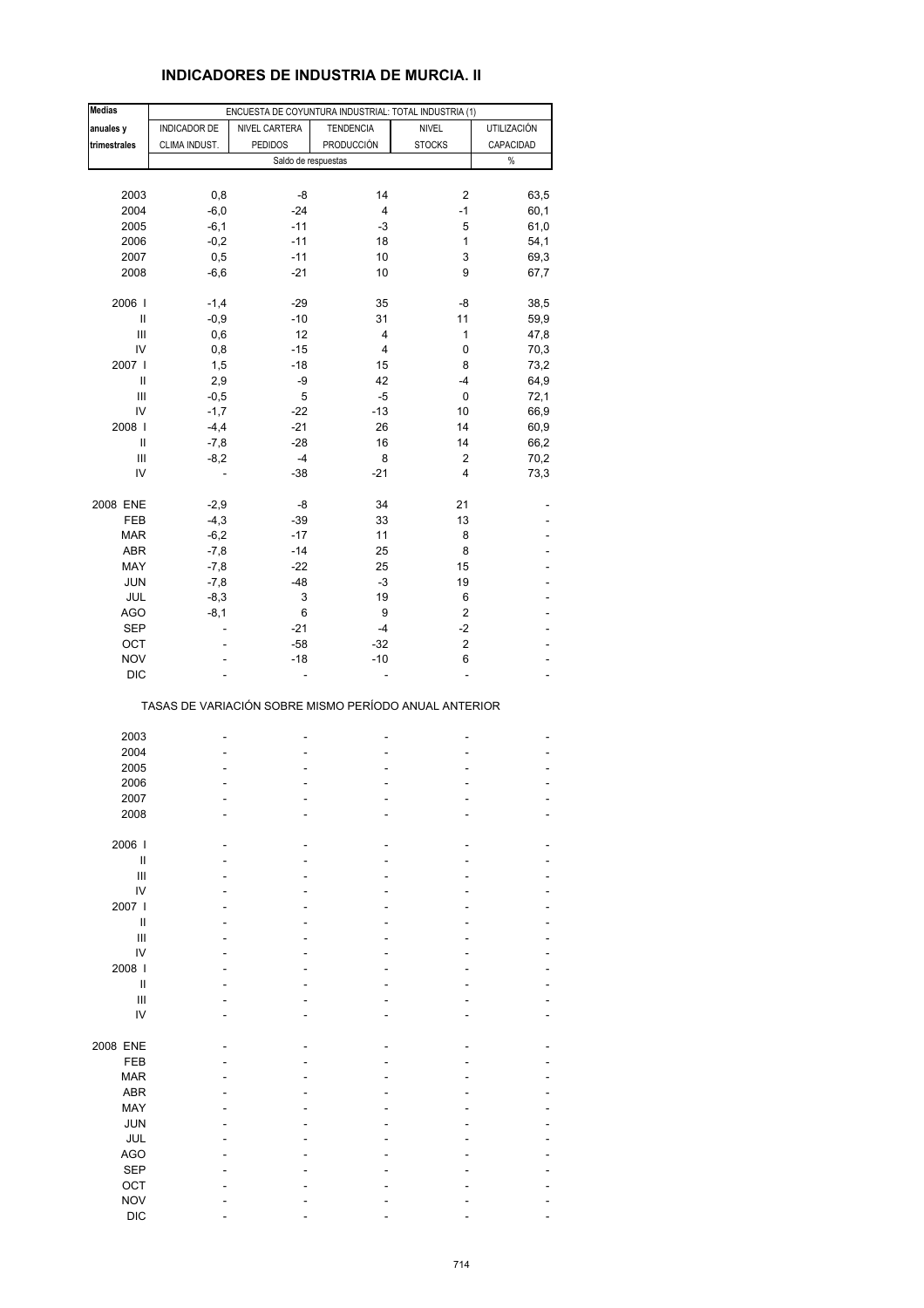# INDICADORES DE INDUSTRIA DE MURCIA. II

| Medias anuales y trimestrales | ENCUESTA DE COYUNTURA INDUSTRIAL: TOTAL INDUSTRIA (1) | | | | |
|---|---|---|---|---|---|
| | INDICADOR DE CLIMA INDUST. | NIVEL CARTERA PEDIDOS | TENDENCIA PRODUCCIÓN | NIVEL STOCKS | UTILIZACIÓN CAPACIDAD |
| | Saldo de respuestas | | | | % |
| 2003 | 0,8 | -8 | 14 | 2 | 63,5 |
| 2004 | -6,0 | -24 | 4 | -1 | 60,1 |
| 2005 | -6,1 | -11 | -3 | 5 | 61,0 |
| 2006 | -0,2 | -11 | 18 | 1 | 54,1 |
| 2007 | 0,5 | -11 | 10 | 3 | 69,3 |
| 2008 | -6,6 | -21 | 10 | 9 | 67,7 |
| 2006 I | -1,4 | -29 | 35 | -8 | 38,5 |
| II | -0,9 | -10 | 31 | 11 | 59,9 |
| III | 0,6 | 12 | 4 | 1 | 47,8 |
| IV | 0,8 | -15 | 4 | 0 | 70,3 |
| 2007 I | 1,5 | -18 | 15 | 8 | 73,2 |
| II | 2,9 | -9 | 42 | -4 | 64,9 |
| III | -0,5 | 5 | -5 | 0 | 72,1 |
| IV | -1,7 | -22 | -13 | 10 | 66,9 |
| 2008 I | -4,4 | -21 | 26 | 14 | 60,9 |
| II | -7,8 | -28 | 16 | 14 | 66,2 |
| III | -8,2 | -4 | 8 | 2 | 70,2 |
| IV | - | -38 | -21 | 4 | 73,3 |
| 2008 ENE | -2,9 | -8 | 34 | 21 | - |
| FEB | -4,3 | -39 | 33 | 13 | - |
| MAR | -6,2 | -17 | 11 | 8 | - |
| ABR | -7,8 | -14 | 25 | 8 | - |
| MAY | -7,8 | -22 | 25 | 15 | - |
| JUN | -7,8 | -48 | -3 | 19 | - |
| JUL | -8,3 | 3 | 19 | 6 | - |
| AGO | -8,1 | 6 | 9 | 2 | - |
| SEP | - | -21 | -4 | -2 | - |
| OCT | - | -58 | -32 | 2 | - |
| NOV | - | -18 | -10 | 6 | - |
| DIC | - | - | - | - | - |

TASAS DE VARIACIÓN SOBRE MISMO PERÍODO ANUAL ANTERIOR

| | | | | | |
|---|---|---|---|---|---|
| 2003 | - | - | - | - | - |
| 2004 | - | - | - | - | - |
| 2005 | - | - | - | - | - |
| 2006 | - | - | - | - | - |
| 2007 | - | - | - | - | - |
| 2008 | - | - | - | - | - |
| 2006 I | - | - | - | - | - |
| II | - | - | - | - | - |
| III | - | - | - | - | - |
| IV | - | - | - | - | - |
| 2007 I | - | - | - | - | - |
| II | - | - | - | - | - |
| III | - | - | - | - | - |
| IV | - | - | - | - | - |
| 2008 I | - | - | - | - | - |
| II | - | - | - | - | - |
| III | - | - | - | - | - |
| IV | - | - | - | - | - |
| 2008 ENE | - | - | - | - | - |
| FEB | - | - | - | - | - |
| MAR | - | - | - | - | - |
| ABR | - | - | - | - | - |
| MAY | - | - | - | - | - |
| JUN | - | - | - | - | - |
| JUL | - | - | - | - | - |
| AGO | - | - | - | - | - |
| SEP | - | - | - | - | - |
| OCT | - | - | - | - | - |
| NOV | - | - | - | - | - |
| DIC | - | - | - | - | - |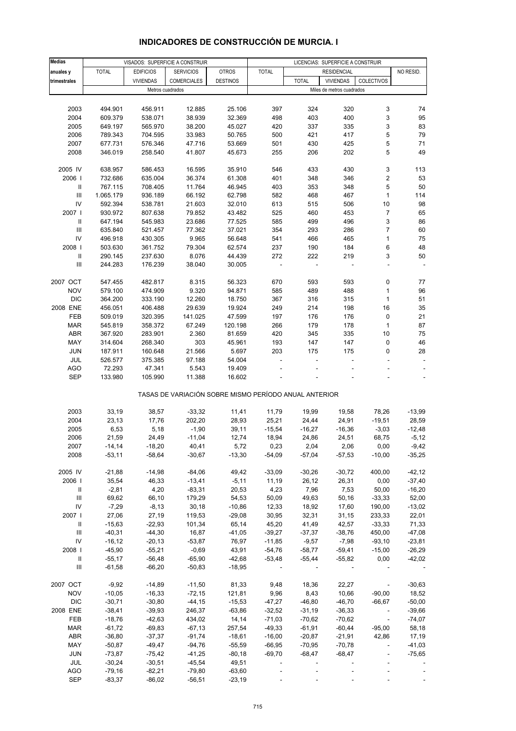# INDICADORES DE CONSTRUCCIÓN DE MURCIA. I

| Medias anuales y trimestrales | VISADOS: SUPERFICIE A CONSTRUIR | | | | LICENCIAS: SUPERFICIE A CONSTRUIR | | | | |
|---|---|---|---|---|---|---|---|---|---|
| | TOTAL | EDIFICIOS VIVIENDAS | SERVICIOS COMERCIALES | OTROS DESTINOS | TOTAL | RESIDENCIAL | | | NO RESID. |
| | | | | | | TOTAL | VIVIENDAS | COLECTIVOS | |
| | Metros cuadrados | | | | Miles de metros cuadrados | | | | |
| 2003 | 494.901 | 456.911 | 12.885 | 25.106 | 397 | 324 | 320 | 3 | 74 |
| 2004 | 609.379 | 538.071 | 38.939 | 32.369 | 498 | 403 | 400 | 3 | 95 |
| 2005 | 649.197 | 565.970 | 38.200 | 45.027 | 420 | 337 | 335 | 3 | 83 |
| 2006 | 789.343 | 704.595 | 33.983 | 50.765 | 500 | 421 | 417 | 5 | 79 |
| 2007 | 677.731 | 576.346 | 47.716 | 53.669 | 501 | 430 | 425 | 5 | 71 |
| 2008 | 346.019 | 258.540 | 41.807 | 45.673 | 255 | 206 | 202 | 5 | 49 |
| 2005 IV | 638.957 | 586.453 | 16.595 | 35.910 | 546 | 433 | 430 | 3 | 113 |
| 2006 I | 732.686 | 635.004 | 36.374 | 61.308 | 401 | 348 | 346 | 2 | 53 |
| II | 767.115 | 708.405 | 11.764 | 46.945 | 403 | 353 | 348 | 5 | 50 |
| III | 1.065.179 | 936.189 | 66.192 | 62.798 | 582 | 468 | 467 | 1 | 114 |
| IV | 592.394 | 538.781 | 21.603 | 32.010 | 613 | 515 | 506 | 10 | 98 |
| 2007 I | 930.972 | 807.638 | 79.852 | 43.482 | 525 | 460 | 453 | 7 | 65 |
| II | 647.194 | 545.983 | 23.686 | 77.525 | 585 | 499 | 496 | 3 | 86 |
| III | 635.840 | 521.457 | 77.362 | 37.021 | 354 | 293 | 286 | 7 | 60 |
| IV | 496.918 | 430.305 | 9.965 | 56.648 | 541 | 466 | 465 | 1 | 75 |
| 2008 I | 503.630 | 361.752 | 79.304 | 62.574 | 237 | 190 | 184 | 6 | 48 |
| II | 290.145 | 237.630 | 8.076 | 44.439 | 272 | 222 | 219 | 3 | 50 |
| III | 244.283 | 176.239 | 38.040 | 30.005 | - | - | - | - | - |
| 2007 OCT | 547.455 | 482.817 | 8.315 | 56.323 | 670 | 593 | 593 | 0 | 77 |
| NOV | 579.100 | 474.909 | 9.320 | 94.871 | 585 | 489 | 488 | 1 | 96 |
| DIC | 364.200 | 333.190 | 12.260 | 18.750 | 367 | 316 | 315 | 1 | 51 |
| 2008 ENE | 456.051 | 406.488 | 29.639 | 19.924 | 249 | 214 | 198 | 16 | 35 |
| FEB | 509.019 | 320.395 | 141.025 | 47.599 | 197 | 176 | 176 | 0 | 21 |
| MAR | 545.819 | 358.372 | 67.249 | 120.198 | 266 | 179 | 178 | 1 | 87 |
| ABR | 367.920 | 283.901 | 2.360 | 81.659 | 420 | 345 | 335 | 10 | 75 |
| MAY | 314.604 | 268.340 | 303 | 45.961 | 193 | 147 | 147 | 0 | 46 |
| JUN | 187.911 | 160.648 | 21.566 | 5.697 | 203 | 175 | 175 | 0 | 28 |
| JUL | 526.577 | 375.385 | 97.188 | 54.004 | - | - | - | - | - |
| AGO | 72.293 | 47.341 | 5.543 | 19.409 | - | - | - | - | - |
| SEP | 133.980 | 105.990 | 11.388 | 16.602 | - | - | - | - | - |

TASAS DE VARIACIÓN SOBRE MISMO PERÍODO ANUAL ANTERIOR

| | TOTAL | EDIFICIOS VIVIENDAS | SERVICIOS COMERCIALES | OTROS DESTINOS | TOTAL | RESIDENCIAL TOTAL | VIVIENDAS | COLECTIVOS | NO RESID. |
|---|---|---|---|---|---|---|---|---|---|
| 2003 | 33,19 | 38,57 | -33,32 | 11,41 | 11,79 | 19,99 | 19,58 | 78,26 | -13,99 |
| 2004 | 23,13 | 17,76 | 202,20 | 28,93 | 25,21 | 24,44 | 24,91 | -19,51 | 28,59 |
| 2005 | 6,53 | 5,18 | -1,90 | 39,11 | -15,54 | -16,27 | -16,36 | -3,03 | -12,48 |
| 2006 | 21,59 | 24,49 | -11,04 | 12,74 | 18,94 | 24,86 | 24,51 | 68,75 | -5,12 |
| 2007 | -14,14 | -18,20 | 40,41 | 5,72 | 0,23 | 2,04 | 2,06 | 0,00 | -9,42 |
| 2008 | -53,11 | -58,64 | -30,67 | -13,30 | -54,09 | -57,04 | -57,53 | -10,00 | -35,25 |
| 2005 IV | -21,88 | -14,98 | -84,06 | 49,42 | -33,09 | -30,26 | -30,72 | 400,00 | -42,12 |
| 2006 I | 35,54 | 46,33 | -13,41 | -5,11 | 11,19 | 26,12 | 26,31 | 0,00 | -37,40 |
| II | -2,81 | 4,20 | -83,31 | 20,53 | 4,23 | 7,96 | 7,53 | 50,00 | -16,20 |
| III | 69,62 | 66,10 | 179,29 | 54,53 | 50,09 | 49,63 | 50,16 | -33,33 | 52,00 |
| IV | -7,29 | -8,13 | 30,18 | -10,86 | 12,33 | 18,92 | 17,60 | 190,00 | -13,02 |
| 2007 I | 27,06 | 27,19 | 119,53 | -29,08 | 30,95 | 32,31 | 31,15 | 233,33 | 22,01 |
| II | -15,63 | -22,93 | 101,34 | 65,14 | 45,20 | 41,49 | 42,57 | -33,33 | 71,33 |
| III | -40,31 | -44,30 | 16,87 | -41,05 | -39,27 | -37,37 | -38,76 | 450,00 | -47,08 |
| IV | -16,12 | -20,13 | -53,87 | 76,97 | -11,85 | -9,57 | -7,98 | -93,10 | -23,81 |
| 2008 I | -45,90 | -55,21 | -0,69 | 43,91 | -54,76 | -58,77 | -59,41 | -15,00 | -26,29 |
| II | -55,17 | -56,48 | -65,90 | -42,68 | -53,48 | -55,44 | -55,82 | 0,00 | -42,02 |
| III | -61,58 | -66,20 | -50,83 | -18,95 | - | - | - | - | - |
| 2007 OCT | -9,92 | -14,89 | -11,50 | 81,33 | 9,48 | 18,36 | 22,27 | - | -30,63 |
| NOV | -10,05 | -16,33 | -72,15 | 121,81 | 9,96 | 8,43 | 10,66 | -90,00 | 18,52 |
| DIC | -30,71 | -30,80 | -44,15 | -15,53 | -47,27 | -46,80 | -46,70 | -66,67 | -50,00 |
| 2008 ENE | -38,41 | -39,93 | 246,37 | -63,86 | -32,52 | -31,19 | -36,33 | - | -39,66 |
| FEB | -18,76 | -42,63 | 434,02 | 14,14 | -71,03 | -70,62 | -70,62 | - | -74,07 |
| MAR | -61,72 | -69,83 | -67,13 | 257,54 | -49,33 | -61,91 | -60,44 | -95,00 | 58,18 |
| ABR | -36,80 | -37,37 | -91,74 | -18,61 | -16,00 | -20,87 | -21,91 | 42,86 | 17,19 |
| MAY | -50,87 | -49,47 | -94,76 | -55,59 | -66,95 | -70,95 | -70,78 | - | -41,03 |
| JUN | -73,87 | -75,42 | -41,25 | -80,18 | -69,70 | -68,47 | -68,47 | - | -75,65 |
| JUL | -30,24 | -30,51 | -45,54 | 49,51 | - | - | - | - | - |
| AGO | -79,16 | -82,21 | -79,80 | -63,60 | - | - | - | - | - |
| SEP | -83,37 | -86,02 | -56,51 | -23,19 | - | - | - | - | - |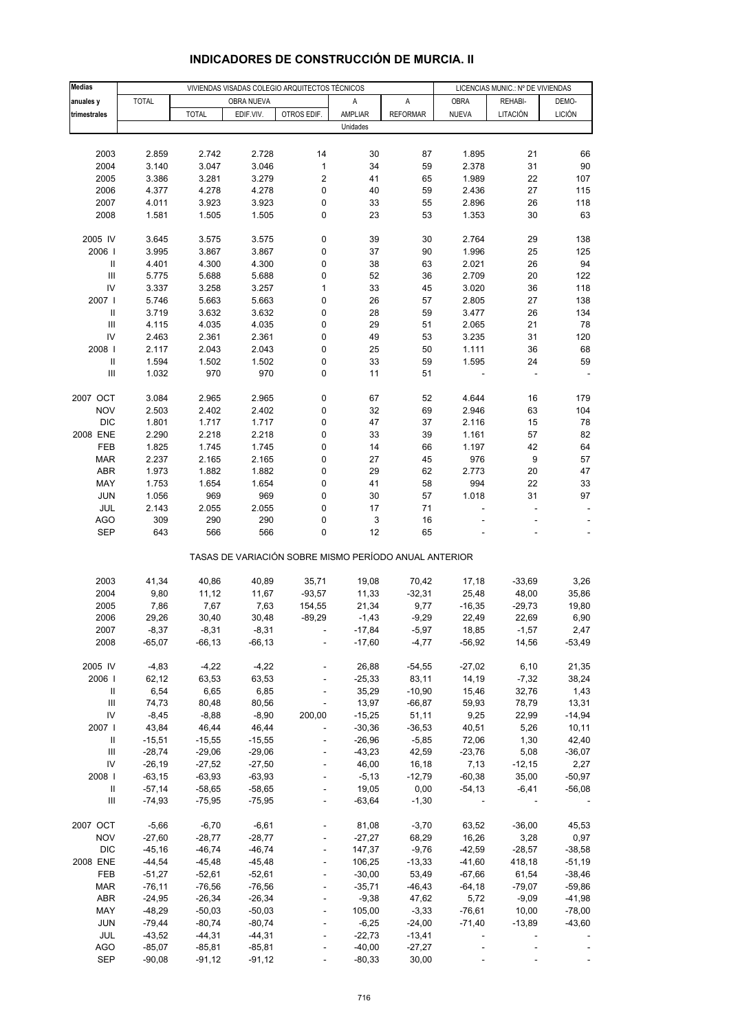# INDICADORES DE CONSTRUCCIÓN DE MURCIA. II

| Medias anuales y trimestrales | VIVIENDAS VISADAS COLEGIO ARQUITECTOS TÉCNICOS | | | | | | LICENCIAS MUNIC.: Nº DE VIVIENDAS | | |
|---|---|---|---|---|---|---|---|---|---|
| | TOTAL | OBRA NUEVA | | | A | A | OBRA | REHABI- | DEMO- |
| | | TOTAL | EDIF.VIV. | OTROS EDIF. | AMPLIAR | REFORMAR | NUEVA | LITACIÓN | LICIÓN |
| | Unidades | | | | | | | | |
| 2003 | 2.859 | 2.742 | 2.728 | 14 | 30 | 87 | 1.895 | 21 | 66 |
| 2004 | 3.140 | 3.047 | 3.046 | 1 | 34 | 59 | 2.378 | 31 | 90 |
| 2005 | 3.386 | 3.281 | 3.279 | 2 | 41 | 65 | 1.989 | 22 | 107 |
| 2006 | 4.377 | 4.278 | 4.278 | 0 | 40 | 59 | 2.436 | 27 | 115 |
| 2007 | 4.011 | 3.923 | 3.923 | 0 | 33 | 55 | 2.896 | 26 | 118 |
| 2008 | 1.581 | 1.505 | 1.505 | 0 | 23 | 53 | 1.353 | 30 | 63 |
| 2005 IV | 3.645 | 3.575 | 3.575 | 0 | 39 | 30 | 2.764 | 29 | 138 |
| 2006 I | 3.995 | 3.867 | 3.867 | 0 | 37 | 90 | 1.996 | 25 | 125 |
| II | 4.401 | 4.300 | 4.300 | 0 | 38 | 63 | 2.021 | 26 | 94 |
| III | 5.775 | 5.688 | 5.688 | 0 | 52 | 36 | 2.709 | 20 | 122 |
| IV | 3.337 | 3.258 | 3.257 | 1 | 33 | 45 | 3.020 | 36 | 118 |
| 2007 I | 5.746 | 5.663 | 5.663 | 0 | 26 | 57 | 2.805 | 27 | 138 |
| II | 3.719 | 3.632 | 3.632 | 0 | 28 | 59 | 3.477 | 26 | 134 |
| III | 4.115 | 4.035 | 4.035 | 0 | 29 | 51 | 2.065 | 21 | 78 |
| IV | 2.463 | 2.361 | 2.361 | 0 | 49 | 53 | 3.235 | 31 | 120 |
| 2008 I | 2.117 | 2.043 | 2.043 | 0 | 25 | 50 | 1.111 | 36 | 68 |
| II | 1.594 | 1.502 | 1.502 | 0 | 33 | 59 | 1.595 | 24 | 59 |
| III | 1.032 | 970 | 970 | 0 | 11 | 51 | - | - | - |
| 2007 OCT | 3.084 | 2.965 | 2.965 | 0 | 67 | 52 | 4.644 | 16 | 179 |
| NOV | 2.503 | 2.402 | 2.402 | 0 | 32 | 69 | 2.946 | 63 | 104 |
| DIC | 1.801 | 1.717 | 1.717 | 0 | 47 | 37 | 2.116 | 15 | 78 |
| 2008 ENE | 2.290 | 2.218 | 2.218 | 0 | 33 | 39 | 1.161 | 57 | 82 |
| FEB | 1.825 | 1.745 | 1.745 | 0 | 14 | 66 | 1.197 | 42 | 64 |
| MAR | 2.237 | 2.165 | 2.165 | 0 | 27 | 45 | 976 | 9 | 57 |
| ABR | 1.973 | 1.882 | 1.882 | 0 | 29 | 62 | 2.773 | 20 | 47 |
| MAY | 1.753 | 1.654 | 1.654 | 0 | 41 | 58 | 994 | 22 | 33 |
| JUN | 1.056 | 969 | 969 | 0 | 30 | 57 | 1.018 | 31 | 97 |
| JUL | 2.143 | 2.055 | 2.055 | 0 | 17 | 71 | - | - | - |
| AGO | 309 | 290 | 290 | 0 | 3 | 16 | - | - | - |
| SEP | 643 | 566 | 566 | 0 | 12 | 65 | - | - | - |
| | TASAS DE VARIACIÓN SOBRE MISMO PERÍODO ANUAL ANTERIOR | | | | | | | | |
| 2003 | 41,34 | 40,86 | 40,89 | 35,71 | 19,08 | 70,42 | 17,18 | -33,69 | 3,26 |
| 2004 | 9,80 | 11,12 | 11,67 | -93,57 | 11,33 | -32,31 | 25,48 | 48,00 | 35,86 |
| 2005 | 7,86 | 7,67 | 7,63 | 154,55 | 21,34 | 9,77 | -16,35 | -29,73 | 19,80 |
| 2006 | 29,26 | 30,40 | 30,48 | -89,29 | -1,43 | -9,29 | 22,49 | 22,69 | 6,90 |
| 2007 | -8,37 | -8,31 | -8,31 | - | -17,84 | -5,97 | 18,85 | -1,57 | 2,47 |
| 2008 | -65,07 | -66,13 | -66,13 | - | -17,60 | -4,77 | -56,92 | 14,56 | -53,49 |
| 2005 IV | -4,83 | -4,22 | -4,22 | - | 26,88 | -54,55 | -27,02 | 6,10 | 21,35 |
| 2006 I | 62,12 | 63,53 | 63,53 | - | -25,33 | 83,11 | 14,19 | -7,32 | 38,24 |
| II | 6,54 | 6,65 | 6,85 | - | 35,29 | -10,90 | 15,46 | 32,76 | 1,43 |
| III | 74,73 | 80,48 | 80,56 | - | 13,97 | -66,87 | 59,93 | 78,79 | 13,31 |
| IV | -8,45 | -8,88 | -8,90 | 200,00 | -15,25 | 51,11 | 9,25 | 22,99 | -14,94 |
| 2007 I | 43,84 | 46,44 | 46,44 | - | -30,36 | -36,53 | 40,51 | 5,26 | 10,11 |
| II | -15,51 | -15,55 | -15,55 | - | -26,96 | -5,85 | 72,06 | 1,30 | 42,40 |
| III | -28,74 | -29,06 | -29,06 | - | -43,23 | 42,59 | -23,76 | 5,08 | -36,07 |
| IV | -26,19 | -27,52 | -27,50 | - | 46,00 | 16,18 | 7,13 | -12,15 | 2,27 |
| 2008 I | -63,15 | -63,93 | -63,93 | - | -5,13 | -12,79 | -60,38 | 35,00 | -50,97 |
| II | -57,14 | -58,65 | -58,65 | - | 19,05 | 0,00 | -54,13 | -6,41 | -56,08 |
| III | -74,93 | -75,95 | -75,95 | - | -63,64 | -1,30 | - | - | - |
| 2007 OCT | -5,66 | -6,70 | -6,61 | - | 81,08 | -3,70 | 63,52 | -36,00 | 45,53 |
| NOV | -27,60 | -28,77 | -28,77 | - | -27,27 | 68,29 | 16,26 | 3,28 | 0,97 |
| DIC | -45,16 | -46,74 | -46,74 | - | 147,37 | -9,76 | -42,59 | -28,57 | -38,58 |
| 2008 ENE | -44,54 | -45,48 | -45,48 | - | 106,25 | -13,33 | -41,60 | 418,18 | -51,19 |
| FEB | -51,27 | -52,61 | -52,61 | - | -30,00 | 53,49 | -67,66 | 61,54 | -38,46 |
| MAR | -76,11 | -76,56 | -76,56 | - | -35,71 | -46,43 | -64,18 | -79,07 | -59,86 |
| ABR | -24,95 | -26,34 | -26,34 | - | -9,38 | 47,62 | 5,72 | -9,09 | -41,98 |
| MAY | -48,29 | -50,03 | -50,03 | - | 105,00 | -3,33 | -76,61 | 10,00 | -78,00 |
| JUN | -79,44 | -80,74 | -80,74 | - | -6,25 | -24,00 | -71,40 | -13,89 | -43,60 |
| JUL | -43,52 | -44,31 | -44,31 | - | -22,73 | -13,41 | - | - | - |
| AGO | -85,07 | -85,81 | -85,81 | - | -40,00 | -27,27 | - | - | - |
| SEP | -90,08 | -91,12 | -91,12 | - | -80,33 | 30,00 | - | - | - |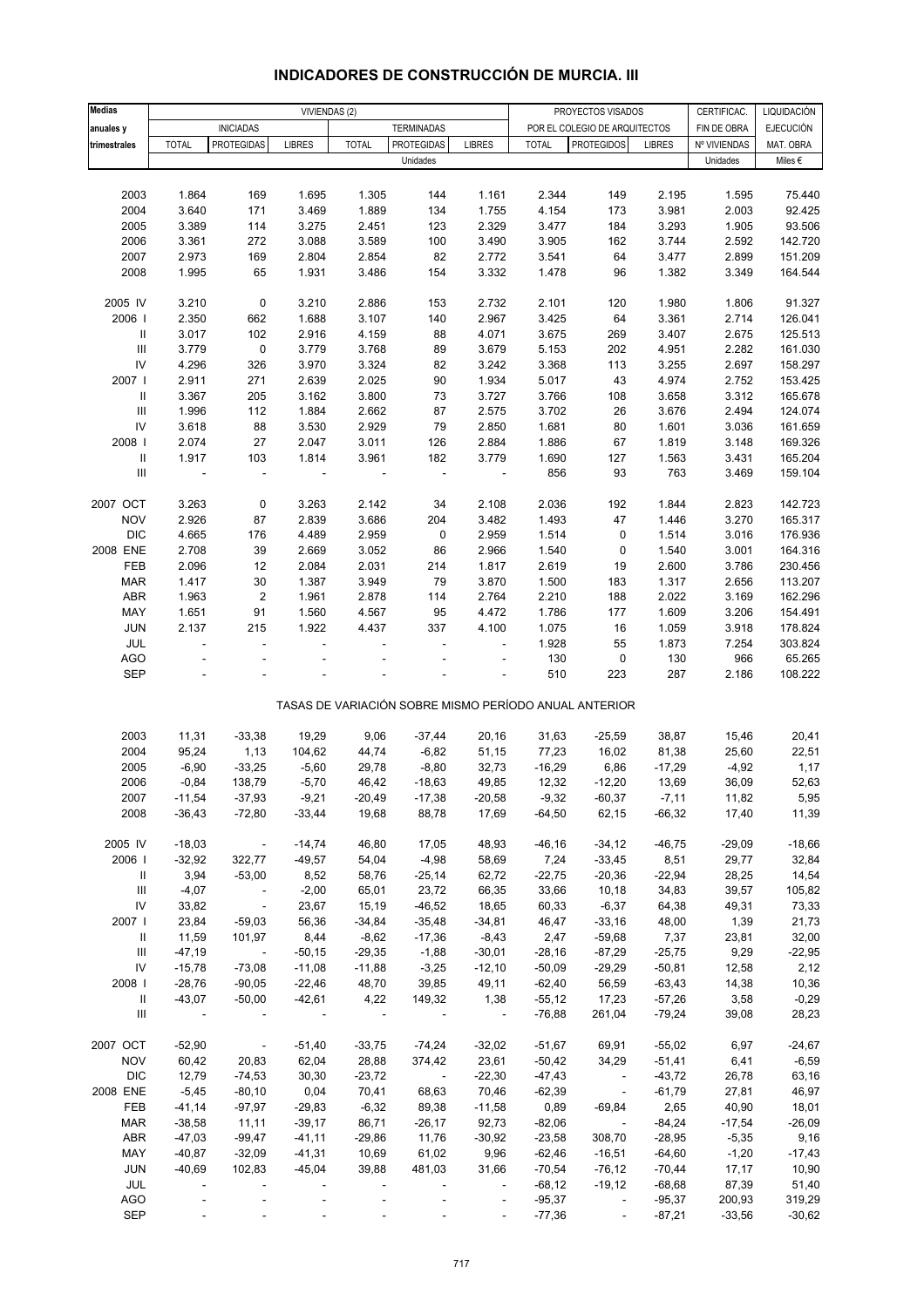# INDICADORES DE CONSTRUCCIÓN DE MURCIA. III

| Medias anuales y trimestrales | VIVIENDAS (2) | | | | | | PROYECTOS VISADOS | | | CERTIFICAC. FIN DE OBRA | LIQUIDACIÓN EJECUCIÓN MAT. OBRA |
|---|---|---|---|---|---|---|---|---|---|---|---|
| | INICIADAS | | | TERMINADAS | | | POR EL COLEGIO DE ARQUITECTOS | | | | |
| | TOTAL | PROTEGIDAS | LIBRES | TOTAL | PROTEGIDAS | LIBRES | TOTAL | PROTEGIDOS | LIBRES | Nº VIVIENDAS | MAT. OBRA |
| | Unidades | | | | | | | | | Unidades | Miles € |
| 2003 | 1.864 | 169 | 1.695 | 1.305 | 144 | 1.161 | 2.344 | 149 | 2.195 | 1.595 | 75.440 |
| 2004 | 3.640 | 171 | 3.469 | 1.889 | 134 | 1.755 | 4.154 | 173 | 3.981 | 2.003 | 92.425 |
| 2005 | 3.389 | 114 | 3.275 | 2.451 | 123 | 2.329 | 3.477 | 184 | 3.293 | 1.905 | 93.506 |
| 2006 | 3.361 | 272 | 3.088 | 3.589 | 100 | 3.490 | 3.905 | 162 | 3.744 | 2.592 | 142.720 |
| 2007 | 2.973 | 169 | 2.804 | 2.854 | 82 | 2.772 | 3.541 | 64 | 3.477 | 2.899 | 151.209 |
| 2008 | 1.995 | 65 | 1.931 | 3.486 | 154 | 3.332 | 1.478 | 96 | 1.382 | 3.349 | 164.544 |
| 2005 IV | 3.210 | 0 | 3.210 | 2.886 | 153 | 2.732 | 2.101 | 120 | 1.980 | 1.806 | 91.327 |
| 2006 I | 2.350 | 662 | 1.688 | 3.107 | 140 | 2.967 | 3.425 | 64 | 3.361 | 2.714 | 126.041 |
| II | 3.017 | 102 | 2.916 | 4.159 | 88 | 4.071 | 3.675 | 269 | 3.407 | 2.675 | 125.513 |
| III | 3.779 | 0 | 3.779 | 3.768 | 89 | 3.679 | 5.153 | 202 | 4.951 | 2.282 | 161.030 |
| IV | 4.296 | 326 | 3.970 | 3.324 | 82 | 3.242 | 3.368 | 113 | 3.255 | 2.697 | 158.297 |
| 2007 I | 2.911 | 271 | 2.639 | 2.025 | 90 | 1.934 | 5.017 | 43 | 4.974 | 2.752 | 153.425 |
| II | 3.367 | 205 | 3.162 | 3.800 | 73 | 3.727 | 3.766 | 108 | 3.658 | 3.312 | 165.678 |
| III | 1.996 | 112 | 1.884 | 2.662 | 87 | 2.575 | 3.702 | 26 | 3.676 | 2.494 | 124.074 |
| IV | 3.618 | 88 | 3.530 | 2.929 | 79 | 2.850 | 1.681 | 80 | 1.601 | 3.036 | 161.659 |
| 2008 I | 2.074 | 27 | 2.047 | 3.011 | 126 | 2.884 | 1.886 | 67 | 1.819 | 3.148 | 169.326 |
| II | 1.917 | 103 | 1.814 | 3.961 | 182 | 3.779 | 1.690 | 127 | 1.563 | 3.431 | 165.204 |
| III | - | - | - | - | - | - | 856 | 93 | 763 | 3.469 | 159.104 |
| 2007 OCT | 3.263 | 0 | 3.263 | 2.142 | 34 | 2.108 | 2.036 | 192 | 1.844 | 2.823 | 142.723 |
| NOV | 2.926 | 87 | 2.839 | 3.686 | 204 | 3.482 | 1.493 | 47 | 1.446 | 3.270 | 165.317 |
| DIC | 4.665 | 176 | 4.489 | 2.959 | 0 | 2.959 | 1.514 | 0 | 1.514 | 3.016 | 176.936 |
| 2008 ENE | 2.708 | 39 | 2.669 | 3.052 | 86 | 2.966 | 1.540 | 0 | 1.540 | 3.001 | 164.316 |
| FEB | 2.096 | 12 | 2.084 | 2.031 | 214 | 1.817 | 2.619 | 19 | 2.600 | 3.786 | 230.456 |
| MAR | 1.417 | 30 | 1.387 | 3.949 | 79 | 3.870 | 1.500 | 183 | 1.317 | 2.656 | 113.207 |
| ABR | 1.963 | 2 | 1.961 | 2.878 | 114 | 2.764 | 2.210 | 188 | 2.022 | 3.169 | 162.296 |
| MAY | 1.651 | 91 | 1.560 | 4.567 | 95 | 4.472 | 1.786 | 177 | 1.609 | 3.206 | 154.491 |
| JUN | 2.137 | 215 | 1.922 | 4.437 | 337 | 4.100 | 1.075 | 16 | 1.059 | 3.918 | 178.824 |
| JUL | - | - | - | - | - | - | 1.928 | 55 | 1.873 | 7.254 | 303.824 |
| AGO | - | - | - | - | - | - | 130 | 0 | 130 | 966 | 65.265 |
| SEP | - | - | - | - | - | - | 510 | 223 | 287 | 2.186 | 108.222 |
| | TASAS DE VARIACIÓN SOBRE MISMO PERÍODO ANUAL ANTERIOR | | | | | | | | | | |
| 2003 | 11,31 | -33,38 | 19,29 | 9,06 | -37,44 | 20,16 | 31,63 | -25,59 | 38,87 | 15,46 | 20,41 |
| 2004 | 95,24 | 1,13 | 104,62 | 44,74 | -6,82 | 51,15 | 77,23 | 16,02 | 81,38 | 25,60 | 22,51 |
| 2005 | -6,90 | -33,25 | -5,60 | 29,78 | -8,80 | 32,73 | -16,29 | 6,86 | -17,29 | -4,92 | 1,17 |
| 2006 | -0,84 | 138,79 | -5,70 | 46,42 | -18,63 | 49,85 | 12,32 | -12,20 | 13,69 | 36,09 | 52,63 |
| 2007 | -11,54 | -37,93 | -9,21 | -20,49 | -17,38 | -20,58 | -9,32 | -60,37 | -7,11 | 11,82 | 5,95 |
| 2008 | -36,43 | -72,80 | -33,44 | 19,68 | 88,78 | 17,69 | -64,50 | 62,15 | -66,32 | 17,40 | 11,39 |
| 2005 IV | -18,03 | - | -14,74 | 46,80 | 17,05 | 48,93 | -46,16 | -34,12 | -46,75 | -29,09 | -18,66 |
| 2006 I | -32,92 | 322,77 | -49,57 | 54,04 | -4,98 | 58,69 | 7,24 | -33,45 | 8,51 | 29,77 | 32,84 |
| II | 3,94 | -53,00 | 8,52 | 58,76 | -25,14 | 62,72 | -22,75 | -20,36 | -22,94 | 28,25 | 14,54 |
| III | -4,07 | - | -2,00 | 65,01 | 23,72 | 66,35 | 33,66 | 10,18 | 34,83 | 39,57 | 105,82 |
| IV | 33,82 | - | 23,67 | 15,19 | -46,52 | 18,65 | 60,33 | -6,37 | 64,38 | 49,31 | 73,33 |
| 2007 I | 23,84 | -59,03 | 56,36 | -34,84 | -35,48 | -34,81 | 46,47 | -33,16 | 48,00 | 1,39 | 21,73 |
| II | 11,59 | 101,97 | 8,44 | -8,62 | -17,36 | -8,43 | 2,47 | -59,68 | 7,37 | 23,81 | 32,00 |
| III | -47,19 | - | -50,15 | -29,35 | -1,88 | -30,01 | -28,16 | -87,29 | -25,75 | 9,29 | -22,95 |
| IV | -15,78 | -73,08 | -11,08 | -11,88 | -3,25 | -12,10 | -50,09 | -29,29 | -50,81 | 12,58 | 2,12 |
| 2008 I | -28,76 | -90,05 | -22,46 | 48,70 | 39,85 | 49,11 | -62,40 | 56,59 | -63,43 | 14,38 | 10,36 |
| II | -43,07 | -50,00 | -42,61 | 4,22 | 149,32 | 1,38 | -55,12 | 17,23 | -57,26 | 3,58 | -0,29 |
| III | - | - | - | - | - | - | -76,88 | 261,04 | -79,24 | 39,08 | 28,23 |
| 2007 OCT | -52,90 | - | -51,40 | -33,75 | -74,24 | -32,02 | -51,67 | 69,91 | -55,02 | 6,97 | -24,67 |
| NOV | 60,42 | 20,83 | 62,04 | 28,88 | 374,42 | 23,61 | -50,42 | 34,29 | -51,41 | 6,41 | -6,59 |
| DIC | 12,79 | -74,53 | 30,30 | -23,72 | - | -22,30 | -47,43 | - | -43,72 | 26,78 | 63,16 |
| 2008 ENE | -5,45 | -80,10 | 0,04 | 70,41 | 68,63 | 70,46 | -62,39 | - | -61,79 | 27,81 | 46,97 |
| FEB | -41,14 | -97,97 | -29,83 | -6,32 | 89,38 | -11,58 | 0,89 | -69,84 | 2,65 | 40,90 | 18,01 |
| MAR | -38,58 | 11,11 | -39,17 | 86,71 | -26,17 | 92,73 | -82,06 | - | -84,24 | -17,54 | -26,09 |
| ABR | -47,03 | -99,47 | -41,11 | -29,86 | 11,76 | -30,92 | -23,58 | 308,70 | -28,95 | -5,35 | 9,16 |
| MAY | -40,87 | -32,09 | -41,31 | 10,69 | 61,02 | 9,96 | -62,46 | -16,51 | -64,60 | -1,20 | -17,43 |
| JUN | -40,69 | 102,83 | -45,04 | 39,88 | 481,03 | 31,66 | -70,54 | -76,12 | -70,44 | 17,17 | 10,90 |
| JUL | - | - | - | - | - | - | -68,12 | -19,12 | -68,68 | 87,39 | 51,40 |
| AGO | - | - | - | - | - | - | -95,37 | - | -95,37 | 200,93 | 319,29 |
| SEP | - | - | - | - | - | - | -77,36 | - | -87,21 | -33,56 | -30,62 |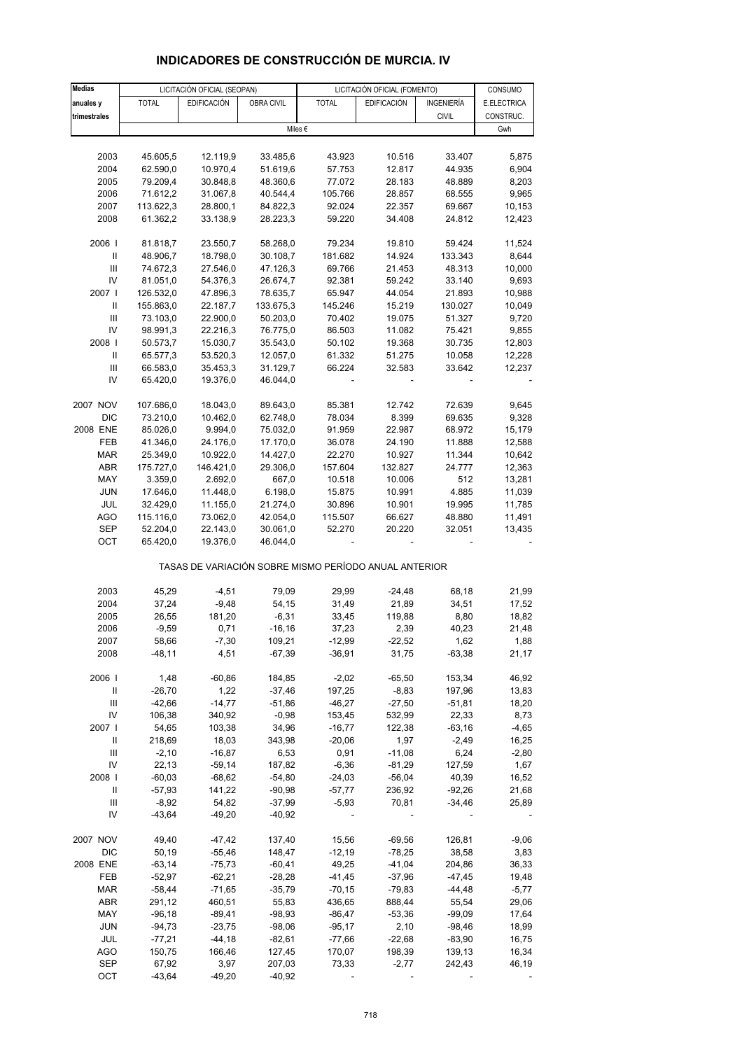# INDICADORES DE CONSTRUCCIÓN DE MURCIA. IV

| Medias anuales y trimestrales | LICITACIÓN OFICIAL (SEOPAN) | | | LICITACIÓN OFICIAL (FOMENTO) | | | CONSUMO |
|---|---|---|---|---|---|---|---|
| | TOTAL | EDIFICACIÓN | OBRA CIVIL | TOTAL | EDIFICACIÓN | INGENIERÍA CIVIL | E.ELECTRICA CONSTRUC. |
| | Miles € | | | | | | Gwh |
| 2003 | 45.605,5 | 12.119,9 | 33.485,6 | 43.923 | 10.516 | 33.407 | 5,875 |
| 2004 | 62.590,0 | 10.970,4 | 51.619,6 | 57.753 | 12.817 | 44.935 | 6,904 |
| 2005 | 79.209,4 | 30.848,8 | 48.360,6 | 77.072 | 28.183 | 48.889 | 8,203 |
| 2006 | 71.612,2 | 31.067,8 | 40.544,4 | 105.766 | 28.857 | 68.555 | 9,965 |
| 2007 | 113.622,3 | 28.800,1 | 84.822,3 | 92.024 | 22.357 | 69.667 | 10,153 |
| 2008 | 61.362,2 | 33.138,9 | 28.223,3 | 59.220 | 34.408 | 24.812 | 12,423 |
| 2006 I | 81.818,7 | 23.550,7 | 58.268,0 | 79.234 | 19.810 | 59.424 | 11,524 |
| II | 48.906,7 | 18.798,0 | 30.108,7 | 181.682 | 14.924 | 133.343 | 8,644 |
| III | 74.672,3 | 27.546,0 | 47.126,3 | 69.766 | 21.453 | 48.313 | 10,000 |
| IV | 81.051,0 | 54.376,3 | 26.674,7 | 92.381 | 59.242 | 33.140 | 9,693 |
| 2007 I | 126.532,0 | 47.896,3 | 78.635,7 | 65.947 | 44.054 | 21.893 | 10,988 |
| II | 155.863,0 | 22.187,7 | 133.675,3 | 145.246 | 15.219 | 130.027 | 10,049 |
| III | 73.103,0 | 22.900,0 | 50.203,0 | 70.402 | 19.075 | 51.327 | 9,720 |
| IV | 98.991,3 | 22.216,3 | 76.775,0 | 86.503 | 11.082 | 75.421 | 9,855 |
| 2008 I | 50.573,7 | 15.030,7 | 35.543,0 | 50.102 | 19.368 | 30.735 | 12,803 |
| II | 65.577,3 | 53.520,3 | 12.057,0 | 61.332 | 51.275 | 10.058 | 12,228 |
| III | 66.583,0 | 35.453,3 | 31.129,7 | 66.224 | 32.583 | 33.642 | 12,237 |
| IV | 65.420,0 | 19.376,0 | 46.044,0 | - | - | - | - |
| 2007 NOV | 107.686,0 | 18.043,0 | 89.643,0 | 85.381 | 12.742 | 72.639 | 9,645 |
| DIC | 73.210,0 | 10.462,0 | 62.748,0 | 78.034 | 8.399 | 69.635 | 9,328 |
| 2008 ENE | 85.026,0 | 9.994,0 | 75.032,0 | 91.959 | 22.987 | 68.972 | 15,179 |
| FEB | 41.346,0 | 24.176,0 | 17.170,0 | 36.078 | 24.190 | 11.888 | 12,588 |
| MAR | 25.349,0 | 10.922,0 | 14.427,0 | 22.270 | 10.927 | 11.344 | 10,642 |
| ABR | 175.727,0 | 146.421,0 | 29.306,0 | 157.604 | 132.827 | 24.777 | 12,363 |
| MAY | 3.359,0 | 2.692,0 | 667,0 | 10.518 | 10.006 | 512 | 13,281 |
| JUN | 17.646,0 | 11.448,0 | 6.198,0 | 15.875 | 10.991 | 4.885 | 11,039 |
| JUL | 32.429,0 | 11.155,0 | 21.274,0 | 30.896 | 10.901 | 19.995 | 11,785 |
| AGO | 115.116,0 | 73.062,0 | 42.054,0 | 115.507 | 66.627 | 48.880 | 11,491 |
| SEP | 52.204,0 | 22.143,0 | 30.061,0 | 52.270 | 20.220 | 32.051 | 13,435 |
| OCT | 65.420,0 | 19.376,0 | 46.044,0 | - | - | - | - |
| | TASAS DE VARIACIÓN SOBRE MISMO PERÍODO ANUAL ANTERIOR | | | | | | |
| 2003 | 45,29 | -4,51 | 79,09 | 29,99 | -24,48 | 68,18 | 21,99 |
| 2004 | 37,24 | -9,48 | 54,15 | 31,49 | 21,89 | 34,51 | 17,52 |
| 2005 | 26,55 | 181,20 | -6,31 | 33,45 | 119,88 | 8,80 | 18,82 |
| 2006 | -9,59 | 0,71 | -16,16 | 37,23 | 2,39 | 40,23 | 21,48 |
| 2007 | 58,66 | -7,30 | 109,21 | -12,99 | -22,52 | 1,62 | 1,88 |
| 2008 | -48,11 | 4,51 | -67,39 | -36,91 | 31,75 | -63,38 | 21,17 |
| 2006 I | 1,48 | -60,86 | 184,85 | -2,02 | -65,50 | 153,34 | 46,92 |
| II | -26,70 | 1,22 | -37,46 | 197,25 | -8,83 | 197,96 | 13,83 |
| III | -42,66 | -14,77 | -51,86 | -46,27 | -27,50 | -51,81 | 18,20 |
| IV | 106,38 | 340,92 | -0,98 | 153,45 | 532,99 | 22,33 | 8,73 |
| 2007 I | 54,65 | 103,38 | 34,96 | -16,77 | 122,38 | -63,16 | -4,65 |
| II | 218,69 | 18,03 | 343,98 | -20,06 | 1,97 | -2,49 | 16,25 |
| III | -2,10 | -16,87 | 6,53 | 0,91 | -11,08 | 6,24 | -2,80 |
| IV | 22,13 | -59,14 | 187,82 | -6,36 | -81,29 | 127,59 | 1,67 |
| 2008 I | -60,03 | -68,62 | -54,80 | -24,03 | -56,04 | 40,39 | 16,52 |
| II | -57,93 | 141,22 | -90,98 | -57,77 | 236,92 | -92,26 | 21,68 |
| III | -8,92 | 54,82 | -37,99 | -5,93 | 70,81 | -34,46 | 25,89 |
| IV | -43,64 | -49,20 | -40,92 | - | - | - | - |
| 2007 NOV | 49,40 | -47,42 | 137,40 | 15,56 | -69,56 | 126,81 | -9,06 |
| DIC | 50,19 | -55,46 | 148,47 | -12,19 | -78,25 | 38,58 | 3,83 |
| 2008 ENE | -63,14 | -75,73 | -60,41 | 49,25 | -41,04 | 204,86 | 36,33 |
| FEB | -52,97 | -62,21 | -28,28 | -41,45 | -37,96 | -47,45 | 19,48 |
| MAR | -58,44 | -71,65 | -35,79 | -70,15 | -79,83 | -44,48 | -5,77 |
| ABR | 291,12 | 460,51 | 55,83 | 436,65 | 888,44 | 55,54 | 29,06 |
| MAY | -96,18 | -89,41 | -98,93 | -86,47 | -53,36 | -99,09 | 17,64 |
| JUN | -94,73 | -23,75 | -98,06 | -95,17 | 2,10 | -98,46 | 18,99 |
| JUL | -77,21 | -44,18 | -82,61 | -77,66 | -22,68 | -83,90 | 16,75 |
| AGO | 150,75 | 166,46 | 127,45 | 170,07 | 198,39 | 139,13 | 16,34 |
| SEP | 67,92 | 3,97 | 207,03 | 73,33 | -2,77 | 242,43 | 46,19 |
| OCT | -43,64 | -49,20 | -40,92 | - | - | - | - |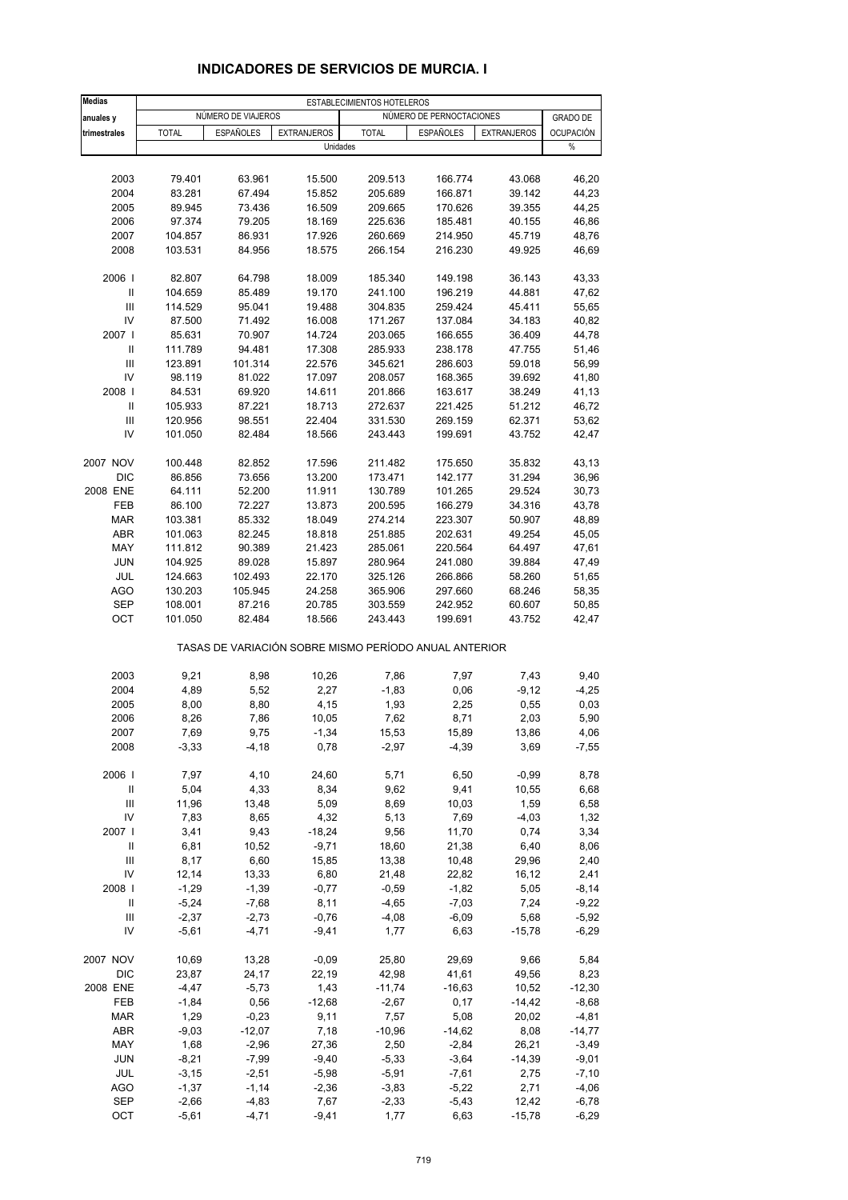# INDICADORES DE SERVICIOS DE MURCIA. I

| Medias anuales y trimestrales | ESTABLECIMIENTOS HOTELEROS | | | | | | |
|---|---|---|---|---|---|---|---|
| | NÚMERO DE VIAJEROS | | | NÚMERO DE PERNOCTACIONES | | | GRADO DE OCUPACIÓN |
| | TOTAL | ESPAÑOLES | EXTRANJEROS | TOTAL | ESPAÑOLES | EXTRANJEROS | |
| | Unidades | | | | | | % |
| 2003 | 79.401 | 63.961 | 15.500 | 209.513 | 166.774 | 43.068 | 46,20 |
| 2004 | 83.281 | 67.494 | 15.852 | 205.689 | 166.871 | 39.142 | 44,23 |
| 2005 | 89.945 | 73.436 | 16.509 | 209.665 | 170.626 | 39.355 | 44,25 |
| 2006 | 97.374 | 79.205 | 18.169 | 225.636 | 185.481 | 40.155 | 46,86 |
| 2007 | 104.857 | 86.931 | 17.926 | 260.669 | 214.950 | 45.719 | 48,76 |
| 2008 | 103.531 | 84.956 | 18.575 | 266.154 | 216.230 | 49.925 | 46,69 |
| 2006 I | 82.807 | 64.798 | 18.009 | 185.340 | 149.198 | 36.143 | 43,33 |
| II | 104.659 | 85.489 | 19.170 | 241.100 | 196.219 | 44.881 | 47,62 |
| III | 114.529 | 95.041 | 19.488 | 304.835 | 259.424 | 45.411 | 55,65 |
| IV | 87.500 | 71.492 | 16.008 | 171.267 | 137.084 | 34.183 | 40,82 |
| 2007 I | 85.631 | 70.907 | 14.724 | 203.065 | 166.655 | 36.409 | 44,78 |
| II | 111.789 | 94.481 | 17.308 | 285.933 | 238.178 | 47.755 | 51,46 |
| III | 123.891 | 101.314 | 22.576 | 345.621 | 286.603 | 59.018 | 56,99 |
| IV | 98.119 | 81.022 | 17.097 | 208.057 | 168.365 | 39.692 | 41,80 |
| 2008 I | 84.531 | 69.920 | 14.611 | 201.866 | 163.617 | 38.249 | 41,13 |
| II | 105.933 | 87.221 | 18.713 | 272.637 | 221.425 | 51.212 | 46,72 |
| III | 120.956 | 98.551 | 22.404 | 331.530 | 269.159 | 62.371 | 53,62 |
| IV | 101.050 | 82.484 | 18.566 | 243.443 | 199.691 | 43.752 | 42,47 |
| 2007 NOV | 100.448 | 82.852 | 17.596 | 211.482 | 175.650 | 35.832 | 43,13 |
| DIC | 86.856 | 73.656 | 13.200 | 173.471 | 142.177 | 31.294 | 36,96 |
| 2008 ENE | 64.111 | 52.200 | 11.911 | 130.789 | 101.265 | 29.524 | 30,73 |
| FEB | 86.100 | 72.227 | 13.873 | 200.595 | 166.279 | 34.316 | 43,78 |
| MAR | 103.381 | 85.332 | 18.049 | 274.214 | 223.307 | 50.907 | 48,89 |
| ABR | 101.063 | 82.245 | 18.818 | 251.885 | 202.631 | 49.254 | 45,05 |
| MAY | 111.812 | 90.389 | 21.423 | 285.061 | 220.564 | 64.497 | 47,61 |
| JUN | 104.925 | 89.028 | 15.897 | 280.964 | 241.080 | 39.884 | 47,49 |
| JUL | 124.663 | 102.493 | 22.170 | 325.126 | 266.866 | 58.260 | 51,65 |
| AGO | 130.203 | 105.945 | 24.258 | 365.906 | 297.660 | 68.246 | 58,35 |
| SEP | 108.001 | 87.216 | 20.785 | 303.559 | 242.952 | 60.607 | 50,85 |
| OCT | 101.050 | 82.484 | 18.566 | 243.443 | 199.691 | 43.752 | 42,47 |
| | TASAS DE VARIACIÓN SOBRE MISMO PERÍODO ANUAL ANTERIOR | | | | | | |
| 2003 | 9,21 | 8,98 | 10,26 | 7,86 | 7,97 | 7,43 | 9,40 |
| 2004 | 4,89 | 5,52 | 2,27 | -1,83 | 0,06 | -9,12 | -4,25 |
| 2005 | 8,00 | 8,80 | 4,15 | 1,93 | 2,25 | 0,55 | 0,03 |
| 2006 | 8,26 | 7,86 | 10,05 | 7,62 | 8,71 | 2,03 | 5,90 |
| 2007 | 7,69 | 9,75 | -1,34 | 15,53 | 15,89 | 13,86 | 4,06 |
| 2008 | -3,33 | -4,18 | 0,78 | -2,97 | -4,39 | 3,69 | -7,55 |
| 2006 I | 7,97 | 4,10 | 24,60 | 5,71 | 6,50 | -0,99 | 8,78 |
| II | 5,04 | 4,33 | 8,34 | 9,62 | 9,41 | 10,55 | 6,68 |
| III | 11,96 | 13,48 | 5,09 | 8,69 | 10,03 | 1,59 | 6,58 |
| IV | 7,83 | 8,65 | 4,32 | 5,13 | 7,69 | -4,03 | 1,32 |
| 2007 I | 3,41 | 9,43 | -18,24 | 9,56 | 11,70 | 0,74 | 3,34 |
| II | 6,81 | 10,52 | -9,71 | 18,60 | 21,38 | 6,40 | 8,06 |
| III | 8,17 | 6,60 | 15,85 | 13,38 | 10,48 | 29,96 | 2,40 |
| IV | 12,14 | 13,33 | 6,80 | 21,48 | 22,82 | 16,12 | 2,41 |
| 2008 I | -1,29 | -1,39 | -0,77 | -0,59 | -1,82 | 5,05 | -8,14 |
| II | -5,24 | -7,68 | 8,11 | -4,65 | -7,03 | 7,24 | -9,22 |
| III | -2,37 | -2,73 | -0,76 | -4,08 | -6,09 | 5,68 | -5,92 |
| IV | -5,61 | -4,71 | -9,41 | 1,77 | 6,63 | -15,78 | -6,29 |
| 2007 NOV | 10,69 | 13,28 | -0,09 | 25,80 | 29,69 | 9,66 | 5,84 |
| DIC | 23,87 | 24,17 | 22,19 | 42,98 | 41,61 | 49,56 | 8,23 |
| 2008 ENE | -4,47 | -5,73 | 1,43 | -11,74 | -16,63 | 10,52 | -12,30 |
| FEB | -1,84 | 0,56 | -12,68 | -2,67 | 0,17 | -14,42 | -8,68 |
| MAR | 1,29 | -0,23 | 9,11 | 7,57 | 5,08 | 20,02 | -4,81 |
| ABR | -9,03 | -12,07 | 7,18 | -10,96 | -14,62 | 8,08 | -14,77 |
| MAY | 1,68 | -2,96 | 27,36 | 2,50 | -2,84 | 26,21 | -3,49 |
| JUN | -8,21 | -7,99 | -9,40 | -5,33 | -3,64 | -14,39 | -9,01 |
| JUL | -3,15 | -2,51 | -5,98 | -5,91 | -7,61 | 2,75 | -7,10 |
| AGO | -1,37 | -1,14 | -2,36 | -3,83 | -5,22 | 2,71 | -4,06 |
| SEP | -2,66 | -4,83 | 7,67 | -2,33 | -5,43 | 12,42 | -6,78 |
| OCT | -5,61 | -4,71 | -9,41 | 1,77 | 6,63 | -15,78 | -6,29 |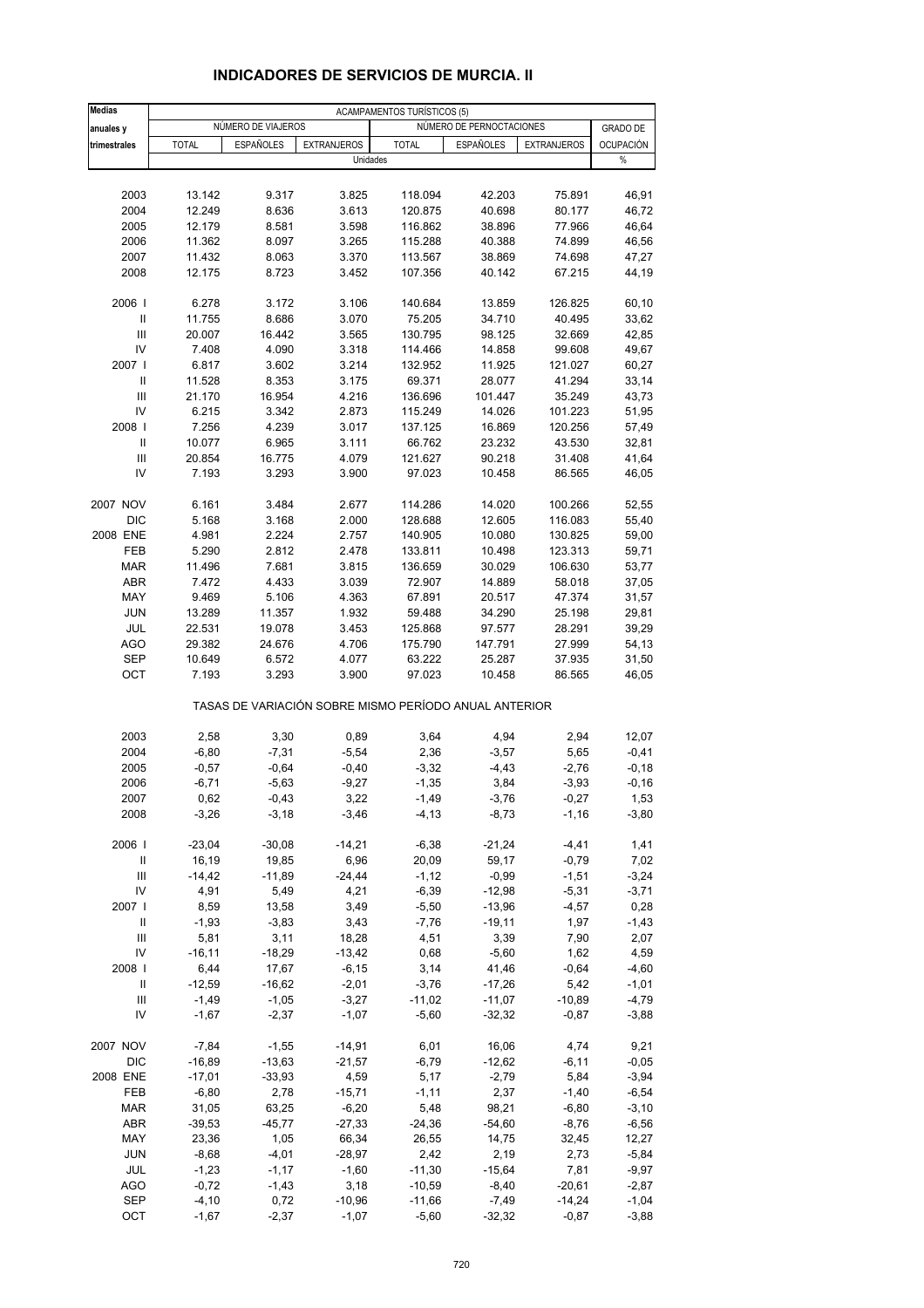# INDICADORES DE SERVICIOS DE MURCIA. II

| Medias anuales y trimestrales | ACAMPAMENTOS TURÍSTICOS (5) | | | | | | |
|---|---|---|---|---|---|---|---|
| | NÚMERO DE VIAJEROS | | | NÚMERO DE PERNOCTACIONES | | | GRADO DE |
| | TOTAL | ESPAÑOLES | EXTRANJEROS | TOTAL | ESPAÑOLES | EXTRANJEROS | OCUPACIÓN |
| | Unidades | | | | | | % |
| 2003 | 13.142 | 9.317 | 3.825 | 118.094 | 42.203 | 75.891 | 46,91 |
| 2004 | 12.249 | 8.636 | 3.613 | 120.875 | 40.698 | 80.177 | 46,72 |
| 2005 | 12.179 | 8.581 | 3.598 | 116.862 | 38.896 | 77.966 | 46,64 |
| 2006 | 11.362 | 8.097 | 3.265 | 115.288 | 40.388 | 74.899 | 46,56 |
| 2007 | 11.432 | 8.063 | 3.370 | 113.567 | 38.869 | 74.698 | 47,27 |
| 2008 | 12.175 | 8.723 | 3.452 | 107.356 | 40.142 | 67.215 | 44,19 |
| 2006 I | 6.278 | 3.172 | 3.106 | 140.684 | 13.859 | 126.825 | 60,10 |
| II | 11.755 | 8.686 | 3.070 | 75.205 | 34.710 | 40.495 | 33,62 |
| III | 20.007 | 16.442 | 3.565 | 130.795 | 98.125 | 32.669 | 42,85 |
| IV | 7.408 | 4.090 | 3.318 | 114.466 | 14.858 | 99.608 | 49,67 |
| 2007 I | 6.817 | 3.602 | 3.214 | 132.952 | 11.925 | 121.027 | 60,27 |
| II | 11.528 | 8.353 | 3.175 | 69.371 | 28.077 | 41.294 | 33,14 |
| III | 21.170 | 16.954 | 4.216 | 136.696 | 101.447 | 35.249 | 43,73 |
| IV | 6.215 | 3.342 | 2.873 | 115.249 | 14.026 | 101.223 | 51,95 |
| 2008 I | 7.256 | 4.239 | 3.017 | 137.125 | 16.869 | 120.256 | 57,49 |
| II | 10.077 | 6.965 | 3.111 | 66.762 | 23.232 | 43.530 | 32,81 |
| III | 20.854 | 16.775 | 4.079 | 121.627 | 90.218 | 31.408 | 41,64 |
| IV | 7.193 | 3.293 | 3.900 | 97.023 | 10.458 | 86.565 | 46,05 |
| 2007 NOV | 6.161 | 3.484 | 2.677 | 114.286 | 14.020 | 100.266 | 52,55 |
| DIC | 5.168 | 3.168 | 2.000 | 128.688 | 12.605 | 116.083 | 55,40 |
| 2008 ENE | 4.981 | 2.224 | 2.757 | 140.905 | 10.080 | 130.825 | 59,00 |
| FEB | 5.290 | 2.812 | 2.478 | 133.811 | 10.498 | 123.313 | 59,71 |
| MAR | 11.496 | 7.681 | 3.815 | 136.659 | 30.029 | 106.630 | 53,77 |
| ABR | 7.472 | 4.433 | 3.039 | 72.907 | 14.889 | 58.018 | 37,05 |
| MAY | 9.469 | 5.106 | 4.363 | 67.891 | 20.517 | 47.374 | 31,57 |
| JUN | 13.289 | 11.357 | 1.932 | 59.488 | 34.290 | 25.198 | 29,81 |
| JUL | 22.531 | 19.078 | 3.453 | 125.868 | 97.577 | 28.291 | 39,29 |
| AGO | 29.382 | 24.676 | 4.706 | 175.790 | 147.791 | 27.999 | 54,13 |
| SEP | 10.649 | 6.572 | 4.077 | 63.222 | 25.287 | 37.935 | 31,50 |
| OCT | 7.193 | 3.293 | 3.900 | 97.023 | 10.458 | 86.565 | 46,05 |
| | TASAS DE VARIACIÓN SOBRE MISMO PERÍODO ANUAL ANTERIOR | | | | | | |
| 2003 | 2,58 | 3,30 | 0,89 | 3,64 | 4,94 | 2,94 | 12,07 |
| 2004 | -6,80 | -7,31 | -5,54 | 2,36 | -3,57 | 5,65 | -0,41 |
| 2005 | -0,57 | -0,64 | -0,40 | -3,32 | -4,43 | -2,76 | -0,18 |
| 2006 | -6,71 | -5,63 | -9,27 | -1,35 | 3,84 | -3,93 | -0,16 |
| 2007 | 0,62 | -0,43 | 3,22 | -1,49 | -3,76 | -0,27 | 1,53 |
| 2008 | -3,26 | -3,18 | -3,46 | -4,13 | -8,73 | -1,16 | -3,80 |
| 2006 I | -23,04 | -30,08 | -14,21 | -6,38 | -21,24 | -4,41 | 1,41 |
| II | 16,19 | 19,85 | 6,96 | 20,09 | 59,17 | -0,79 | 7,02 |
| III | -14,42 | -11,89 | -24,44 | -1,12 | -0,99 | -1,51 | -3,24 |
| IV | 4,91 | 5,49 | 4,21 | -6,39 | -12,98 | -5,31 | -3,71 |
| 2007 I | 8,59 | 13,58 | 3,49 | -5,50 | -13,96 | -4,57 | 0,28 |
| II | -1,93 | -3,83 | 3,43 | -7,76 | -19,11 | 1,97 | -1,43 |
| III | 5,81 | 3,11 | 18,28 | 4,51 | 3,39 | 7,90 | 2,07 |
| IV | -16,11 | -18,29 | -13,42 | 0,68 | -5,60 | 1,62 | 4,59 |
| 2008 I | 6,44 | 17,67 | -6,15 | 3,14 | 41,46 | -0,64 | -4,60 |
| II | -12,59 | -16,62 | -2,01 | -3,76 | -17,26 | 5,42 | -1,01 |
| III | -1,49 | -1,05 | -3,27 | -11,02 | -11,07 | -10,89 | -4,79 |
| IV | -1,67 | -2,37 | -1,07 | -5,60 | -32,32 | -0,87 | -3,88 |
| 2007 NOV | -7,84 | -1,55 | -14,91 | 6,01 | 16,06 | 4,74 | 9,21 |
| DIC | -16,89 | -13,63 | -21,57 | -6,79 | -12,62 | -6,11 | -0,05 |
| 2008 ENE | -17,01 | -33,93 | 4,59 | 5,17 | -2,79 | 5,84 | -3,94 |
| FEB | -6,80 | 2,78 | -15,71 | -1,11 | 2,37 | -1,40 | -6,54 |
| MAR | 31,05 | 63,25 | -6,20 | 5,48 | 98,21 | -6,80 | -3,10 |
| ABR | -39,53 | -45,77 | -27,33 | -24,36 | -54,60 | -8,76 | -6,56 |
| MAY | 23,36 | 1,05 | 66,34 | 26,55 | 14,75 | 32,45 | 12,27 |
| JUN | -8,68 | -4,01 | -28,97 | 2,42 | 2,19 | 2,73 | -5,84 |
| JUL | -1,23 | -1,17 | -1,60 | -11,30 | -15,64 | 7,81 | -9,97 |
| AGO | -0,72 | -1,43 | 3,18 | -10,59 | -8,40 | -20,61 | -2,87 |
| SEP | -4,10 | 0,72 | -10,96 | -11,66 | -7,49 | -14,24 | -1,04 |
| OCT | -1,67 | -2,37 | -1,07 | -5,60 | -32,32 | -0,87 | -3,88 |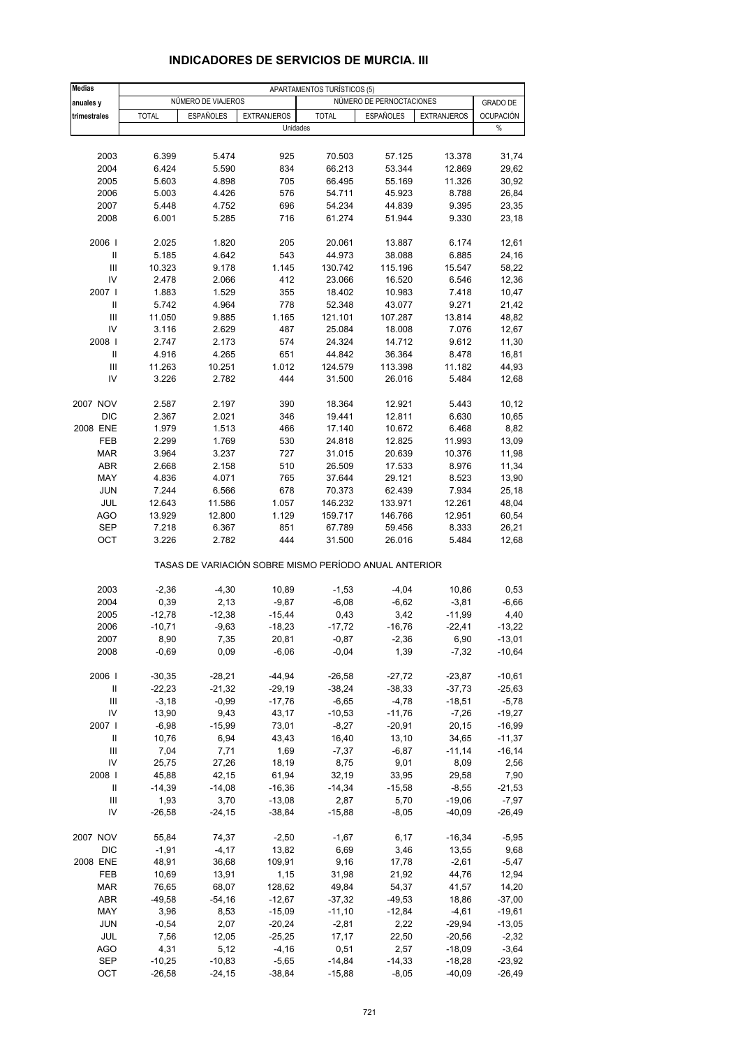# INDICADORES DE SERVICIOS DE MURCIA. III

| Medias anuales y trimestrales | APARTAMENTOS TURÍSTICOS (5) | | | | | | |
|---|---|---|---|---|---|---|---|
| | NÚMERO DE VIAJEROS | | | NÚMERO DE PERNOCTACIONES | | | GRADO DE OCUPACIÓN |
| | TOTAL | ESPAÑOLES | EXTRANJEROS | TOTAL | ESPAÑOLES | EXTRANJEROS | |
| | Unidades | | | | | | % |
| 2003 | 6.399 | 5.474 | 925 | 70.503 | 57.125 | 13.378 | 31,74 |
| 2004 | 6.424 | 5.590 | 834 | 66.213 | 53.344 | 12.869 | 29,62 |
| 2005 | 5.603 | 4.898 | 705 | 66.495 | 55.169 | 11.326 | 30,92 |
| 2006 | 5.003 | 4.426 | 576 | 54.711 | 45.923 | 8.788 | 26,84 |
| 2007 | 5.448 | 4.752 | 696 | 54.234 | 44.839 | 9.395 | 23,35 |
| 2008 | 6.001 | 5.285 | 716 | 61.274 | 51.944 | 9.330 | 23,18 |
| 2006 I | 2.025 | 1.820 | 205 | 20.061 | 13.887 | 6.174 | 12,61 |
| II | 5.185 | 4.642 | 543 | 44.973 | 38.088 | 6.885 | 24,16 |
| III | 10.323 | 9.178 | 1.145 | 130.742 | 115.196 | 15.547 | 58,22 |
| IV | 2.478 | 2.066 | 412 | 23.066 | 16.520 | 6.546 | 12,36 |
| 2007 I | 1.883 | 1.529 | 355 | 18.402 | 10.983 | 7.418 | 10,47 |
| II | 5.742 | 4.964 | 778 | 52.348 | 43.077 | 9.271 | 21,42 |
| III | 11.050 | 9.885 | 1.165 | 121.101 | 107.287 | 13.814 | 48,82 |
| IV | 3.116 | 2.629 | 487 | 25.084 | 18.008 | 7.076 | 12,67 |
| 2008 I | 2.747 | 2.173 | 574 | 24.324 | 14.712 | 9.612 | 11,30 |
| II | 4.916 | 4.265 | 651 | 44.842 | 36.364 | 8.478 | 16,81 |
| III | 11.263 | 10.251 | 1.012 | 124.579 | 113.398 | 11.182 | 44,93 |
| IV | 3.226 | 2.782 | 444 | 31.500 | 26.016 | 5.484 | 12,68 |
| 2007 NOV | 2.587 | 2.197 | 390 | 18.364 | 12.921 | 5.443 | 10,12 |
| DIC | 2.367 | 2.021 | 346 | 19.441 | 12.811 | 6.630 | 10,65 |
| 2008 ENE | 1.979 | 1.513 | 466 | 17.140 | 10.672 | 6.468 | 8,82 |
| FEB | 2.299 | 1.769 | 530 | 24.818 | 12.825 | 11.993 | 13,09 |
| MAR | 3.964 | 3.237 | 727 | 31.015 | 20.639 | 10.376 | 11,98 |
| ABR | 2.668 | 2.158 | 510 | 26.509 | 17.533 | 8.976 | 11,34 |
| MAY | 4.836 | 4.071 | 765 | 37.644 | 29.121 | 8.523 | 13,90 |
| JUN | 7.244 | 6.566 | 678 | 70.373 | 62.439 | 7.934 | 25,18 |
| JUL | 12.643 | 11.586 | 1.057 | 146.232 | 133.971 | 12.261 | 48,04 |
| AGO | 13.929 | 12.800 | 1.129 | 159.717 | 146.766 | 12.951 | 60,54 |
| SEP | 7.218 | 6.367 | 851 | 67.789 | 59.456 | 8.333 | 26,21 |
| OCT | 3.226 | 2.782 | 444 | 31.500 | 26.016 | 5.484 | 12,68 |
| | TASAS DE VARIACIÓN SOBRE MISMO PERÍODO ANUAL ANTERIOR | | | | | | |
| 2003 | -2,36 | -4,30 | 10,89 | -1,53 | -4,04 | 10,86 | 0,53 |
| 2004 | 0,39 | 2,13 | -9,87 | -6,08 | -6,62 | -3,81 | -6,66 |
| 2005 | -12,78 | -12,38 | -15,44 | 0,43 | 3,42 | -11,99 | 4,40 |
| 2006 | -10,71 | -9,63 | -18,23 | -17,72 | -16,76 | -22,41 | -13,22 |
| 2007 | 8,90 | 7,35 | 20,81 | -0,87 | -2,36 | 6,90 | -13,01 |
| 2008 | -0,69 | 0,09 | -6,06 | -0,04 | 1,39 | -7,32 | -10,64 |
| 2006 I | -30,35 | -28,21 | -44,94 | -26,58 | -27,72 | -23,87 | -10,61 |
| II | -22,23 | -21,32 | -29,19 | -38,24 | -38,33 | -37,73 | -25,63 |
| III | -3,18 | -0,99 | -17,76 | -6,65 | -4,78 | -18,51 | -5,78 |
| IV | 13,90 | 9,43 | 43,17 | -10,53 | -11,76 | -7,26 | -19,27 |
| 2007 I | -6,98 | -15,99 | 73,01 | -8,27 | -20,91 | 20,15 | -16,99 |
| II | 10,76 | 6,94 | 43,43 | 16,40 | 13,10 | 34,65 | -11,37 |
| III | 7,04 | 7,71 | 1,69 | -7,37 | -6,87 | -11,14 | -16,14 |
| IV | 25,75 | 27,26 | 18,19 | 8,75 | 9,01 | 8,09 | 2,56 |
| 2008 I | 45,88 | 42,15 | 61,94 | 32,19 | 33,95 | 29,58 | 7,90 |
| II | -14,39 | -14,08 | -16,36 | -14,34 | -15,58 | -8,55 | -21,53 |
| III | 1,93 | 3,70 | -13,08 | 2,87 | 5,70 | -19,06 | -7,97 |
| IV | -26,58 | -24,15 | -38,84 | -15,88 | -8,05 | -40,09 | -26,49 |
| 2007 NOV | 55,84 | 74,37 | -2,50 | -1,67 | 6,17 | -16,34 | -5,95 |
| DIC | -1,91 | -4,17 | 13,82 | 6,69 | 3,46 | 13,55 | 9,68 |
| 2008 ENE | 48,91 | 36,68 | 109,91 | 9,16 | 17,78 | -2,61 | -5,47 |
| FEB | 10,69 | 13,91 | 1,15 | 31,98 | 21,92 | 44,76 | 12,94 |
| MAR | 76,65 | 68,07 | 128,62 | 49,84 | 54,37 | 41,57 | 14,20 |
| ABR | -49,58 | -54,16 | -12,67 | -37,32 | -49,53 | 18,86 | -37,00 |
| MAY | 3,96 | 8,53 | -15,09 | -11,10 | -12,84 | -4,61 | -19,61 |
| JUN | -0,54 | 2,07 | -20,24 | -2,81 | 2,22 | -29,94 | -13,05 |
| JUL | 7,56 | 12,05 | -25,25 | 17,17 | 22,50 | -20,56 | -2,32 |
| AGO | 4,31 | 5,12 | -4,16 | 0,51 | 2,57 | -18,09 | -3,64 |
| SEP | -10,25 | -10,83 | -5,65 | -14,84 | -14,33 | -18,28 | -23,92 |
| OCT | -26,58 | -24,15 | -38,84 | -15,88 | -8,05 | -40,09 | -26,49 |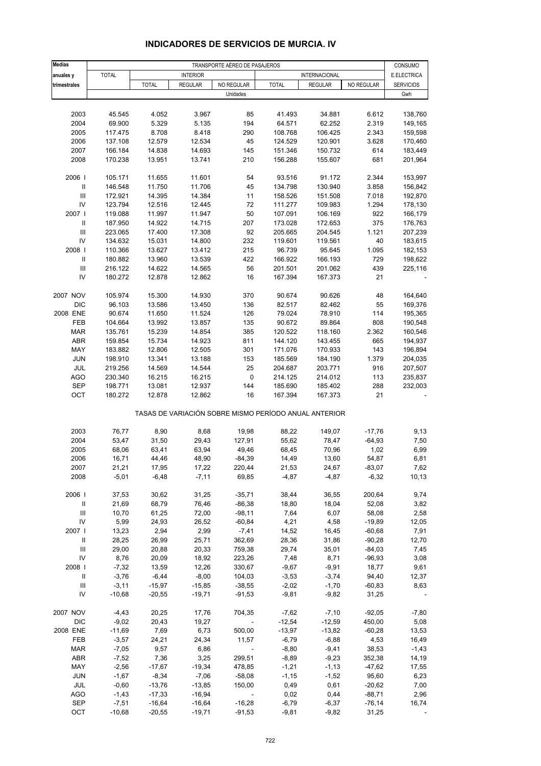# INDICADORES DE SERVICIOS DE MURCIA. IV

| Medias anuales y trimestrales | TRANSPORTE AÉREO DE PASAJEROS | | | | | | | CONSUMO E.ELECTRICA SERVICIOS |
|---|---|---|---|---|---|---|---|---|
| | TOTAL | INTERIOR | | | INTERNACIONAL | | | |
| | | TOTAL | REGULAR | NO REGULAR | TOTAL | REGULAR | NO REGULAR | |
| | Unidades | | | | | | | Gwh |
| 2003 | 45.545 | 4.052 | 3.967 | 85 | 41.493 | 34.881 | 6.612 | 138,760 |
| 2004 | 69.900 | 5.329 | 5.135 | 194 | 64.571 | 62.252 | 2.319 | 149,165 |
| 2005 | 117.475 | 8.708 | 8.418 | 290 | 108.768 | 106.425 | 2.343 | 159,598 |
| 2006 | 137.108 | 12.579 | 12.534 | 45 | 124.529 | 120.901 | 3.628 | 170,460 |
| 2007 | 166.184 | 14.838 | 14.693 | 145 | 151.346 | 150.732 | 614 | 183,449 |
| 2008 | 170.238 | 13.951 | 13.741 | 210 | 156.288 | 155.607 | 681 | 201,964 |
| 2006 I | 105.171 | 11.655 | 11.601 | 54 | 93.516 | 91.172 | 2.344 | 153,997 |
| II | 146.548 | 11.750 | 11.706 | 45 | 134.798 | 130.940 | 3.858 | 156,842 |
| III | 172.921 | 14.395 | 14.384 | 11 | 158.526 | 151.508 | 7.018 | 192,870 |
| IV | 123.794 | 12.516 | 12.445 | 72 | 111.277 | 109.983 | 1.294 | 178,130 |
| 2007 I | 119.088 | 11.997 | 11.947 | 50 | 107.091 | 106.169 | 922 | 166,179 |
| II | 187.950 | 14.922 | 14.715 | 207 | 173.028 | 172.653 | 375 | 176,763 |
| III | 223.065 | 17.400 | 17.308 | 92 | 205.665 | 204.545 | 1.121 | 207,239 |
| IV | 134.632 | 15.031 | 14.800 | 232 | 119.601 | 119.561 | 40 | 183,615 |
| 2008 I | 110.366 | 13.627 | 13.412 | 215 | 96.739 | 95.645 | 1.095 | 182,153 |
| II | 180.882 | 13.960 | 13.539 | 422 | 166.922 | 166.193 | 729 | 198,622 |
| III | 216.122 | 14.622 | 14.565 | 56 | 201.501 | 201.062 | 439 | 225,116 |
| IV | 180.272 | 12.878 | 12.862 | 16 | 167.394 | 167.373 | 21 | - |
| 2007 NOV | 105.974 | 15.300 | 14.930 | 370 | 90.674 | 90.626 | 48 | 164,640 |
| DIC | 96.103 | 13.586 | 13.450 | 136 | 82.517 | 82.462 | 55 | 169,376 |
| 2008 ENE | 90.674 | 11.650 | 11.524 | 126 | 79.024 | 78.910 | 114 | 195,365 |
| FEB | 104.664 | 13.992 | 13.857 | 135 | 90.672 | 89.864 | 808 | 190,548 |
| MAR | 135.761 | 15.239 | 14.854 | 385 | 120.522 | 118.160 | 2.362 | 160,546 |
| ABR | 159.854 | 15.734 | 14.923 | 811 | 144.120 | 143.455 | 665 | 194,937 |
| MAY | 183.882 | 12.806 | 12.505 | 301 | 171.076 | 170.933 | 143 | 196,894 |
| JUN | 198.910 | 13.341 | 13.188 | 153 | 185.569 | 184.190 | 1.379 | 204,035 |
| JUL | 219.256 | 14.569 | 14.544 | 25 | 204.687 | 203.771 | 916 | 207,507 |
| AGO | 230.340 | 16.215 | 16.215 | 0 | 214.125 | 214.012 | 113 | 235,837 |
| SEP | 198.771 | 13.081 | 12.937 | 144 | 185.690 | 185.402 | 288 | 232,003 |
| OCT | 180.272 | 12.878 | 12.862 | 16 | 167.394 | 167.373 | 21 | - |
| TASAS DE VARIACIÓN SOBRE MISMO PERÍODO ANUAL ANTERIOR | | | | | | | | |
| 2003 | 76,77 | 8,90 | 8,68 | 19,98 | 88,22 | 149,07 | -17,76 | 9,13 |
| 2004 | 53,47 | 31,50 | 29,43 | 127,91 | 55,62 | 78,47 | -64,93 | 7,50 |
| 2005 | 68,06 | 63,41 | 63,94 | 49,46 | 68,45 | 70,96 | 1,02 | 6,99 |
| 2006 | 16,71 | 44,46 | 48,90 | -84,39 | 14,49 | 13,60 | 54,87 | 6,81 |
| 2007 | 21,21 | 17,95 | 17,22 | 220,44 | 21,53 | 24,67 | -83,07 | 7,62 |
| 2008 | -5,01 | -6,48 | -7,11 | 69,85 | -4,87 | -4,87 | -6,32 | 10,13 |
| 2006 I | 37,53 | 30,62 | 31,25 | -35,71 | 38,44 | 36,55 | 200,64 | 9,74 |
| II | 21,69 | 68,79 | 76,46 | -86,38 | 18,80 | 18,04 | 52,08 | 3,82 |
| III | 10,70 | 61,25 | 72,00 | -98,11 | 7,64 | 6,07 | 58,08 | 2,58 |
| IV | 5,99 | 24,93 | 26,52 | -60,84 | 4,21 | 4,58 | -19,89 | 12,05 |
| 2007 I | 13,23 | 2,94 | 2,99 | -7,41 | 14,52 | 16,45 | -60,68 | 7,91 |
| II | 28,25 | 26,99 | 25,71 | 362,69 | 28,36 | 31,86 | -90,28 | 12,70 |
| III | 29,00 | 20,88 | 20,33 | 759,38 | 29,74 | 35,01 | -84,03 | 7,45 |
| IV | 8,76 | 20,09 | 18,92 | 223,26 | 7,48 | 8,71 | -96,93 | 3,08 |
| 2008 I | -7,32 | 13,59 | 12,26 | 330,67 | -9,67 | -9,91 | 18,77 | 9,61 |
| II | -3,76 | -6,44 | -8,00 | 104,03 | -3,53 | -3,74 | 94,40 | 12,37 |
| III | -3,11 | -15,97 | -15,85 | -38,55 | -2,02 | -1,70 | -60,83 | 8,63 |
| IV | -10,68 | -20,55 | -19,71 | -91,53 | -9,81 | -9,82 | 31,25 | - |
| 2007 NOV | -4,43 | 20,25 | 17,76 | 704,35 | -7,62 | -7,10 | -92,05 | -7,80 |
| DIC | -9,02 | 20,43 | 19,27 | - | -12,54 | -12,59 | 450,00 | 5,08 |
| 2008 ENE | -11,69 | 7,69 | 6,73 | 500,00 | -13,97 | -13,82 | -60,28 | 13,53 |
| FEB | -3,57 | 24,21 | 24,34 | 11,57 | -6,79 | -6,88 | 4,53 | 16,49 |
| MAR | -7,05 | 9,57 | 6,86 | - | -8,80 | -9,41 | 38,53 | -1,43 |
| ABR | -7,52 | 7,36 | 3,25 | 299,51 | -8,89 | -9,23 | 352,38 | 14,19 |
| MAY | -2,56 | -17,67 | -19,34 | 478,85 | -1,21 | -1,13 | -47,62 | 17,55 |
| JUN | -1,67 | -8,34 | -7,06 | -58,08 | -1,15 | -1,52 | 95,60 | 6,23 |
| JUL | -0,60 | -13,76 | -13,85 | 150,00 | 0,49 | 0,61 | -20,62 | 7,00 |
| AGO | -1,43 | -17,33 | -16,94 | - | 0,02 | 0,44 | -88,71 | 2,96 |
| SEP | -7,51 | -16,64 | -16,64 | -16,28 | -6,79 | -6,37 | -76,14 | 16,74 |
| OCT | -10,68 | -20,55 | -19,71 | -91,53 | -9,81 | -9,82 | 31,25 | - |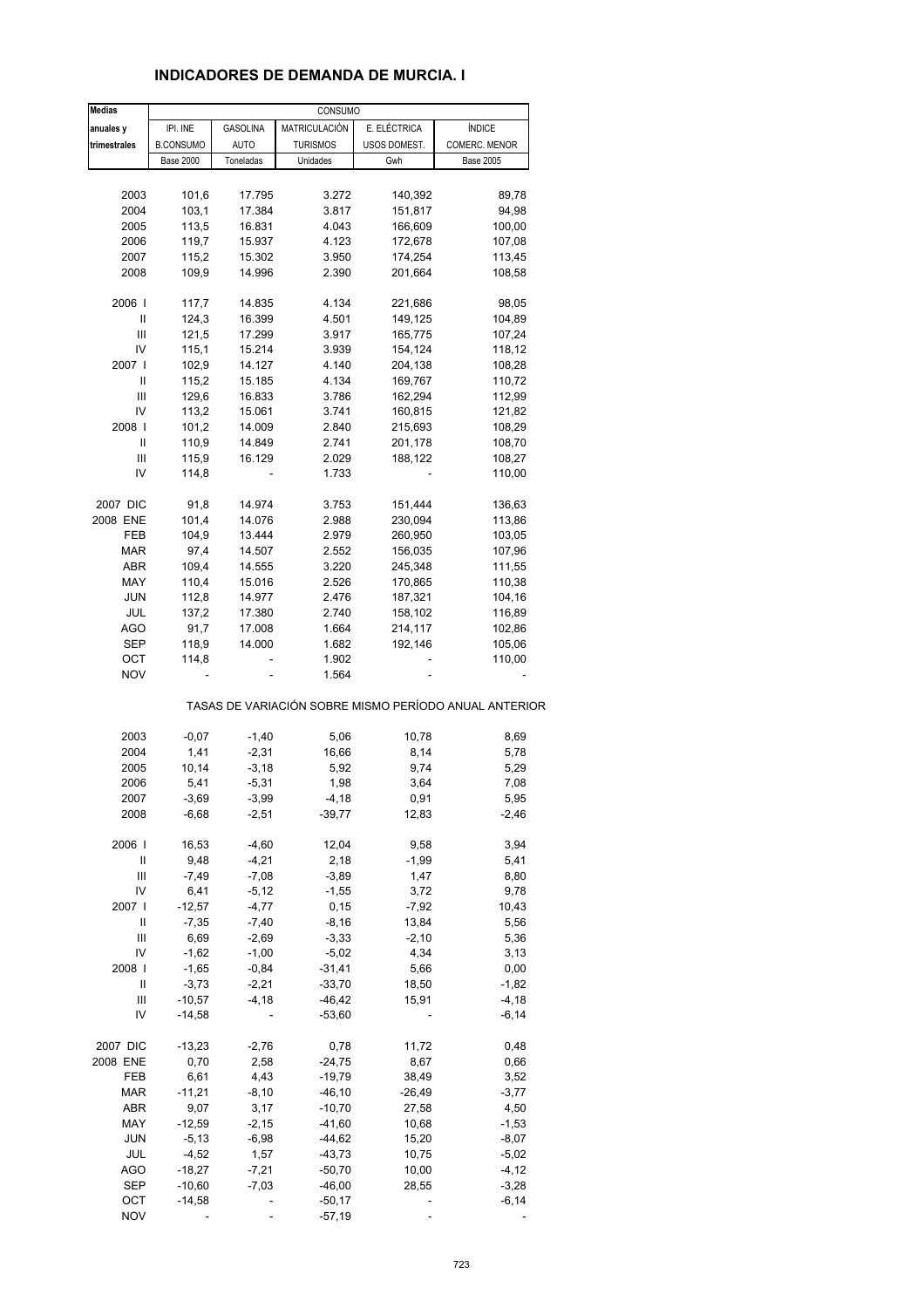## INDICADORES DE DEMANDA DE MURCIA. I

| Medias | CONSUMO | | | | |
|---|---|---|---|---|---|
| anuales y | IPI. INE | GASOLINA | MATRICULACIÓN | E. ELÉCTRICA | ÍNDICE |
| trimestrales | B.CONSUMO | AUTO | TURISMOS | USOS DOMEST. | COMERC. MENOR |
| | Base 2000 | Toneladas | Unidades | Gwh | Base 2005 |
| 2003 | 101,6 | 17.795 | 3.272 | 140,392 | 89,78 |
| 2004 | 103,1 | 17.384 | 3.817 | 151,817 | 94,98 |
| 2005 | 113,5 | 16.831 | 4.043 | 166,609 | 100,00 |
| 2006 | 119,7 | 15.937 | 4.123 | 172,678 | 107,08 |
| 2007 | 115,2 | 15.302 | 3.950 | 174,254 | 113,45 |
| 2008 | 109,9 | 14.996 | 2.390 | 201,664 | 108,58 |
| 2006 I | 117,7 | 14.835 | 4.134 | 221,686 | 98,05 |
| II | 124,3 | 16.399 | 4.501 | 149,125 | 104,89 |
| III | 121,5 | 17.299 | 3.917 | 165,775 | 107,24 |
| IV | 115,1 | 15.214 | 3.939 | 154,124 | 118,12 |
| 2007 I | 102,9 | 14.127 | 4.140 | 204,138 | 108,28 |
| II | 115,2 | 15.185 | 4.134 | 169,767 | 110,72 |
| III | 129,6 | 16.833 | 3.786 | 162,294 | 112,99 |
| IV | 113,2 | 15.061 | 3.741 | 160,815 | 121,82 |
| 2008 I | 101,2 | 14.009 | 2.840 | 215,693 | 108,29 |
| II | 110,9 | 14.849 | 2.741 | 201,178 | 108,70 |
| III | 115,9 | 16.129 | 2.029 | 188,122 | 108,27 |
| IV | 114,8 | - | 1.733 | - | 110,00 |
| 2007 DIC | 91,8 | 14.974 | 3.753 | 151,444 | 136,63 |
| 2008 ENE | 101,4 | 14.076 | 2.988 | 230,094 | 113,86 |
| FEB | 104,9 | 13.444 | 2.979 | 260,950 | 103,05 |
| MAR | 97,4 | 14.507 | 2.552 | 156,035 | 107,96 |
| ABR | 109,4 | 14.555 | 3.220 | 245,348 | 111,55 |
| MAY | 110,4 | 15.016 | 2.526 | 170,865 | 110,38 |
| JUN | 112,8 | 14.977 | 2.476 | 187,321 | 104,16 |
| JUL | 137,2 | 17.380 | 2.740 | 158,102 | 116,89 |
| AGO | 91,7 | 17.008 | 1.664 | 214,117 | 102,86 |
| SEP | 118,9 | 14.000 | 1.682 | 192,146 | 105,06 |
| OCT | 114,8 | - | 1.902 | - | 110,00 |
| NOV | - | - | 1.564 | - | - |
| | TASAS DE VARIACIÓN SOBRE MISMO PERÍODO ANUAL ANTERIOR | | | | |
| 2003 | -0,07 | -1,40 | 5,06 | 10,78 | 8,69 |
| 2004 | 1,41 | -2,31 | 16,66 | 8,14 | 5,78 |
| 2005 | 10,14 | -3,18 | 5,92 | 9,74 | 5,29 |
| 2006 | 5,41 | -5,31 | 1,98 | 3,64 | 7,08 |
| 2007 | -3,69 | -3,99 | -4,18 | 0,91 | 5,95 |
| 2008 | -6,68 | -2,51 | -39,77 | 12,83 | -2,46 |
| 2006 I | 16,53 | -4,60 | 12,04 | 9,58 | 3,94 |
| II | 9,48 | -4,21 | 2,18 | -1,99 | 5,41 |
| III | -7,49 | -7,08 | -3,89 | 1,47 | 8,80 |
| IV | 6,41 | -5,12 | -1,55 | 3,72 | 9,78 |
| 2007 I | -12,57 | -4,77 | 0,15 | -7,92 | 10,43 |
| II | -7,35 | -7,40 | -8,16 | 13,84 | 5,56 |
| III | 6,69 | -2,69 | -3,33 | -2,10 | 5,36 |
| IV | -1,62 | -1,00 | -5,02 | 4,34 | 3,13 |
| 2008 I | -1,65 | -0,84 | -31,41 | 5,66 | 0,00 |
| II | -3,73 | -2,21 | -33,70 | 18,50 | -1,82 |
| III | -10,57 | -4,18 | -46,42 | 15,91 | -4,18 |
| IV | -14,58 | - | -53,60 | - | -6,14 |
| 2007 DIC | -13,23 | -2,76 | 0,78 | 11,72 | 0,48 |
| 2008 ENE | 0,70 | 2,58 | -24,75 | 8,67 | 0,66 |
| FEB | 6,61 | 4,43 | -19,79 | 38,49 | 3,52 |
| MAR | -11,21 | -8,10 | -46,10 | -26,49 | -3,77 |
| ABR | 9,07 | 3,17 | -10,70 | 27,58 | 4,50 |
| MAY | -12,59 | -2,15 | -41,60 | 10,68 | -1,53 |
| JUN | -5,13 | -6,98 | -44,62 | 15,20 | -8,07 |
| JUL | -4,52 | 1,57 | -43,73 | 10,75 | -5,02 |
| AGO | -18,27 | -7,21 | -50,70 | 10,00 | -4,12 |
| SEP | -10,60 | -7,03 | -46,00 | 28,55 | -3,28 |
| OCT | -14,58 | - | -50,17 | - | -6,14 |
| NOV | - | - | -57,19 | - | - |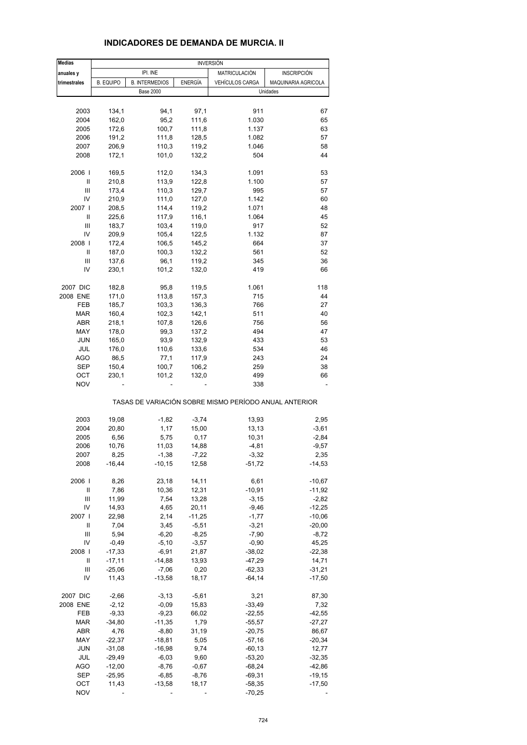# INDICADORES DE DEMANDA DE MURCIA. II

| Medias anuales y trimestrales | INVERSIÓN | | | | |
|---|---|---|---|---|---|
| | IPI. INE | | | MATRICULACIÓN | INSCRIPCIÓN |
| | B. EQUIPO | B. INTERMEDIOS | ENERGÍA | VEHÍCULOS CARGA | MAQUINARIA AGRICOLA |
| | Base 2000 | | | Unidades | |
| 2003 | 134,1 | 94,1 | 97,1 | 911 | 67 |
| 2004 | 162,0 | 95,2 | 111,6 | 1.030 | 65 |
| 2005 | 172,6 | 100,7 | 111,8 | 1.137 | 63 |
| 2006 | 191,2 | 111,8 | 128,5 | 1.082 | 57 |
| 2007 | 206,9 | 110,3 | 119,2 | 1.046 | 58 |
| 2008 | 172,1 | 101,0 | 132,2 | 504 | 44 |
| 2006 I | 169,5 | 112,0 | 134,3 | 1.091 | 53 |
| II | 210,8 | 113,9 | 122,8 | 1.100 | 57 |
| III | 173,4 | 110,3 | 129,7 | 995 | 57 |
| IV | 210,9 | 111,0 | 127,0 | 1.142 | 60 |
| 2007 I | 208,5 | 114,4 | 119,2 | 1.071 | 48 |
| II | 225,6 | 117,9 | 116,1 | 1.064 | 45 |
| III | 183,7 | 103,4 | 119,0 | 917 | 52 |
| IV | 209,9 | 105,4 | 122,5 | 1.132 | 87 |
| 2008 I | 172,4 | 106,5 | 145,2 | 664 | 37 |
| II | 187,0 | 100,3 | 132,2 | 561 | 52 |
| III | 137,6 | 96,1 | 119,2 | 345 | 36 |
| IV | 230,1 | 101,2 | 132,0 | 419 | 66 |
| 2007 DIC | 182,8 | 95,8 | 119,5 | 1.061 | 118 |
| 2008 ENE | 171,0 | 113,8 | 157,3 | 715 | 44 |
| FEB | 185,7 | 103,3 | 136,3 | 766 | 27 |
| MAR | 160,4 | 102,3 | 142,1 | 511 | 40 |
| ABR | 218,1 | 107,8 | 126,6 | 756 | 56 |
| MAY | 178,0 | 99,3 | 137,2 | 494 | 47 |
| JUN | 165,0 | 93,9 | 132,9 | 433 | 53 |
| JUL | 176,0 | 110,6 | 133,6 | 534 | 46 |
| AGO | 86,5 | 77,1 | 117,9 | 243 | 24 |
| SEP | 150,4 | 100,7 | 106,2 | 259 | 38 |
| OCT | 230,1 | 101,2 | 132,0 | 499 | 66 |
| NOV | - | - | - | 338 | - |
| | TASAS DE VARIACIÓN SOBRE MISMO PERÍODO ANUAL ANTERIOR | | | | |
| 2003 | 19,08 | -1,82 | -3,74 | 13,93 | 2,95 |
| 2004 | 20,80 | 1,17 | 15,00 | 13,13 | -3,61 |
| 2005 | 6,56 | 5,75 | 0,17 | 10,31 | -2,84 |
| 2006 | 10,76 | 11,03 | 14,88 | -4,81 | -9,57 |
| 2007 | 8,25 | -1,38 | -7,22 | -3,32 | 2,35 |
| 2008 | -16,44 | -10,15 | 12,58 | -51,72 | -14,53 |
| 2006 I | 8,26 | 23,18 | 14,11 | 6,61 | -10,67 |
| II | 7,86 | 10,36 | 12,31 | -10,91 | -11,92 |
| III | 11,99 | 7,54 | 13,28 | -3,15 | -2,82 |
| IV | 14,93 | 4,65 | 20,11 | -9,46 | -12,25 |
| 2007 I | 22,98 | 2,14 | -11,25 | -1,77 | -10,06 |
| II | 7,04 | 3,45 | -5,51 | -3,21 | -20,00 |
| III | 5,94 | -6,20 | -8,25 | -7,90 | -8,72 |
| IV | -0,49 | -5,10 | -3,57 | -0,90 | 45,25 |
| 2008 I | -17,33 | -6,91 | 21,87 | -38,02 | -22,38 |
| II | -17,11 | -14,88 | 13,93 | -47,29 | 14,71 |
| III | -25,06 | -7,06 | 0,20 | -62,33 | -31,21 |
| IV | 11,43 | -13,58 | 18,17 | -64,14 | -17,50 |
| 2007 DIC | -2,66 | -3,13 | -5,61 | 3,21 | 87,30 |
| 2008 ENE | -2,12 | -0,09 | 15,83 | -33,49 | 7,32 |
| FEB | -9,33 | -9,23 | 66,02 | -22,55 | -42,55 |
| MAR | -34,80 | -11,35 | 1,79 | -55,57 | -27,27 |
| ABR | 4,76 | -8,80 | 31,19 | -20,75 | 86,67 |
| MAY | -22,37 | -18,81 | 5,05 | -57,16 | -20,34 |
| JUN | -31,08 | -16,98 | 9,74 | -60,13 | 12,77 |
| JUL | -29,49 | -6,03 | 9,60 | -53,20 | -32,35 |
| AGO | -12,00 | -8,76 | -0,67 | -68,24 | -42,86 |
| SEP | -25,95 | -6,85 | -8,76 | -69,31 | -19,15 |
| OCT | 11,43 | -13,58 | 18,17 | -58,35 | -17,50 |
| NOV | - | - | - | -70,25 | - |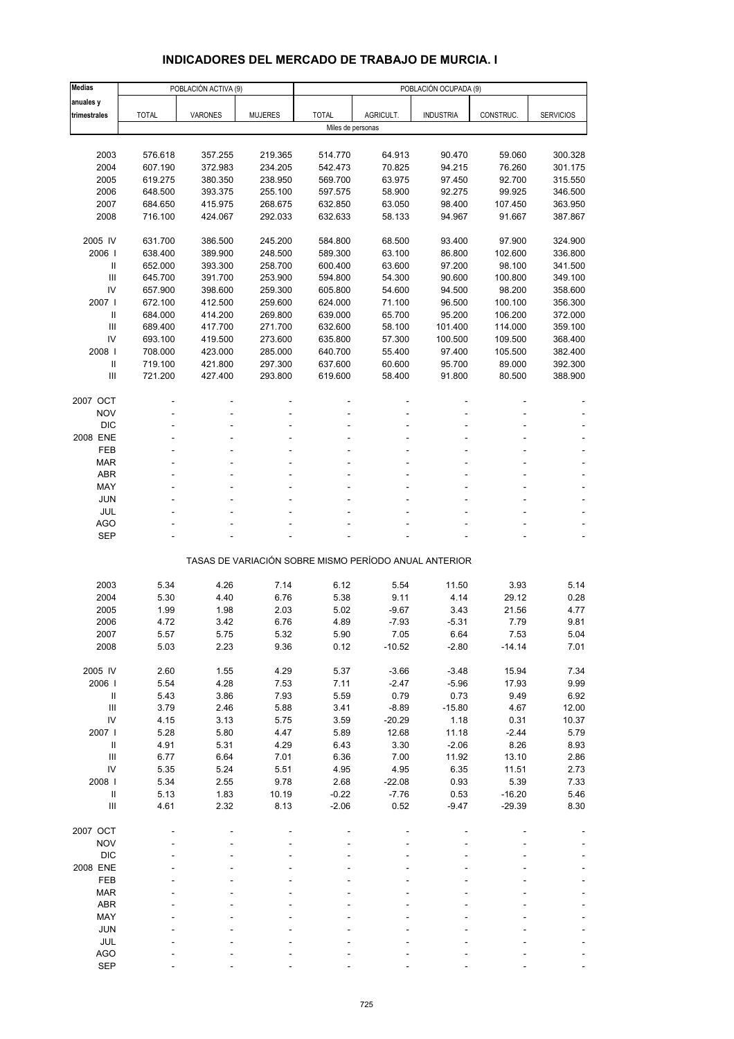# INDICADORES DEL MERCADO DE TRABAJO DE MURCIA. I

| Medias anuales y trimestrales | POBLACIÓN ACTIVA (9) | | | POBLACIÓN OCUPADA (9) | | | | |
|---|---|---|---|---|---|---|---|---|
| | TOTAL | VARONES | MUJERES | TOTAL | AGRICULT. | INDUSTRIA | CONSTRUC. | SERVICIOS |
| | Miles de personas | | | | | | | |
| 2003 | 576.618 | 357.255 | 219.365 | 514.770 | 64.913 | 90.470 | 59.060 | 300.328 |
| 2004 | 607.190 | 372.983 | 234.205 | 542.473 | 70.825 | 94.215 | 76.260 | 301.175 |
| 2005 | 619.275 | 380.350 | 238.950 | 569.700 | 63.975 | 97.450 | 92.700 | 315.550 |
| 2006 | 648.500 | 393.375 | 255.100 | 597.575 | 58.900 | 92.275 | 99.925 | 346.500 |
| 2007 | 684.650 | 415.975 | 268.675 | 632.850 | 63.050 | 98.400 | 107.450 | 363.950 |
| 2008 | 716.100 | 424.067 | 292.033 | 632.633 | 58.133 | 94.967 | 91.667 | 387.867 |
| 2005 IV | 631.700 | 386.500 | 245.200 | 584.800 | 68.500 | 93.400 | 97.900 | 324.900 |
| 2006 I | 638.400 | 389.900 | 248.500 | 589.300 | 63.100 | 86.800 | 102.600 | 336.800 |
| II | 652.000 | 393.300 | 258.700 | 600.400 | 63.600 | 97.200 | 98.100 | 341.500 |
| III | 645.700 | 391.700 | 253.900 | 594.800 | 54.300 | 90.600 | 100.800 | 349.100 |
| IV | 657.900 | 398.600 | 259.300 | 605.800 | 54.600 | 94.500 | 98.200 | 358.600 |
| 2007 I | 672.100 | 412.500 | 259.600 | 624.000 | 71.100 | 96.500 | 100.100 | 356.300 |
| II | 684.000 | 414.200 | 269.800 | 639.000 | 65.700 | 95.200 | 106.200 | 372.000 |
| III | 689.400 | 417.700 | 271.700 | 632.600 | 58.100 | 101.400 | 114.000 | 359.100 |
| IV | 693.100 | 419.500 | 273.600 | 635.800 | 57.300 | 100.500 | 109.500 | 368.400 |
| 2008 I | 708.000 | 423.000 | 285.000 | 640.700 | 55.400 | 97.400 | 105.500 | 382.400 |
| II | 719.100 | 421.800 | 297.300 | 637.600 | 60.600 | 95.700 | 89.000 | 392.300 |
| III | 721.200 | 427.400 | 293.800 | 619.600 | 58.400 | 91.800 | 80.500 | 388.900 |
| 2007 OCT | - | - | - | - | - | - | - | - |
| NOV | - | - | - | - | - | - | - | - |
| DIC | - | - | - | - | - | - | - | - |
| 2008 ENE | - | - | - | - | - | - | - | - |
| FEB | - | - | - | - | - | - | - | - |
| MAR | - | - | - | - | - | - | - | - |
| ABR | - | - | - | - | - | - | - | - |
| MAY | - | - | - | - | - | - | - | - |
| JUN | - | - | - | - | - | - | - | - |
| JUL | - | - | - | - | - | - | - | - |
| AGO | - | - | - | - | - | - | - | - |
| SEP | - | - | - | - | - | - | - | - |
| | TASAS DE VARIACIÓN SOBRE MISMO PERÍODO ANUAL ANTERIOR | | | | | | | |
| 2003 | 5.34 | 4.26 | 7.14 | 6.12 | 5.54 | 11.50 | 3.93 | 5.14 |
| 2004 | 5.30 | 4.40 | 6.76 | 5.38 | 9.11 | 4.14 | 29.12 | 0.28 |
| 2005 | 1.99 | 1.98 | 2.03 | 5.02 | -9.67 | 3.43 | 21.56 | 4.77 |
| 2006 | 4.72 | 3.42 | 6.76 | 4.89 | -7.93 | -5.31 | 7.79 | 9.81 |
| 2007 | 5.57 | 5.75 | 5.32 | 5.90 | 7.05 | 6.64 | 7.53 | 5.04 |
| 2008 | 5.03 | 2.23 | 9.36 | 0.12 | -10.52 | -2.80 | -14.14 | 7.01 |
| 2005 IV | 2.60 | 1.55 | 4.29 | 5.37 | -3.66 | -3.48 | 15.94 | 7.34 |
| 2006 I | 5.54 | 4.28 | 7.53 | 7.11 | -2.47 | -5.96 | 17.93 | 9.99 |
| II | 5.43 | 3.86 | 7.93 | 5.59 | 0.79 | 0.73 | 9.49 | 6.92 |
| III | 3.79 | 2.46 | 5.88 | 3.41 | -8.89 | -15.80 | 4.67 | 12.00 |
| IV | 4.15 | 3.13 | 5.75 | 3.59 | -20.29 | 1.18 | 0.31 | 10.37 |
| 2007 I | 5.28 | 5.80 | 4.47 | 5.89 | 12.68 | 11.18 | -2.44 | 5.79 |
| II | 4.91 | 5.31 | 4.29 | 6.43 | 3.30 | -2.06 | 8.26 | 8.93 |
| III | 6.77 | 6.64 | 7.01 | 6.36 | 7.00 | 11.92 | 13.10 | 2.86 |
| IV | 5.35 | 5.24 | 5.51 | 4.95 | 4.95 | 6.35 | 11.51 | 2.73 |
| 2008 I | 5.34 | 2.55 | 9.78 | 2.68 | -22.08 | 0.93 | 5.39 | 7.33 |
| II | 5.13 | 1.83 | 10.19 | -0.22 | -7.76 | 0.53 | -16.20 | 5.46 |
| III | 4.61 | 2.32 | 8.13 | -2.06 | 0.52 | -9.47 | -29.39 | 8.30 |
| 2007 OCT | - | - | - | - | - | - | - | - |
| NOV | - | - | - | - | - | - | - | - |
| DIC | - | - | - | - | - | - | - | - |
| 2008 ENE | - | - | - | - | - | - | - | - |
| FEB | - | - | - | - | - | - | - | - |
| MAR | - | - | - | - | - | - | - | - |
| ABR | - | - | - | - | - | - | - | - |
| MAY | - | - | - | - | - | - | - | - |
| JUN | - | - | - | - | - | - | - | - |
| JUL | - | - | - | - | - | - | - | - |
| AGO | - | - | - | - | - | - | - | - |
| SEP | - | - | - | - | - | - | - | - |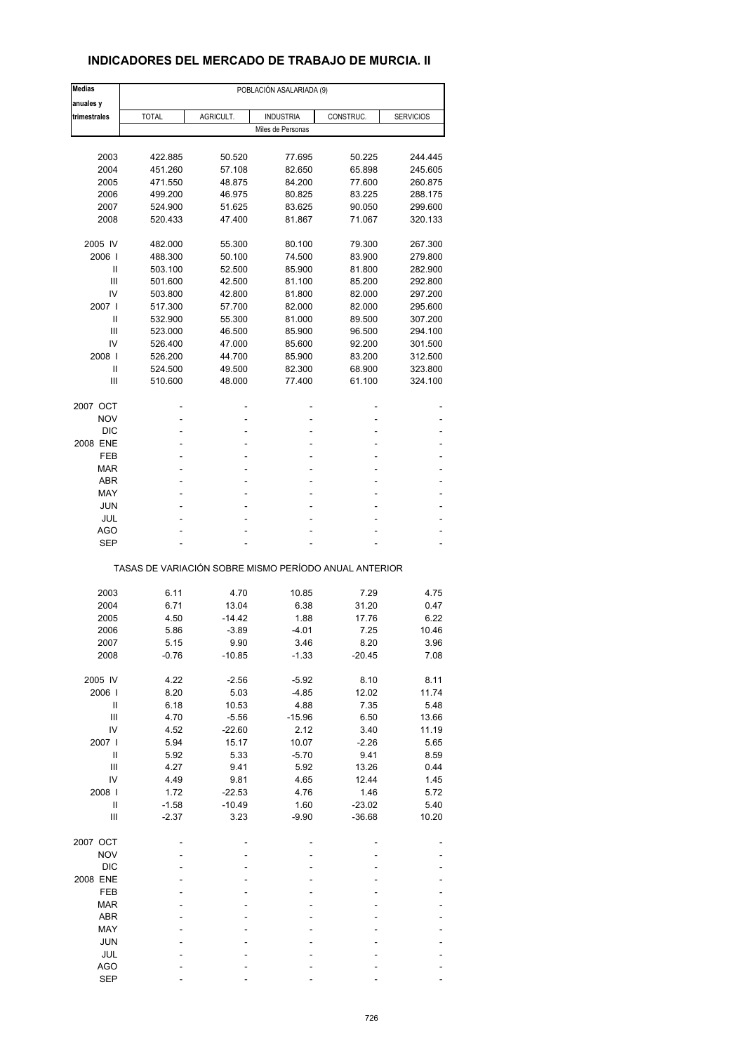## INDICADORES DEL MERCADO DE TRABAJO DE MURCIA. II

| Medias anuales y trimestrales | POBLACIÓN ASALARIADA (9) | | | | |
|---|---|---|---|---|---|
| | TOTAL | AGRICULT. | INDUSTRIA | CONSTRUC. | SERVICIOS |
| | Miles de Personas | | | | |
| 2003 | 422.885 | 50.520 | 77.695 | 50.225 | 244.445 |
| 2004 | 451.260 | 57.108 | 82.650 | 65.898 | 245.605 |
| 2005 | 471.550 | 48.875 | 84.200 | 77.600 | 260.875 |
| 2006 | 499.200 | 46.975 | 80.825 | 83.225 | 288.175 |
| 2007 | 524.900 | 51.625 | 83.625 | 90.050 | 299.600 |
| 2008 | 520.433 | 47.400 | 81.867 | 71.067 | 320.133 |
| 2005 IV | 482.000 | 55.300 | 80.100 | 79.300 | 267.300 |
| 2006 I | 488.300 | 50.100 | 74.500 | 83.900 | 279.800 |
| II | 503.100 | 52.500 | 85.900 | 81.800 | 282.900 |
| III | 501.600 | 42.500 | 81.100 | 85.200 | 292.800 |
| IV | 503.800 | 42.800 | 81.800 | 82.000 | 297.200 |
| 2007 I | 517.300 | 57.700 | 82.000 | 82.000 | 295.600 |
| II | 532.900 | 55.300 | 81.000 | 89.500 | 307.200 |
| III | 523.000 | 46.500 | 85.900 | 96.500 | 294.100 |
| IV | 526.400 | 47.000 | 85.600 | 92.200 | 301.500 |
| 2008 I | 526.200 | 44.700 | 85.900 | 83.200 | 312.500 |
| II | 524.500 | 49.500 | 82.300 | 68.900 | 323.800 |
| III | 510.600 | 48.000 | 77.400 | 61.100 | 324.100 |
| 2007 OCT | - | - | - | - | - |
| NOV | - | - | - | - | - |
| DIC | - | - | - | - | - |
| 2008 ENE | - | - | - | - | - |
| FEB | - | - | - | - | - |
| MAR | - | - | - | - | - |
| ABR | - | - | - | - | - |
| MAY | - | - | - | - | - |
| JUN | - | - | - | - | - |
| JUL | - | - | - | - | - |
| AGO | - | - | - | - | - |
| SEP | - | - | - | - | - |
| | TASAS DE VARIACIÓN SOBRE MISMO PERÍODO ANUAL ANTERIOR | | | | |
| 2003 | 6.11 | 4.70 | 10.85 | 7.29 | 4.75 |
| 2004 | 6.71 | 13.04 | 6.38 | 31.20 | 0.47 |
| 2005 | 4.50 | -14.42 | 1.88 | 17.76 | 6.22 |
| 2006 | 5.86 | -3.89 | -4.01 | 7.25 | 10.46 |
| 2007 | 5.15 | 9.90 | 3.46 | 8.20 | 3.96 |
| 2008 | -0.76 | -10.85 | -1.33 | -20.45 | 7.08 |
| 2005 IV | 4.22 | -2.56 | -5.92 | 8.10 | 8.11 |
| 2006 I | 8.20 | 5.03 | -4.85 | 12.02 | 11.74 |
| II | 6.18 | 10.53 | 4.88 | 7.35 | 5.48 |
| III | 4.70 | -5.56 | -15.96 | 6.50 | 13.66 |
| IV | 4.52 | -22.60 | 2.12 | 3.40 | 11.19 |
| 2007 I | 5.94 | 15.17 | 10.07 | -2.26 | 5.65 |
| II | 5.92 | 5.33 | -5.70 | 9.41 | 8.59 |
| III | 4.27 | 9.41 | 5.92 | 13.26 | 0.44 |
| IV | 4.49 | 9.81 | 4.65 | 12.44 | 1.45 |
| 2008 I | 1.72 | -22.53 | 4.76 | 1.46 | 5.72 |
| II | -1.58 | -10.49 | 1.60 | -23.02 | 5.40 |
| III | -2.37 | 3.23 | -9.90 | -36.68 | 10.20 |
| 2007 OCT | - | - | - | - | - |
| NOV | - | - | - | - | - |
| DIC | - | - | - | - | - |
| 2008 ENE | - | - | - | - | - |
| FEB | - | - | - | - | - |
| MAR | - | - | - | - | - |
| ABR | - | - | - | - | - |
| MAY | - | - | - | - | - |
| JUN | - | - | - | - | - |
| JUL | - | - | - | - | - |
| AGO | - | - | - | - | - |
| SEP | - | - | - | - | - |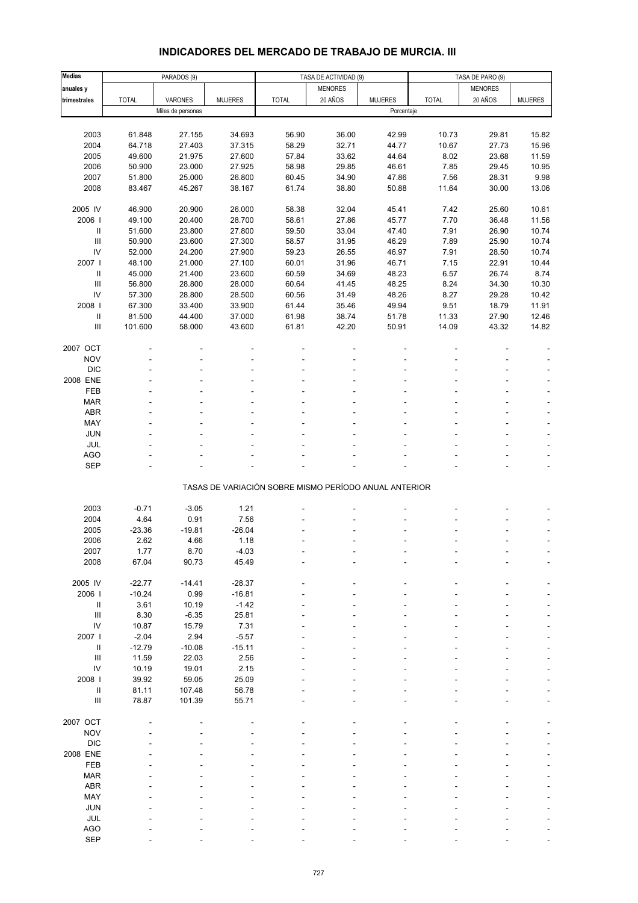## INDICADORES DEL MERCADO DE TRABAJO DE MURCIA. III

| Medias anuales y trimestrales | PARADOS (9) | | | TASA DE ACTIVIDAD (9) | | | TASA DE PARO (9) | | |
|---|---|---|---|---|---|---|---|---|---|
| | TOTAL | VARONES | MUJERES | TOTAL | MENORES 20 AÑOS | MUJERES | TOTAL | MENORES 20 AÑOS | MUJERES |
| | Miles de personas | | | Porcentaje | | | | | |
| 2003 | 61.848 | 27.155 | 34.693 | 56.90 | 36.00 | 42.99 | 10.73 | 29.81 | 15.82 |
| 2004 | 64.718 | 27.403 | 37.315 | 58.29 | 32.71 | 44.77 | 10.67 | 27.73 | 15.96 |
| 2005 | 49.600 | 21.975 | 27.600 | 57.84 | 33.62 | 44.64 | 8.02 | 23.68 | 11.59 |
| 2006 | 50.900 | 23.000 | 27.925 | 58.98 | 29.85 | 46.61 | 7.85 | 29.45 | 10.95 |
| 2007 | 51.800 | 25.000 | 26.800 | 60.45 | 34.90 | 47.86 | 7.56 | 28.31 | 9.98 |
| 2008 | 83.467 | 45.267 | 38.167 | 61.74 | 38.80 | 50.88 | 11.64 | 30.00 | 13.06 |
| 2005 IV | 46.900 | 20.900 | 26.000 | 58.38 | 32.04 | 45.41 | 7.42 | 25.60 | 10.61 |
| 2006 I | 49.100 | 20.400 | 28.700 | 58.61 | 27.86 | 45.77 | 7.70 | 36.48 | 11.56 |
| II | 51.600 | 23.800 | 27.800 | 59.50 | 33.04 | 47.40 | 7.91 | 26.90 | 10.74 |
| III | 50.900 | 23.600 | 27.300 | 58.57 | 31.95 | 46.29 | 7.89 | 25.90 | 10.74 |
| IV | 52.000 | 24.200 | 27.900 | 59.23 | 26.55 | 46.97 | 7.91 | 28.50 | 10.74 |
| 2007 I | 48.100 | 21.000 | 27.100 | 60.01 | 31.96 | 46.71 | 7.15 | 22.91 | 10.44 |
| II | 45.000 | 21.400 | 23.600 | 60.59 | 34.69 | 48.23 | 6.57 | 26.74 | 8.74 |
| III | 56.800 | 28.800 | 28.000 | 60.64 | 41.45 | 48.25 | 8.24 | 34.30 | 10.30 |
| IV | 57.300 | 28.800 | 28.500 | 60.56 | 31.49 | 48.26 | 8.27 | 29.28 | 10.42 |
| 2008 I | 67.300 | 33.400 | 33.900 | 61.44 | 35.46 | 49.94 | 9.51 | 18.79 | 11.91 |
| II | 81.500 | 44.400 | 37.000 | 61.98 | 38.74 | 51.78 | 11.33 | 27.90 | 12.46 |
| III | 101.600 | 58.000 | 43.600 | 61.81 | 42.20 | 50.91 | 14.09 | 43.32 | 14.82 |
| 2007 OCT | - | - | - | - | - | - | - | - | - |
| NOV | - | - | - | - | - | - | - | - | - |
| DIC | - | - | - | - | - | - | - | - | - |
| 2008 ENE | - | - | - | - | - | - | - | - | - |
| FEB | - | - | - | - | - | - | - | - | - |
| MAR | - | - | - | - | - | - | - | - | - |
| ABR | - | - | - | - | - | - | - | - | - |
| MAY | - | - | - | - | - | - | - | - | - |
| JUN | - | - | - | - | - | - | - | - | - |
| JUL | - | - | - | - | - | - | - | - | - |
| AGO | - | - | - | - | - | - | - | - | - |
| SEP | - | - | - | - | - | - | - | - | - |
| | TASAS DE VARIACIÓN SOBRE MISMO PERÍODO ANUAL ANTERIOR | | | | | | | | |
| 2003 | -0.71 | -3.05 | 1.21 | - | - | - | - | - | - |
| 2004 | 4.64 | 0.91 | 7.56 | - | - | - | - | - | - |
| 2005 | -23.36 | -19.81 | -26.04 | - | - | - | - | - | - |
| 2006 | 2.62 | 4.66 | 1.18 | - | - | - | - | - | - |
| 2007 | 1.77 | 8.70 | -4.03 | - | - | - | - | - | - |
| 2008 | 67.04 | 90.73 | 45.49 | - | - | - | - | - | - |
| 2005 IV | -22.77 | -14.41 | -28.37 | - | - | - | - | - | - |
| 2006 I | -10.24 | 0.99 | -16.81 | - | - | - | - | - | - |
| II | 3.61 | 10.19 | -1.42 | - | - | - | - | - | - |
| III | 8.30 | -6.35 | 25.81 | - | - | - | - | - | - |
| IV | 10.87 | 15.79 | 7.31 | - | - | - | - | - | - |
| 2007 I | -2.04 | 2.94 | -5.57 | - | - | - | - | - | - |
| II | -12.79 | -10.08 | -15.11 | - | - | - | - | - | - |
| III | 11.59 | 22.03 | 2.56 | - | - | - | - | - | - |
| IV | 10.19 | 19.01 | 2.15 | - | - | - | - | - | - |
| 2008 I | 39.92 | 59.05 | 25.09 | - | - | - | - | - | - |
| II | 81.11 | 107.48 | 56.78 | - | - | - | - | - | - |
| III | 78.87 | 101.39 | 55.71 | - | - | - | - | - | - |
| 2007 OCT | - | - | - | - | - | - | - | - | - |
| NOV | - | - | - | - | - | - | - | - | - |
| DIC | - | - | - | - | - | - | - | - | - |
| 2008 ENE | - | - | - | - | - | - | - | - | - |
| FEB | - | - | - | - | - | - | - | - | - |
| MAR | - | - | - | - | - | - | - | - | - |
| ABR | - | - | - | - | - | - | - | - | - |
| MAY | - | - | - | - | - | - | - | - | - |
| JUN | - | - | - | - | - | - | - | - | - |
| JUL | - | - | - | - | - | - | - | - | - |
| AGO | - | - | - | - | - | - | - | - | - |
| SEP | - | - | - | - | - | - | - | - | - |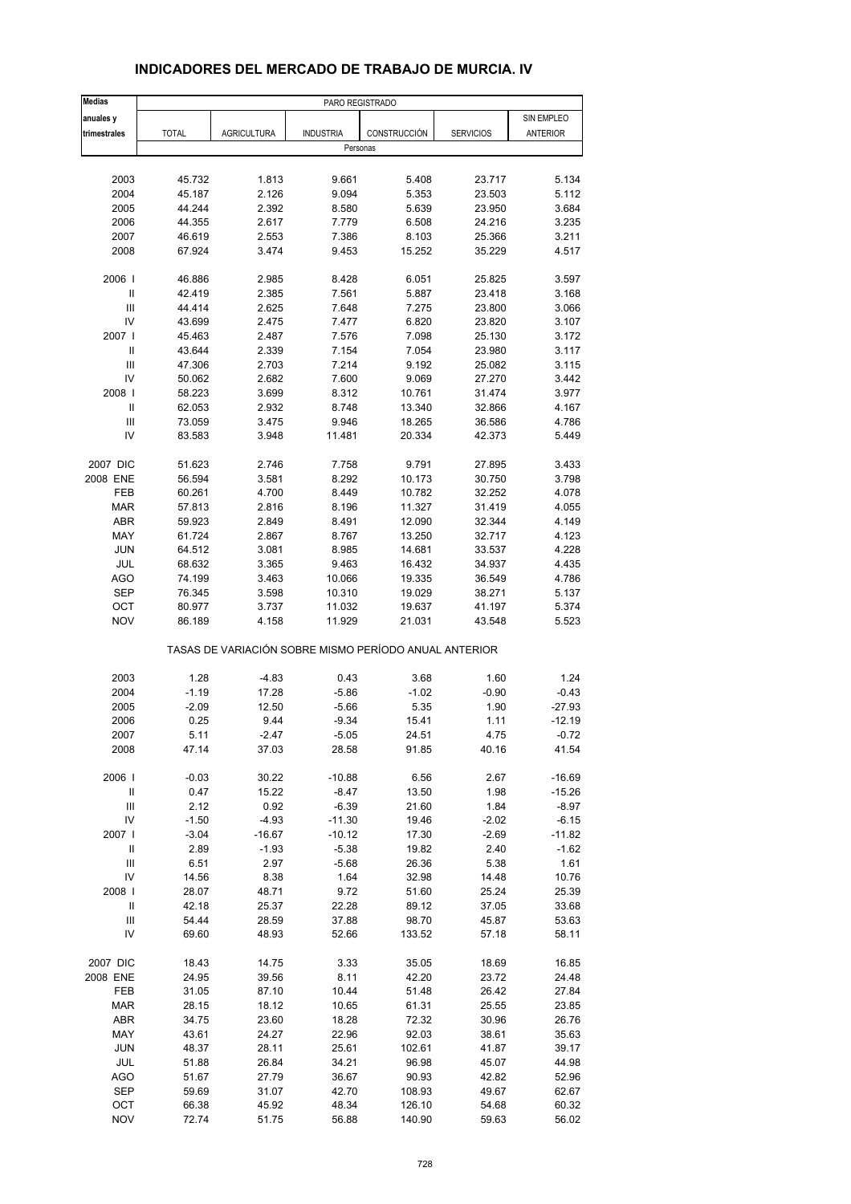## INDICADORES DEL MERCADO DE TRABAJO DE MURCIA. IV

| Medias anuales y trimestrales | PARO REGISTRADO | | | | | |
|---|---|---|---|---|---|---|
| | TOTAL | AGRICULTURA | INDUSTRIA | CONSTRUCCIÓN | SERVICIOS | SIN EMPLEO ANTERIOR |
| | Personas | | | | | |
| 2003 | 45.732 | 1.813 | 9.661 | 5.408 | 23.717 | 5.134 |
| 2004 | 45.187 | 2.126 | 9.094 | 5.353 | 23.503 | 5.112 |
| 2005 | 44.244 | 2.392 | 8.580 | 5.639 | 23.950 | 3.684 |
| 2006 | 44.355 | 2.617 | 7.779 | 6.508 | 24.216 | 3.235 |
| 2007 | 46.619 | 2.553 | 7.386 | 8.103 | 25.366 | 3.211 |
| 2008 | 67.924 | 3.474 | 9.453 | 15.252 | 35.229 | 4.517 |
| 2006 I | 46.886 | 2.985 | 8.428 | 6.051 | 25.825 | 3.597 |
| II | 42.419 | 2.385 | 7.561 | 5.887 | 23.418 | 3.168 |
| III | 44.414 | 2.625 | 7.648 | 7.275 | 23.800 | 3.066 |
| IV | 43.699 | 2.475 | 7.477 | 6.820 | 23.820 | 3.107 |
| 2007 I | 45.463 | 2.487 | 7.576 | 7.098 | 25.130 | 3.172 |
| II | 43.644 | 2.339 | 7.154 | 7.054 | 23.980 | 3.117 |
| III | 47.306 | 2.703 | 7.214 | 9.192 | 25.082 | 3.115 |
| IV | 50.062 | 2.682 | 7.600 | 9.069 | 27.270 | 3.442 |
| 2008 I | 58.223 | 3.699 | 8.312 | 10.761 | 31.474 | 3.977 |
| II | 62.053 | 2.932 | 8.748 | 13.340 | 32.866 | 4.167 |
| III | 73.059 | 3.475 | 9.946 | 18.265 | 36.586 | 4.786 |
| IV | 83.583 | 3.948 | 11.481 | 20.334 | 42.373 | 5.449 |
| 2007 DIC | 51.623 | 2.746 | 7.758 | 9.791 | 27.895 | 3.433 |
| 2008 ENE | 56.594 | 3.581 | 8.292 | 10.173 | 30.750 | 3.798 |
| FEB | 60.261 | 4.700 | 8.449 | 10.782 | 32.252 | 4.078 |
| MAR | 57.813 | 2.816 | 8.196 | 11.327 | 31.419 | 4.055 |
| ABR | 59.923 | 2.849 | 8.491 | 12.090 | 32.344 | 4.149 |
| MAY | 61.724 | 2.867 | 8.767 | 13.250 | 32.717 | 4.123 |
| JUN | 64.512 | 3.081 | 8.985 | 14.681 | 33.537 | 4.228 |
| JUL | 68.632 | 3.365 | 9.463 | 16.432 | 34.937 | 4.435 |
| AGO | 74.199 | 3.463 | 10.066 | 19.335 | 36.549 | 4.786 |
| SEP | 76.345 | 3.598 | 10.310 | 19.029 | 38.271 | 5.137 |
| OCT | 80.977 | 3.737 | 11.032 | 19.637 | 41.197 | 5.374 |
| NOV | 86.189 | 4.158 | 11.929 | 21.031 | 43.548 | 5.523 |
| | TASAS DE VARIACIÓN SOBRE MISMO PERÍODO ANUAL ANTERIOR | | | | | |
| 2003 | 1.28 | -4.83 | 0.43 | 3.68 | 1.60 | 1.24 |
| 2004 | -1.19 | 17.28 | -5.86 | -1.02 | -0.90 | -0.43 |
| 2005 | -2.09 | 12.50 | -5.66 | 5.35 | 1.90 | -27.93 |
| 2006 | 0.25 | 9.44 | -9.34 | 15.41 | 1.11 | -12.19 |
| 2007 | 5.11 | -2.47 | -5.05 | 24.51 | 4.75 | -0.72 |
| 2008 | 47.14 | 37.03 | 28.58 | 91.85 | 40.16 | 41.54 |
| 2006 I | -0.03 | 30.22 | -10.88 | 6.56 | 2.67 | -16.69 |
| II | 0.47 | 15.22 | -8.47 | 13.50 | 1.98 | -15.26 |
| III | 2.12 | 0.92 | -6.39 | 21.60 | 1.84 | -8.97 |
| IV | -1.50 | -4.93 | -11.30 | 19.46 | -2.02 | -6.15 |
| 2007 I | -3.04 | -16.67 | -10.12 | 17.30 | -2.69 | -11.82 |
| II | 2.89 | -1.93 | -5.38 | 19.82 | 2.40 | -1.62 |
| III | 6.51 | 2.97 | -5.68 | 26.36 | 5.38 | 1.61 |
| IV | 14.56 | 8.38 | 1.64 | 32.98 | 14.48 | 10.76 |
| 2008 I | 28.07 | 48.71 | 9.72 | 51.60 | 25.24 | 25.39 |
| II | 42.18 | 25.37 | 22.28 | 89.12 | 37.05 | 33.68 |
| III | 54.44 | 28.59 | 37.88 | 98.70 | 45.87 | 53.63 |
| IV | 69.60 | 48.93 | 52.66 | 133.52 | 57.18 | 58.11 |
| 2007 DIC | 18.43 | 14.75 | 3.33 | 35.05 | 18.69 | 16.85 |
| 2008 ENE | 24.95 | 39.56 | 8.11 | 42.20 | 23.72 | 24.48 |
| FEB | 31.05 | 87.10 | 10.44 | 51.48 | 26.42 | 27.84 |
| MAR | 28.15 | 18.12 | 10.65 | 61.31 | 25.55 | 23.85 |
| ABR | 34.75 | 23.60 | 18.28 | 72.32 | 30.96 | 26.76 |
| MAY | 43.61 | 24.27 | 22.96 | 92.03 | 38.61 | 35.63 |
| JUN | 48.37 | 28.11 | 25.61 | 102.61 | 41.87 | 39.17 |
| JUL | 51.88 | 26.84 | 34.21 | 96.98 | 45.07 | 44.98 |
| AGO | 51.67 | 27.79 | 36.67 | 90.93 | 42.82 | 52.96 |
| SEP | 59.69 | 31.07 | 42.70 | 108.93 | 49.67 | 62.67 |
| OCT | 66.38 | 45.92 | 48.34 | 126.10 | 54.68 | 60.32 |
| NOV | 72.74 | 51.75 | 56.88 | 140.90 | 59.63 | 56.02 |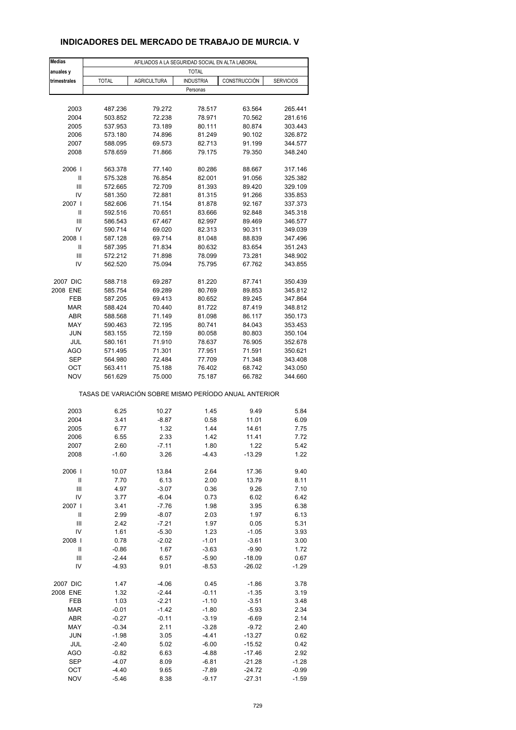## INDICADORES DEL MERCADO DE TRABAJO DE MURCIA. V

| Medias anuales y trimestrales | AFILIADOS A LA SEGURIDAD SOCIAL EN ALTA LABORAL | | | | |
|---|---|---|---|---|---|
| | TOTAL | | | | |
| | TOTAL | AGRICULTURA | INDUSTRIA | CONSTRUCCIÓN | SERVICIOS |
| | Personas | | | | |
| 2003 | 487.236 | 79.272 | 78.517 | 63.564 | 265.441 |
| 2004 | 503.852 | 72.238 | 78.971 | 70.562 | 281.616 |
| 2005 | 537.953 | 73.189 | 80.111 | 80.874 | 303.443 |
| 2006 | 573.180 | 74.896 | 81.249 | 90.102 | 326.872 |
| 2007 | 588.095 | 69.573 | 82.713 | 91.199 | 344.577 |
| 2008 | 578.659 | 71.866 | 79.175 | 79.350 | 348.240 |
| 2006 I | 563.378 | 77.140 | 80.286 | 88.667 | 317.146 |
| II | 575.328 | 76.854 | 82.001 | 91.056 | 325.382 |
| III | 572.665 | 72.709 | 81.393 | 89.420 | 329.109 |
| IV | 581.350 | 72.881 | 81.315 | 91.266 | 335.853 |
| 2007 I | 582.606 | 71.154 | 81.878 | 92.167 | 337.373 |
| II | 592.516 | 70.651 | 83.666 | 92.848 | 345.318 |
| III | 586.543 | 67.467 | 82.997 | 89.469 | 346.577 |
| IV | 590.714 | 69.020 | 82.313 | 90.311 | 349.039 |
| 2008 I | 587.128 | 69.714 | 81.048 | 88.839 | 347.496 |
| II | 587.395 | 71.834 | 80.632 | 83.654 | 351.243 |
| III | 572.212 | 71.898 | 78.099 | 73.281 | 348.902 |
| IV | 562.520 | 75.094 | 75.795 | 67.762 | 343.855 |
| 2007 DIC | 588.718 | 69.287 | 81.220 | 87.741 | 350.439 |
| 2008 ENE | 585.754 | 69.289 | 80.769 | 89.853 | 345.812 |
| FEB | 587.205 | 69.413 | 80.652 | 89.245 | 347.864 |
| MAR | 588.424 | 70.440 | 81.722 | 87.419 | 348.812 |
| ABR | 588.568 | 71.149 | 81.098 | 86.117 | 350.173 |
| MAY | 590.463 | 72.195 | 80.741 | 84.043 | 353.453 |
| JUN | 583.155 | 72.159 | 80.058 | 80.803 | 350.104 |
| JUL | 580.161 | 71.910 | 78.637 | 76.905 | 352.678 |
| AGO | 571.495 | 71.301 | 77.951 | 71.591 | 350.621 |
| SEP | 564.980 | 72.484 | 77.709 | 71.348 | 343.408 |
| OCT | 563.411 | 75.188 | 76.402 | 68.742 | 343.050 |
| NOV | 561.629 | 75.000 | 75.187 | 66.782 | 344.660 |
| | TASAS DE VARIACIÓN SOBRE MISMO PERÍODO ANUAL ANTERIOR | | | | |
| 2003 | 6.25 | 10.27 | 1.45 | 9.49 | 5.84 |
| 2004 | 3.41 | -8.87 | 0.58 | 11.01 | 6.09 |
| 2005 | 6.77 | 1.32 | 1.44 | 14.61 | 7.75 |
| 2006 | 6.55 | 2.33 | 1.42 | 11.41 | 7.72 |
| 2007 | 2.60 | -7.11 | 1.80 | 1.22 | 5.42 |
| 2008 | -1.60 | 3.26 | -4.43 | -13.29 | 1.22 |
| 2006 I | 10.07 | 13.84 | 2.64 | 17.36 | 9.40 |
| II | 7.70 | 6.13 | 2.00 | 13.79 | 8.11 |
| III | 4.97 | -3.07 | 0.36 | 9.26 | 7.10 |
| IV | 3.77 | -6.04 | 0.73 | 6.02 | 6.42 |
| 2007 I | 3.41 | -7.76 | 1.98 | 3.95 | 6.38 |
| II | 2.99 | -8.07 | 2.03 | 1.97 | 6.13 |
| III | 2.42 | -7.21 | 1.97 | 0.05 | 5.31 |
| IV | 1.61 | -5.30 | 1.23 | -1.05 | 3.93 |
| 2008 I | 0.78 | -2.02 | -1.01 | -3.61 | 3.00 |
| II | -0.86 | 1.67 | -3.63 | -9.90 | 1.72 |
| III | -2.44 | 6.57 | -5.90 | -18.09 | 0.67 |
| IV | -4.93 | 9.01 | -8.53 | -26.02 | -1.29 |
| 2007 DIC | 1.47 | -4.06 | 0.45 | -1.86 | 3.78 |
| 2008 ENE | 1.32 | -2.44 | -0.11 | -1.35 | 3.19 |
| FEB | 1.03 | -2.21 | -1.10 | -3.51 | 3.48 |
| MAR | -0.01 | -1.42 | -1.80 | -5.93 | 2.34 |
| ABR | -0.27 | -0.11 | -3.19 | -6.69 | 2.14 |
| MAY | -0.34 | 2.11 | -3.28 | -9.72 | 2.40 |
| JUN | -1.98 | 3.05 | -4.41 | -13.27 | 0.62 |
| JUL | -2.40 | 5.02 | -6.00 | -15.52 | 0.42 |
| AGO | -0.82 | 6.63 | -4.88 | -17.46 | 2.92 |
| SEP | -4.07 | 8.09 | -6.81 | -21.28 | -1.28 |
| OCT | -4.40 | 9.65 | -7.89 | -24.72 | -0.99 |
| NOV | -5.46 | 8.38 | -9.17 | -27.31 | -1.59 |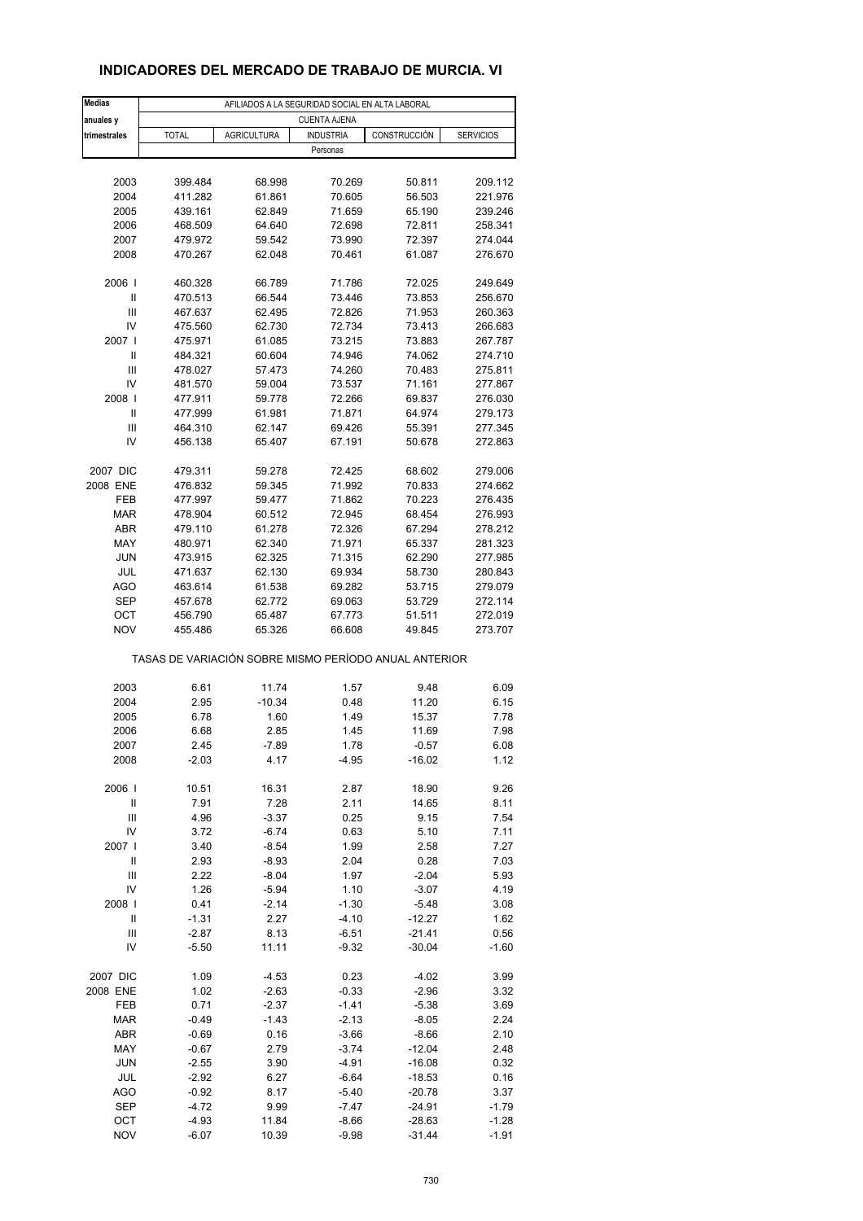## INDICADORES DEL MERCADO DE TRABAJO DE MURCIA. VI

| Medias anuales y trimestrales | AFILIADOS A LA SEGURIDAD SOCIAL EN ALTA LABORAL | | | | |
|---|---|---|---|---|---|
| | CUENTA AJENA | | | | |
| | TOTAL | AGRICULTURA | INDUSTRIA | CONSTRUCCIÓN | SERVICIOS |
| | Personas | | | | |
| 2003 | 399.484 | 68.998 | 70.269 | 50.811 | 209.112 |
| 2004 | 411.282 | 61.861 | 70.605 | 56.503 | 221.976 |
| 2005 | 439.161 | 62.849 | 71.659 | 65.190 | 239.246 |
| 2006 | 468.509 | 64.640 | 72.698 | 72.811 | 258.341 |
| 2007 | 479.972 | 59.542 | 73.990 | 72.397 | 274.044 |
| 2008 | 470.267 | 62.048 | 70.461 | 61.087 | 276.670 |
| 2006 I | 460.328 | 66.789 | 71.786 | 72.025 | 249.649 |
| II | 470.513 | 66.544 | 73.446 | 73.853 | 256.670 |
| III | 467.637 | 62.495 | 72.826 | 71.953 | 260.363 |
| IV | 475.560 | 62.730 | 72.734 | 73.413 | 266.683 |
| 2007 I | 475.971 | 61.085 | 73.215 | 73.883 | 267.787 |
| II | 484.321 | 60.604 | 74.946 | 74.062 | 274.710 |
| III | 478.027 | 57.473 | 74.260 | 70.483 | 275.811 |
| IV | 481.570 | 59.004 | 73.537 | 71.161 | 277.867 |
| 2008 I | 477.911 | 59.778 | 72.266 | 69.837 | 276.030 |
| II | 477.999 | 61.981 | 71.871 | 64.974 | 279.173 |
| III | 464.310 | 62.147 | 69.426 | 55.391 | 277.345 |
| IV | 456.138 | 65.407 | 67.191 | 50.678 | 272.863 |
| 2007 DIC | 479.311 | 59.278 | 72.425 | 68.602 | 279.006 |
| 2008 ENE | 476.832 | 59.345 | 71.992 | 70.833 | 274.662 |
| FEB | 477.997 | 59.477 | 71.862 | 70.223 | 276.435 |
| MAR | 478.904 | 60.512 | 72.945 | 68.454 | 276.993 |
| ABR | 479.110 | 61.278 | 72.326 | 67.294 | 278.212 |
| MAY | 480.971 | 62.340 | 71.971 | 65.337 | 281.323 |
| JUN | 473.915 | 62.325 | 71.315 | 62.290 | 277.985 |
| JUL | 471.637 | 62.130 | 69.934 | 58.730 | 280.843 |
| AGO | 463.614 | 61.538 | 69.282 | 53.715 | 279.079 |
| SEP | 457.678 | 62.772 | 69.063 | 53.729 | 272.114 |
| OCT | 456.790 | 65.487 | 67.773 | 51.511 | 272.019 |
| NOV | 455.486 | 65.326 | 66.608 | 49.845 | 273.707 |
| | TASAS DE VARIACIÓN SOBRE MISMO PERÍODO ANUAL ANTERIOR | | | | |
| 2003 | 6.61 | 11.74 | 1.57 | 9.48 | 6.09 |
| 2004 | 2.95 | -10.34 | 0.48 | 11.20 | 6.15 |
| 2005 | 6.78 | 1.60 | 1.49 | 15.37 | 7.78 |
| 2006 | 6.68 | 2.85 | 1.45 | 11.69 | 7.98 |
| 2007 | 2.45 | -7.89 | 1.78 | -0.57 | 6.08 |
| 2008 | -2.03 | 4.17 | -4.95 | -16.02 | 1.12 |
| 2006 I | 10.51 | 16.31 | 2.87 | 18.90 | 9.26 |
| II | 7.91 | 7.28 | 2.11 | 14.65 | 8.11 |
| III | 4.96 | -3.37 | 0.25 | 9.15 | 7.54 |
| IV | 3.72 | -6.74 | 0.63 | 5.10 | 7.11 |
| 2007 I | 3.40 | -8.54 | 1.99 | 2.58 | 7.27 |
| II | 2.93 | -8.93 | 2.04 | 0.28 | 7.03 |
| III | 2.22 | -8.04 | 1.97 | -2.04 | 5.93 |
| IV | 1.26 | -5.94 | 1.10 | -3.07 | 4.19 |
| 2008 I | 0.41 | -2.14 | -1.30 | -5.48 | 3.08 |
| II | -1.31 | 2.27 | -4.10 | -12.27 | 1.62 |
| III | -2.87 | 8.13 | -6.51 | -21.41 | 0.56 |
| IV | -5.50 | 11.11 | -9.32 | -30.04 | -1.60 |
| 2007 DIC | 1.09 | -4.53 | 0.23 | -4.02 | 3.99 |
| 2008 ENE | 1.02 | -2.63 | -0.33 | -2.96 | 3.32 |
| FEB | 0.71 | -2.37 | -1.41 | -5.38 | 3.69 |
| MAR | -0.49 | -1.43 | -2.13 | -8.05 | 2.24 |
| ABR | -0.69 | 0.16 | -3.66 | -8.66 | 2.10 |
| MAY | -0.67 | 2.79 | -3.74 | -12.04 | 2.48 |
| JUN | -2.55 | 3.90 | -4.91 | -16.08 | 0.32 |
| JUL | -2.92 | 6.27 | -6.64 | -18.53 | 0.16 |
| AGO | -0.92 | 8.17 | -5.40 | -20.78 | 3.37 |
| SEP | -4.72 | 9.99 | -7.47 | -24.91 | -1.79 |
| OCT | -4.93 | 11.84 | -8.66 | -28.63 | -1.28 |
| NOV | -6.07 | 10.39 | -9.98 | -31.44 | -1.91 |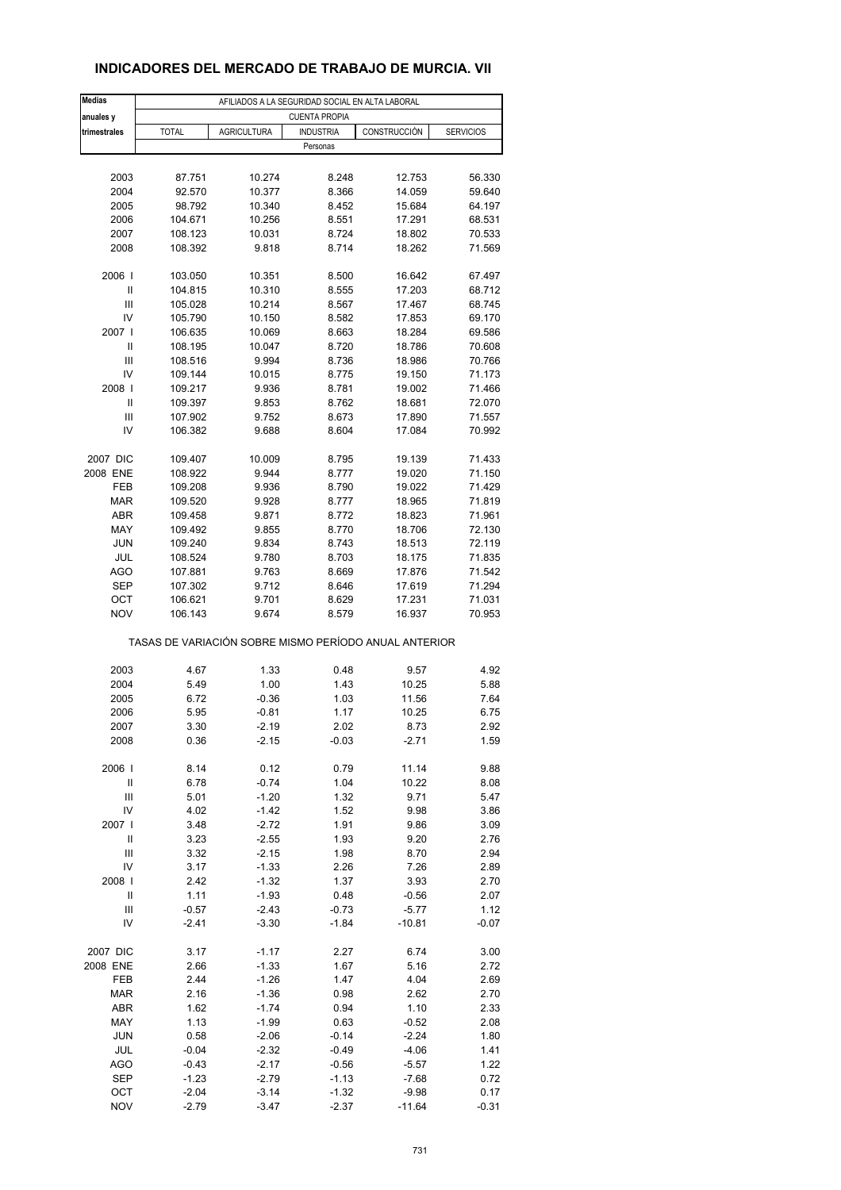## INDICADORES DEL MERCADO DE TRABAJO DE MURCIA. VII

| Medias anuales y trimestrales | AFILIADOS A LA SEGURIDAD SOCIAL EN ALTA LABORAL | | | | |
|---|---|---|---|---|---|
| | CUENTA PROPIA | | | | |
| | TOTAL | AGRICULTURA | INDUSTRIA | CONSTRUCCIÓN | SERVICIOS |
| | Personas | | | | |
| 2003 | 87.751 | 10.274 | 8.248 | 12.753 | 56.330 |
| 2004 | 92.570 | 10.377 | 8.366 | 14.059 | 59.640 |
| 2005 | 98.792 | 10.340 | 8.452 | 15.684 | 64.197 |
| 2006 | 104.671 | 10.256 | 8.551 | 17.291 | 68.531 |
| 2007 | 108.123 | 10.031 | 8.724 | 18.802 | 70.533 |
| 2008 | 108.392 | 9.818 | 8.714 | 18.262 | 71.569 |
| 2006 I | 103.050 | 10.351 | 8.500 | 16.642 | 67.497 |
| II | 104.815 | 10.310 | 8.555 | 17.203 | 68.712 |
| III | 105.028 | 10.214 | 8.567 | 17.467 | 68.745 |
| IV | 105.790 | 10.150 | 8.582 | 17.853 | 69.170 |
| 2007 I | 106.635 | 10.069 | 8.663 | 18.284 | 69.586 |
| II | 108.195 | 10.047 | 8.720 | 18.786 | 70.608 |
| III | 108.516 | 9.994 | 8.736 | 18.986 | 70.766 |
| IV | 109.144 | 10.015 | 8.775 | 19.150 | 71.173 |
| 2008 I | 109.217 | 9.936 | 8.781 | 19.002 | 71.466 |
| II | 109.397 | 9.853 | 8.762 | 18.681 | 72.070 |
| III | 107.902 | 9.752 | 8.673 | 17.890 | 71.557 |
| IV | 106.382 | 9.688 | 8.604 | 17.084 | 70.992 |
| 2007 DIC | 109.407 | 10.009 | 8.795 | 19.139 | 71.433 |
| 2008 ENE | 108.922 | 9.944 | 8.777 | 19.020 | 71.150 |
| FEB | 109.208 | 9.936 | 8.790 | 19.022 | 71.429 |
| MAR | 109.520 | 9.928 | 8.777 | 18.965 | 71.819 |
| ABR | 109.458 | 9.871 | 8.772 | 18.823 | 71.961 |
| MAY | 109.492 | 9.855 | 8.770 | 18.706 | 72.130 |
| JUN | 109.240 | 9.834 | 8.743 | 18.513 | 72.119 |
| JUL | 108.524 | 9.780 | 8.703 | 18.175 | 71.835 |
| AGO | 107.881 | 9.763 | 8.669 | 17.876 | 71.542 |
| SEP | 107.302 | 9.712 | 8.646 | 17.619 | 71.294 |
| OCT | 106.621 | 9.701 | 8.629 | 17.231 | 71.031 |
| NOV | 106.143 | 9.674 | 8.579 | 16.937 | 70.953 |
| | TASAS DE VARIACIÓN SOBRE MISMO PERÍODO ANUAL ANTERIOR | | | | |
| 2003 | 4.67 | 1.33 | 0.48 | 9.57 | 4.92 |
| 2004 | 5.49 | 1.00 | 1.43 | 10.25 | 5.88 |
| 2005 | 6.72 | -0.36 | 1.03 | 11.56 | 7.64 |
| 2006 | 5.95 | -0.81 | 1.17 | 10.25 | 6.75 |
| 2007 | 3.30 | -2.19 | 2.02 | 8.73 | 2.92 |
| 2008 | 0.36 | -2.15 | -0.03 | -2.71 | 1.59 |
| 2006 I | 8.14 | 0.12 | 0.79 | 11.14 | 9.88 |
| II | 6.78 | -0.74 | 1.04 | 10.22 | 8.08 |
| III | 5.01 | -1.20 | 1.32 | 9.71 | 5.47 |
| IV | 4.02 | -1.42 | 1.52 | 9.98 | 3.86 |
| 2007 I | 3.48 | -2.72 | 1.91 | 9.86 | 3.09 |
| II | 3.23 | -2.55 | 1.93 | 9.20 | 2.76 |
| III | 3.32 | -2.15 | 1.98 | 8.70 | 2.94 |
| IV | 3.17 | -1.33 | 2.26 | 7.26 | 2.89 |
| 2008 I | 2.42 | -1.32 | 1.37 | 3.93 | 2.70 |
| II | 1.11 | -1.93 | 0.48 | -0.56 | 2.07 |
| III | -0.57 | -2.43 | -0.73 | -5.77 | 1.12 |
| IV | -2.41 | -3.30 | -1.84 | -10.81 | -0.07 |
| 2007 DIC | 3.17 | -1.17 | 2.27 | 6.74 | 3.00 |
| 2008 ENE | 2.66 | -1.33 | 1.67 | 5.16 | 2.72 |
| FEB | 2.44 | -1.26 | 1.47 | 4.04 | 2.69 |
| MAR | 2.16 | -1.36 | 0.98 | 2.62 | 2.70 |
| ABR | 1.62 | -1.74 | 0.94 | 1.10 | 2.33 |
| MAY | 1.13 | -1.99 | 0.63 | -0.52 | 2.08 |
| JUN | 0.58 | -2.06 | -0.14 | -2.24 | 1.80 |
| JUL | -0.04 | -2.32 | -0.49 | -4.06 | 1.41 |
| AGO | -0.43 | -2.17 | -0.56 | -5.57 | 1.22 |
| SEP | -1.23 | -2.79 | -1.13 | -7.68 | 0.72 |
| OCT | -2.04 | -3.14 | -1.32 | -9.98 | 0.17 |
| NOV | -2.79 | -3.47 | -2.37 | -11.64 | -0.31 |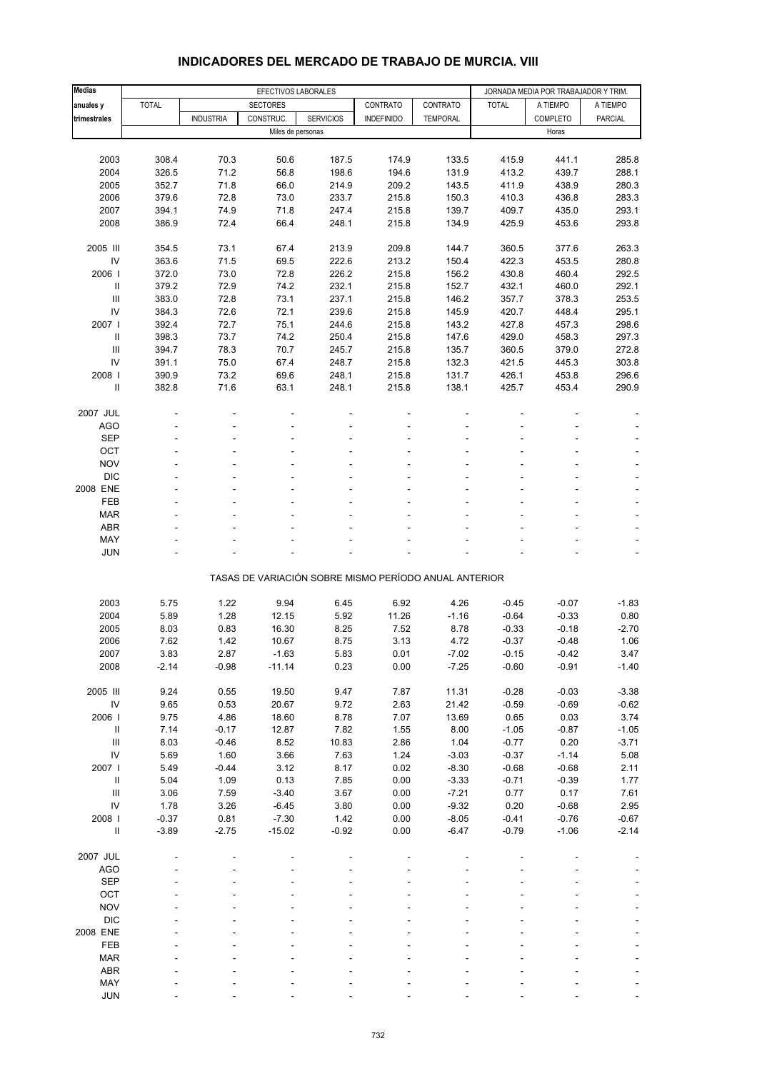## INDICADORES DEL MERCADO DE TRABAJO DE MURCIA. VIII

| Medias anuales y trimestrales | EFECTIVOS LABORALES | | | | | | JORNADA MEDIA POR TRABAJADOR Y TRIM. | | |
|---|---|---|---|---|---|---|---|---|---|
| | TOTAL | SECTORES | | | CONTRATO | CONTRATO | TOTAL | A TIEMPO | A TIEMPO |
| | | INDUSTRIA | CONSTRUC. | SERVICIOS | INDEFINIDO | TEMPORAL | | COMPLETO | PARCIAL |
| | Miles de personas | | | | | | Horas | | |
| 2003 | 308.4 | 70.3 | 50.6 | 187.5 | 174.9 | 133.5 | 415.9 | 441.1 | 285.8 |
| 2004 | 326.5 | 71.2 | 56.8 | 198.6 | 194.6 | 131.9 | 413.2 | 439.7 | 288.1 |
| 2005 | 352.7 | 71.8 | 66.0 | 214.9 | 209.2 | 143.5 | 411.9 | 438.9 | 280.3 |
| 2006 | 379.6 | 72.8 | 73.0 | 233.7 | 215.8 | 150.3 | 410.3 | 436.8 | 283.3 |
| 2007 | 394.1 | 74.9 | 71.8 | 247.4 | 215.8 | 139.7 | 409.7 | 435.0 | 293.1 |
| 2008 | 386.9 | 72.4 | 66.4 | 248.1 | 215.8 | 134.9 | 425.9 | 453.6 | 293.8 |
| 2005 III | 354.5 | 73.1 | 67.4 | 213.9 | 209.8 | 144.7 | 360.5 | 377.6 | 263.3 |
| IV | 363.6 | 71.5 | 69.5 | 222.6 | 213.2 | 150.4 | 422.3 | 453.5 | 280.8 |
| 2006 I | 372.0 | 73.0 | 72.8 | 226.2 | 215.8 | 156.2 | 430.8 | 460.4 | 292.5 |
| II | 379.2 | 72.9 | 74.2 | 232.1 | 215.8 | 152.7 | 432.1 | 460.0 | 292.1 |
| III | 383.0 | 72.8 | 73.1 | 237.1 | 215.8 | 146.2 | 357.7 | 378.3 | 253.5 |
| IV | 384.3 | 72.6 | 72.1 | 239.6 | 215.8 | 145.9 | 420.7 | 448.4 | 295.1 |
| 2007 I | 392.4 | 72.7 | 75.1 | 244.6 | 215.8 | 143.2 | 427.8 | 457.3 | 298.6 |
| II | 398.3 | 73.7 | 74.2 | 250.4 | 215.8 | 147.6 | 429.0 | 458.3 | 297.3 |
| III | 394.7 | 78.3 | 70.7 | 245.7 | 215.8 | 135.7 | 360.5 | 379.0 | 272.8 |
| IV | 391.1 | 75.0 | 67.4 | 248.7 | 215.8 | 132.3 | 421.5 | 445.3 | 303.8 |
| 2008 I | 390.9 | 73.2 | 69.6 | 248.1 | 215.8 | 131.7 | 426.1 | 453.8 | 296.6 |
| II | 382.8 | 71.6 | 63.1 | 248.1 | 215.8 | 138.1 | 425.7 | 453.4 | 290.9 |
| 2007 JUL | - | - | - | - | - | - | - | - | - |
| AGO | - | - | - | - | - | - | - | - | - |
| SEP | - | - | - | - | - | - | - | - | - |
| OCT | - | - | - | - | - | - | - | - | - |
| NOV | - | - | - | - | - | - | - | - | - |
| DIC | - | - | - | - | - | - | - | - | - |
| 2008 ENE | - | - | - | - | - | - | - | - | - |
| FEB | - | - | - | - | - | - | - | - | - |
| MAR | - | - | - | - | - | - | - | - | - |
| ABR | - | - | - | - | - | - | - | - | - |
| MAY | - | - | - | - | - | - | - | - | - |
| JUN | - | - | - | - | - | - | - | - | - |
| | TASAS DE VARIACIÓN SOBRE MISMO PERÍODO ANUAL ANTERIOR | | | | | | | | |
| 2003 | 5.75 | 1.22 | 9.94 | 6.45 | 6.92 | 4.26 | -0.45 | -0.07 | -1.83 |
| 2004 | 5.89 | 1.28 | 12.15 | 5.92 | 11.26 | -1.16 | -0.64 | -0.33 | 0.80 |
| 2005 | 8.03 | 0.83 | 16.30 | 8.25 | 7.52 | 8.78 | -0.33 | -0.18 | -2.70 |
| 2006 | 7.62 | 1.42 | 10.67 | 8.75 | 3.13 | 4.72 | -0.37 | -0.48 | 1.06 |
| 2007 | 3.83 | 2.87 | -1.63 | 5.83 | 0.01 | -7.02 | -0.15 | -0.42 | 3.47 |
| 2008 | -2.14 | -0.98 | -11.14 | 0.23 | 0.00 | -7.25 | -0.60 | -0.91 | -1.40 |
| 2005 III | 9.24 | 0.55 | 19.50 | 9.47 | 7.87 | 11.31 | -0.28 | -0.03 | -3.38 |
| IV | 9.65 | 0.53 | 20.67 | 9.72 | 2.63 | 21.42 | -0.59 | -0.69 | -0.62 |
| 2006 I | 9.75 | 4.86 | 18.60 | 8.78 | 7.07 | 13.69 | 0.65 | 0.03 | 3.74 |
| II | 7.14 | -0.17 | 12.87 | 7.82 | 1.55 | 8.00 | -1.05 | -0.87 | -1.05 |
| III | 8.03 | -0.46 | 8.52 | 10.83 | 2.86 | 1.04 | -0.77 | 0.20 | -3.71 |
| IV | 5.69 | 1.60 | 3.66 | 7.63 | 1.24 | -3.03 | -0.37 | -1.14 | 5.08 |
| 2007 I | 5.49 | -0.44 | 3.12 | 8.17 | 0.02 | -8.30 | -0.68 | -0.68 | 2.11 |
| II | 5.04 | 1.09 | 0.13 | 7.85 | 0.00 | -3.33 | -0.71 | -0.39 | 1.77 |
| III | 3.06 | 7.59 | -3.40 | 3.67 | 0.00 | -7.21 | 0.77 | 0.17 | 7.61 |
| IV | 1.78 | 3.26 | -6.45 | 3.80 | 0.00 | -9.32 | 0.20 | -0.68 | 2.95 |
| 2008 I | -0.37 | 0.81 | -7.30 | 1.42 | 0.00 | -8.05 | -0.41 | -0.76 | -0.67 |
| II | -3.89 | -2.75 | -15.02 | -0.92 | 0.00 | -6.47 | -0.79 | -1.06 | -2.14 |
| 2007 JUL | - | - | - | - | - | - | - | - | - |
| AGO | - | - | - | - | - | - | - | - | - |
| SEP | - | - | - | - | - | - | - | - | - |
| OCT | - | - | - | - | - | - | - | - | - |
| NOV | - | - | - | - | - | - | - | - | - |
| DIC | - | - | - | - | - | - | - | - | - |
| 2008 ENE | - | - | - | - | - | - | - | - | - |
| FEB | - | - | - | - | - | - | - | - | - |
| MAR | - | - | - | - | - | - | - | - | - |
| ABR | - | - | - | - | - | - | - | - | - |
| MAY | - | - | - | - | - | - | - | - | - |
| JUN | - | - | - | - | - | - | - | - | - |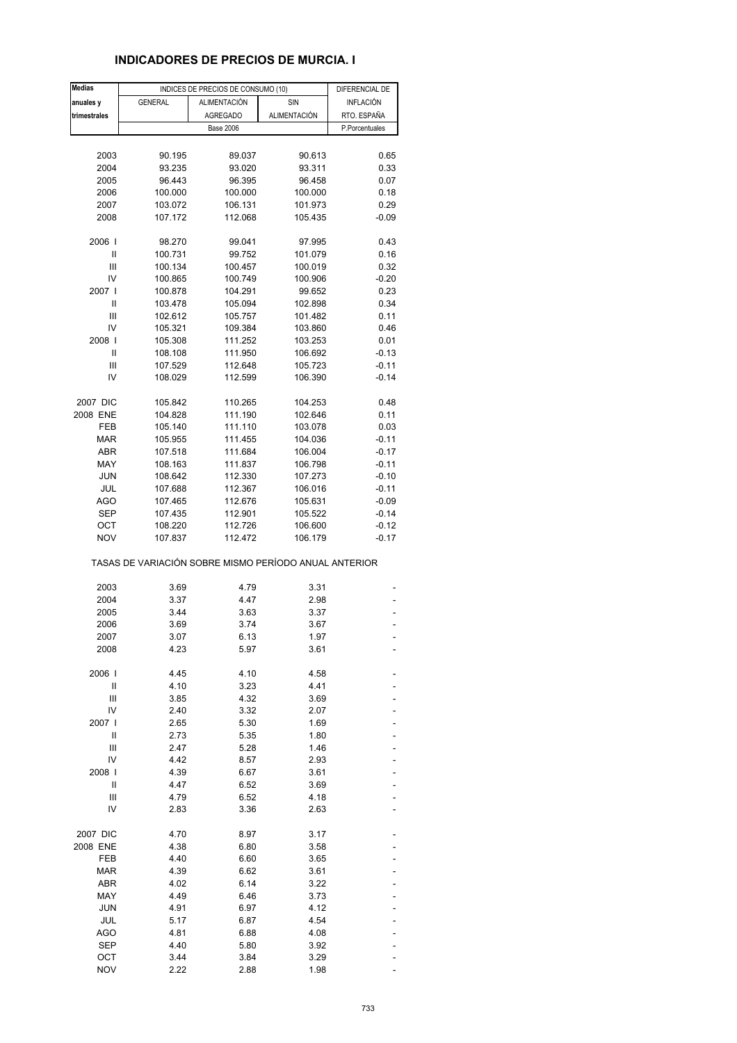# INDICADORES DE PRECIOS DE MURCIA. I

| Medias anuales y trimestrales | INDICES DE PRECIOS DE CONSUMO (10) | | | DIFERENCIAL DE INFLACIÓN RTO. ESPAÑA |
|---|---|---|---|---|
| | GENERAL | ALIMENTACIÓN AGREGADO | SIN ALIMENTACIÓN | |
| | Base 2006 | | | P.Porcentuales |
| 2003 | 90.195 | 89.037 | 90.613 | 0.65 |
| 2004 | 93.235 | 93.020 | 93.311 | 0.33 |
| 2005 | 96.443 | 96.395 | 96.458 | 0.07 |
| 2006 | 100.000 | 100.000 | 100.000 | 0.18 |
| 2007 | 103.072 | 106.131 | 101.973 | 0.29 |
| 2008 | 107.172 | 112.068 | 105.435 | -0.09 |
| 2006 I | 98.270 | 99.041 | 97.995 | 0.43 |
| II | 100.731 | 99.752 | 101.079 | 0.16 |
| III | 100.134 | 100.457 | 100.019 | 0.32 |
| IV | 100.865 | 100.749 | 100.906 | -0.20 |
| 2007 I | 100.878 | 104.291 | 99.652 | 0.23 |
| II | 103.478 | 105.094 | 102.898 | 0.34 |
| III | 102.612 | 105.757 | 101.482 | 0.11 |
| IV | 105.321 | 109.384 | 103.860 | 0.46 |
| 2008 I | 105.308 | 111.252 | 103.253 | 0.01 |
| II | 108.108 | 111.950 | 106.692 | -0.13 |
| III | 107.529 | 112.648 | 105.723 | -0.11 |
| IV | 108.029 | 112.599 | 106.390 | -0.14 |
| 2007 DIC | 105.842 | 110.265 | 104.253 | 0.48 |
| 2008 ENE | 104.828 | 111.190 | 102.646 | 0.11 |
| FEB | 105.140 | 111.110 | 103.078 | 0.03 |
| MAR | 105.955 | 111.455 | 104.036 | -0.11 |
| ABR | 107.518 | 111.684 | 106.004 | -0.17 |
| MAY | 108.163 | 111.837 | 106.798 | -0.11 |
| JUN | 108.642 | 112.330 | 107.273 | -0.10 |
| JUL | 107.688 | 112.367 | 106.016 | -0.11 |
| AGO | 107.465 | 112.676 | 105.631 | -0.09 |
| SEP | 107.435 | 112.901 | 105.522 | -0.14 |
| OCT | 108.220 | 112.726 | 106.600 | -0.12 |
| NOV | 107.837 | 112.472 | 106.179 | -0.17 |

TASAS DE VARIACIÓN SOBRE MISMO PERÍODO ANUAL ANTERIOR

| | GENERAL | ALIMENTACIÓN AGREGADO | SIN ALIMENTACIÓN | DIFERENCIAL |
|---|---|---|---|---|
| 2003 | 3.69 | 4.79 | 3.31 | - |
| 2004 | 3.37 | 4.47 | 2.98 | - |
| 2005 | 3.44 | 3.63 | 3.37 | - |
| 2006 | 3.69 | 3.74 | 3.67 | - |
| 2007 | 3.07 | 6.13 | 1.97 | - |
| 2008 | 4.23 | 5.97 | 3.61 | - |
| 2006 I | 4.45 | 4.10 | 4.58 | - |
| II | 4.10 | 3.23 | 4.41 | - |
| III | 3.85 | 4.32 | 3.69 | - |
| IV | 2.40 | 3.32 | 2.07 | - |
| 2007 I | 2.65 | 5.30 | 1.69 | - |
| II | 2.73 | 5.35 | 1.80 | - |
| III | 2.47 | 5.28 | 1.46 | - |
| IV | 4.42 | 8.57 | 2.93 | - |
| 2008 I | 4.39 | 6.67 | 3.61 | - |
| II | 4.47 | 6.52 | 3.69 | - |
| III | 4.79 | 6.52 | 4.18 | - |
| IV | 2.83 | 3.36 | 2.63 | - |
| 2007 DIC | 4.70 | 8.97 | 3.17 | - |
| 2008 ENE | 4.38 | 6.80 | 3.58 | - |
| FEB | 4.40 | 6.60 | 3.65 | - |
| MAR | 4.39 | 6.62 | 3.61 | - |
| ABR | 4.02 | 6.14 | 3.22 | - |
| MAY | 4.49 | 6.46 | 3.73 | - |
| JUN | 4.91 | 6.97 | 4.12 | - |
| JUL | 5.17 | 6.87 | 4.54 | - |
| AGO | 4.81 | 6.88 | 4.08 | - |
| SEP | 4.40 | 5.80 | 3.92 | - |
| OCT | 3.44 | 3.84 | 3.29 | - |
| NOV | 2.22 | 2.88 | 1.98 | - |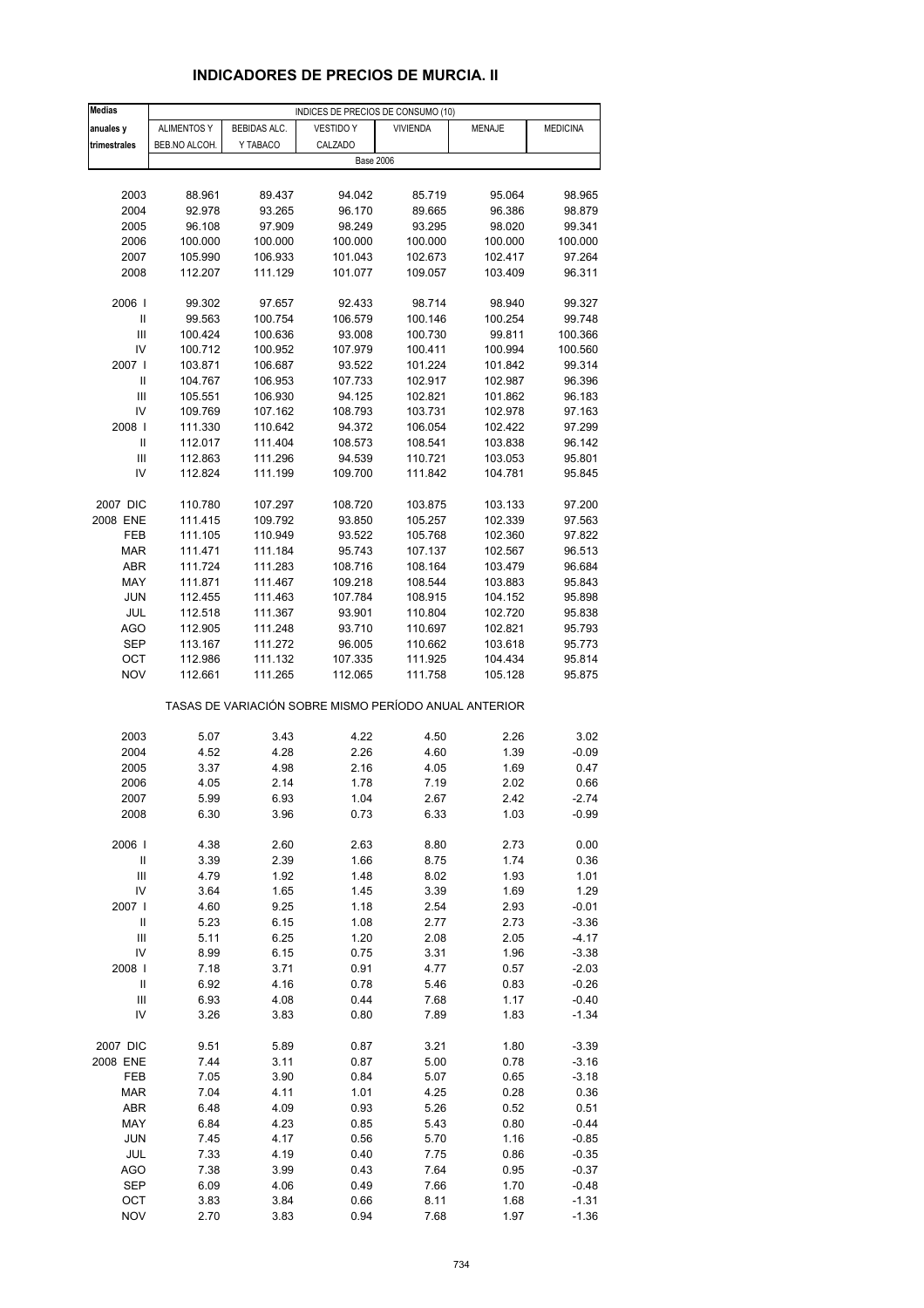## INDICADORES DE PRECIOS DE MURCIA. II

| Medias anuales y trimestrales | INDICES DE PRECIOS DE CONSUMO (10) | | | | | |
|---|---|---|---|---|---|---|
| | ALIMENTOS Y BEB.NO ALCOH. | BEBIDAS ALC. Y TABACO | VESTIDO Y CALZADO | VIVIENDA | MENAJE | MEDICINA |
| | Base 2006 | | | | | |
| 2003 | 88.961 | 89.437 | 94.042 | 85.719 | 95.064 | 98.965 |
| 2004 | 92.978 | 93.265 | 96.170 | 89.665 | 96.386 | 98.879 |
| 2005 | 96.108 | 97.909 | 98.249 | 93.295 | 98.020 | 99.341 |
| 2006 | 100.000 | 100.000 | 100.000 | 100.000 | 100.000 | 100.000 |
| 2007 | 105.990 | 106.933 | 101.043 | 102.673 | 102.417 | 97.264 |
| 2008 | 112.207 | 111.129 | 101.077 | 109.057 | 103.409 | 96.311 |
| 2006 I | 99.302 | 97.657 | 92.433 | 98.714 | 98.940 | 99.327 |
| II | 99.563 | 100.754 | 106.579 | 100.146 | 100.254 | 99.748 |
| III | 100.424 | 100.636 | 93.008 | 100.730 | 99.811 | 100.366 |
| IV | 100.712 | 100.952 | 107.979 | 100.411 | 100.994 | 100.560 |
| 2007 I | 103.871 | 106.687 | 93.522 | 101.224 | 101.842 | 99.314 |
| II | 104.767 | 106.953 | 107.733 | 102.917 | 102.987 | 96.396 |
| III | 105.551 | 106.930 | 94.125 | 102.821 | 101.862 | 96.183 |
| IV | 109.769 | 107.162 | 108.793 | 103.731 | 102.978 | 97.163 |
| 2008 I | 111.330 | 110.642 | 94.372 | 106.054 | 102.422 | 97.299 |
| II | 112.017 | 111.404 | 108.573 | 108.541 | 103.838 | 96.142 |
| III | 112.863 | 111.296 | 94.539 | 110.721 | 103.053 | 95.801 |
| IV | 112.824 | 111.199 | 109.700 | 111.842 | 104.781 | 95.845 |
| 2007 DIC | 110.780 | 107.297 | 108.720 | 103.875 | 103.133 | 97.200 |
| 2008 ENE | 111.415 | 109.792 | 93.850 | 105.257 | 102.339 | 97.563 |
| FEB | 111.105 | 110.949 | 93.522 | 105.768 | 102.360 | 97.822 |
| MAR | 111.471 | 111.184 | 95.743 | 107.137 | 102.567 | 96.513 |
| ABR | 111.724 | 111.283 | 108.716 | 108.164 | 103.479 | 96.684 |
| MAY | 111.871 | 111.467 | 109.218 | 108.544 | 103.883 | 95.843 |
| JUN | 112.455 | 111.463 | 107.784 | 108.915 | 104.152 | 95.898 |
| JUL | 112.518 | 111.367 | 93.901 | 110.804 | 102.720 | 95.838 |
| AGO | 112.905 | 111.248 | 93.710 | 110.697 | 102.821 | 95.793 |
| SEP | 113.167 | 111.272 | 96.005 | 110.662 | 103.618 | 95.773 |
| OCT | 112.986 | 111.132 | 107.335 | 111.925 | 104.434 | 95.814 |
| NOV | 112.661 | 111.265 | 112.065 | 111.758 | 105.128 | 95.875 |
| | TASAS DE VARIACIÓN SOBRE MISMO PERÍODO ANUAL ANTERIOR | | | | | |
| 2003 | 5.07 | 3.43 | 4.22 | 4.50 | 2.26 | 3.02 |
| 2004 | 4.52 | 4.28 | 2.26 | 4.60 | 1.39 | -0.09 |
| 2005 | 3.37 | 4.98 | 2.16 | 4.05 | 1.69 | 0.47 |
| 2006 | 4.05 | 2.14 | 1.78 | 7.19 | 2.02 | 0.66 |
| 2007 | 5.99 | 6.93 | 1.04 | 2.67 | 2.42 | -2.74 |
| 2008 | 6.30 | 3.96 | 0.73 | 6.33 | 1.03 | -0.99 |
| 2006 I | 4.38 | 2.60 | 2.63 | 8.80 | 2.73 | 0.00 |
| II | 3.39 | 2.39 | 1.66 | 8.75 | 1.74 | 0.36 |
| III | 4.79 | 1.92 | 1.48 | 8.02 | 1.93 | 1.01 |
| IV | 3.64 | 1.65 | 1.45 | 3.39 | 1.69 | 1.29 |
| 2007 I | 4.60 | 9.25 | 1.18 | 2.54 | 2.93 | -0.01 |
| II | 5.23 | 6.15 | 1.08 | 2.77 | 2.73 | -3.36 |
| III | 5.11 | 6.25 | 1.20 | 2.08 | 2.05 | -4.17 |
| IV | 8.99 | 6.15 | 0.75 | 3.31 | 1.96 | -3.38 |
| 2008 I | 7.18 | 3.71 | 0.91 | 4.77 | 0.57 | -2.03 |
| II | 6.92 | 4.16 | 0.78 | 5.46 | 0.83 | -0.26 |
| III | 6.93 | 4.08 | 0.44 | 7.68 | 1.17 | -0.40 |
| IV | 3.26 | 3.83 | 0.80 | 7.89 | 1.83 | -1.34 |
| 2007 DIC | 9.51 | 5.89 | 0.87 | 3.21 | 1.80 | -3.39 |
| 2008 ENE | 7.44 | 3.11 | 0.87 | 5.00 | 0.78 | -3.16 |
| FEB | 7.05 | 3.90 | 0.84 | 5.07 | 0.65 | -3.18 |
| MAR | 7.04 | 4.11 | 1.01 | 4.25 | 0.28 | 0.36 |
| ABR | 6.48 | 4.09 | 0.93 | 5.26 | 0.52 | 0.51 |
| MAY | 6.84 | 4.23 | 0.85 | 5.43 | 0.80 | -0.44 |
| JUN | 7.45 | 4.17 | 0.56 | 5.70 | 1.16 | -0.85 |
| JUL | 7.33 | 4.19 | 0.40 | 7.75 | 0.86 | -0.35 |
| AGO | 7.38 | 3.99 | 0.43 | 7.64 | 0.95 | -0.37 |
| SEP | 6.09 | 4.06 | 0.49 | 7.66 | 1.70 | -0.48 |
| OCT | 3.83 | 3.84 | 0.66 | 8.11 | 1.68 | -1.31 |
| NOV | 2.70 | 3.83 | 0.94 | 7.68 | 1.97 | -1.36 |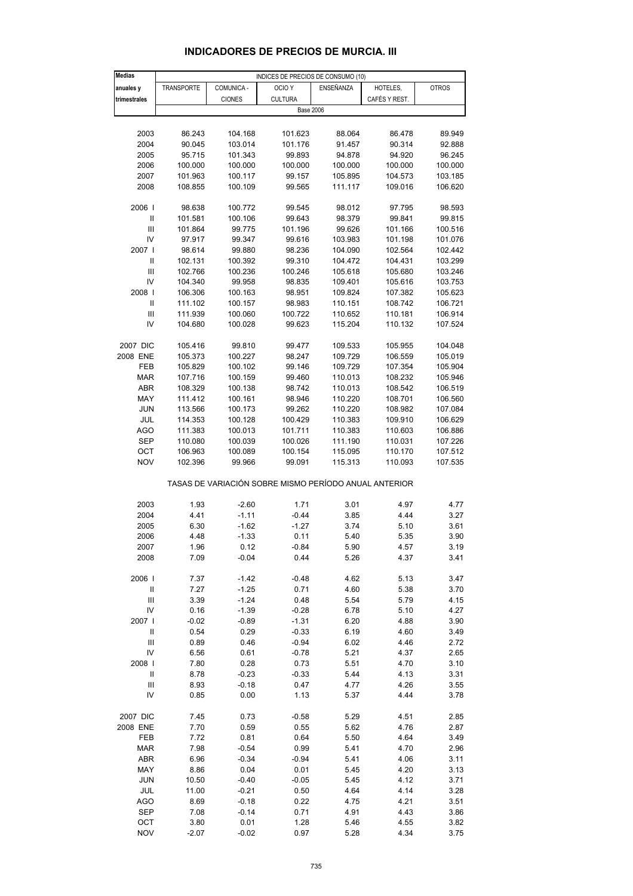# INDICADORES DE PRECIOS DE MURCIA. III

| Medias anuales y trimestrales | INDICES DE PRECIOS DE CONSUMO (10) | | | | | |
|---|---|---|---|---|---|---|
| | TRANSPORTE | COMUNICA - CIONES | OCIO Y CULTURA | ENSEÑANZA | HOTELES, CAFÉS Y REST. | OTROS |
| | Base 2006 | | | | | |
| 2003 | 86.243 | 104.168 | 101.623 | 88.064 | 86.478 | 89.949 |
| 2004 | 90.045 | 103.014 | 101.176 | 91.457 | 90.314 | 92.888 |
| 2005 | 95.715 | 101.343 | 99.893 | 94.878 | 94.920 | 96.245 |
| 2006 | 100.000 | 100.000 | 100.000 | 100.000 | 100.000 | 100.000 |
| 2007 | 101.963 | 100.117 | 99.157 | 105.895 | 104.573 | 103.185 |
| 2008 | 108.855 | 100.109 | 99.565 | 111.117 | 109.016 | 106.620 |
| 2006 I | 98.638 | 100.772 | 99.545 | 98.012 | 97.795 | 98.593 |
| II | 101.581 | 100.106 | 99.643 | 98.379 | 99.841 | 99.815 |
| III | 101.864 | 99.775 | 101.196 | 99.626 | 101.166 | 100.516 |
| IV | 97.917 | 99.347 | 99.616 | 103.983 | 101.198 | 101.076 |
| 2007 I | 98.614 | 99.880 | 98.236 | 104.090 | 102.564 | 102.442 |
| II | 102.131 | 100.392 | 99.310 | 104.472 | 104.431 | 103.299 |
| III | 102.766 | 100.236 | 100.246 | 105.618 | 105.680 | 103.246 |
| IV | 104.340 | 99.958 | 98.835 | 109.401 | 105.616 | 103.753 |
| 2008 I | 106.306 | 100.163 | 98.951 | 109.824 | 107.382 | 105.623 |
| II | 111.102 | 100.157 | 98.983 | 110.151 | 108.742 | 106.721 |
| III | 111.939 | 100.060 | 100.722 | 110.652 | 110.181 | 106.914 |
| IV | 104.680 | 100.028 | 99.623 | 115.204 | 110.132 | 107.524 |
| 2007 DIC | 105.416 | 99.810 | 99.477 | 109.533 | 105.955 | 104.048 |
| 2008 ENE | 105.373 | 100.227 | 98.247 | 109.729 | 106.559 | 105.019 |
| FEB | 105.829 | 100.102 | 99.146 | 109.729 | 107.354 | 105.904 |
| MAR | 107.716 | 100.159 | 99.460 | 110.013 | 108.232 | 105.946 |
| ABR | 108.329 | 100.138 | 98.742 | 110.013 | 108.542 | 106.519 |
| MAY | 111.412 | 100.161 | 98.946 | 110.220 | 108.701 | 106.560 |
| JUN | 113.566 | 100.173 | 99.262 | 110.220 | 108.982 | 107.084 |
| JUL | 114.353 | 100.128 | 100.429 | 110.383 | 109.910 | 106.629 |
| AGO | 111.383 | 100.013 | 101.711 | 110.383 | 110.603 | 106.886 |
| SEP | 110.080 | 100.039 | 100.026 | 111.190 | 110.031 | 107.226 |
| OCT | 106.963 | 100.089 | 100.154 | 115.095 | 110.170 | 107.512 |
| NOV | 102.396 | 99.966 | 99.091 | 115.313 | 110.093 | 107.535 |
| | TASAS DE VARIACIÓN SOBRE MISMO PERÍODO ANUAL ANTERIOR | | | | | |
| 2003 | 1.93 | -2.60 | 1.71 | 3.01 | 4.97 | 4.77 |
| 2004 | 4.41 | -1.11 | -0.44 | 3.85 | 4.44 | 3.27 |
| 2005 | 6.30 | -1.62 | -1.27 | 3.74 | 5.10 | 3.61 |
| 2006 | 4.48 | -1.33 | 0.11 | 5.40 | 5.35 | 3.90 |
| 2007 | 1.96 | 0.12 | -0.84 | 5.90 | 4.57 | 3.19 |
| 2008 | 7.09 | -0.04 | 0.44 | 5.26 | 4.37 | 3.41 |
| 2006 I | 7.37 | -1.42 | -0.48 | 4.62 | 5.13 | 3.47 |
| II | 7.27 | -1.25 | 0.71 | 4.60 | 5.38 | 3.70 |
| III | 3.39 | -1.24 | 0.48 | 5.54 | 5.79 | 4.15 |
| IV | 0.16 | -1.39 | -0.28 | 6.78 | 5.10 | 4.27 |
| 2007 I | -0.02 | -0.89 | -1.31 | 6.20 | 4.88 | 3.90 |
| II | 0.54 | 0.29 | -0.33 | 6.19 | 4.60 | 3.49 |
| III | 0.89 | 0.46 | -0.94 | 6.02 | 4.46 | 2.72 |
| IV | 6.56 | 0.61 | -0.78 | 5.21 | 4.37 | 2.65 |
| 2008 I | 7.80 | 0.28 | 0.73 | 5.51 | 4.70 | 3.10 |
| II | 8.78 | -0.23 | -0.33 | 5.44 | 4.13 | 3.31 |
| III | 8.93 | -0.18 | 0.47 | 4.77 | 4.26 | 3.55 |
| IV | 0.85 | 0.00 | 1.13 | 5.37 | 4.44 | 3.78 |
| 2007 DIC | 7.45 | 0.73 | -0.58 | 5.29 | 4.51 | 2.85 |
| 2008 ENE | 7.70 | 0.59 | 0.55 | 5.62 | 4.76 | 2.87 |
| FEB | 7.72 | 0.81 | 0.64 | 5.50 | 4.64 | 3.49 |
| MAR | 7.98 | -0.54 | 0.99 | 5.41 | 4.70 | 2.96 |
| ABR | 6.96 | -0.34 | -0.94 | 5.41 | 4.06 | 3.11 |
| MAY | 8.86 | 0.04 | 0.01 | 5.45 | 4.20 | 3.13 |
| JUN | 10.50 | -0.40 | -0.05 | 5.45 | 4.12 | 3.71 |
| JUL | 11.00 | -0.21 | 0.50 | 4.64 | 4.14 | 3.28 |
| AGO | 8.69 | -0.18 | 0.22 | 4.75 | 4.21 | 3.51 |
| SEP | 7.08 | -0.14 | 0.71 | 4.91 | 4.43 | 3.86 |
| OCT | 3.80 | 0.01 | 1.28 | 5.46 | 4.55 | 3.82 |
| NOV | -2.07 | -0.02 | 0.97 | 5.28 | 4.34 | 3.75 |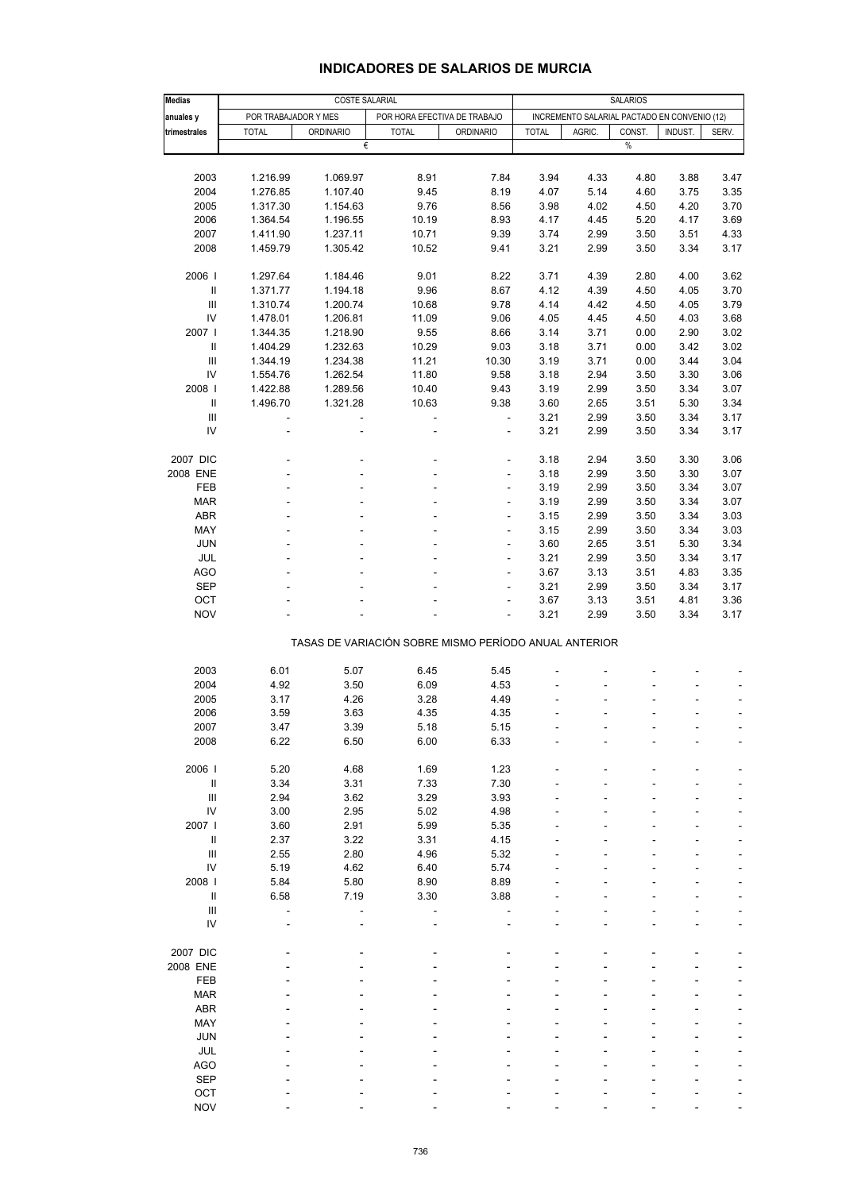## INDICADORES DE SALARIOS DE MURCIA

| Medias anuales y trimestrales | COSTE SALARIAL | | | | SALARIOS | | | | |
|---|---|---|---|---|---|---|---|---|---|
| | POR TRABAJADOR Y MES | | POR HORA EFECTIVA DE TRABAJO | | INCREMENTO SALARIAL PACTADO EN CONVENIO (12) | | | | |
| | TOTAL | ORDINARIO | TOTAL | ORDINARIO | TOTAL | AGRIC. | CONST. | INDUST. | SERV. |
| | € | | | | % | | | | |
| 2003 | 1.216.99 | 1.069.97 | 8.91 | 7.84 | 3.94 | 4.33 | 4.80 | 3.88 | 3.47 |
| 2004 | 1.276.85 | 1.107.40 | 9.45 | 8.19 | 4.07 | 5.14 | 4.60 | 3.75 | 3.35 |
| 2005 | 1.317.30 | 1.154.63 | 9.76 | 8.56 | 3.98 | 4.02 | 4.50 | 4.20 | 3.70 |
| 2006 | 1.364.54 | 1.196.55 | 10.19 | 8.93 | 4.17 | 4.45 | 5.20 | 4.17 | 3.69 |
| 2007 | 1.411.90 | 1.237.11 | 10.71 | 9.39 | 3.74 | 2.99 | 3.50 | 3.51 | 4.33 |
| 2008 | 1.459.79 | 1.305.42 | 10.52 | 9.41 | 3.21 | 2.99 | 3.50 | 3.34 | 3.17 |
| 2006 I | 1.297.64 | 1.184.46 | 9.01 | 8.22 | 3.71 | 4.39 | 2.80 | 4.00 | 3.62 |
| II | 1.371.77 | 1.194.18 | 9.96 | 8.67 | 4.12 | 4.39 | 4.50 | 4.05 | 3.70 |
| III | 1.310.74 | 1.200.74 | 10.68 | 9.78 | 4.14 | 4.42 | 4.50 | 4.05 | 3.79 |
| IV | 1.478.01 | 1.206.81 | 11.09 | 9.06 | 4.05 | 4.45 | 4.50 | 4.03 | 3.68 |
| 2007 I | 1.344.35 | 1.218.90 | 9.55 | 8.66 | 3.14 | 3.71 | 0.00 | 2.90 | 3.02 |
| II | 1.404.29 | 1.232.63 | 10.29 | 9.03 | 3.18 | 3.71 | 0.00 | 3.42 | 3.02 |
| III | 1.344.19 | 1.234.38 | 11.21 | 10.30 | 3.19 | 3.71 | 0.00 | 3.44 | 3.04 |
| IV | 1.554.76 | 1.262.54 | 11.80 | 9.58 | 3.18 | 2.94 | 3.50 | 3.30 | 3.06 |
| 2008 I | 1.422.88 | 1.289.56 | 10.40 | 9.43 | 3.19 | 2.99 | 3.50 | 3.34 | 3.07 |
| II | 1.496.70 | 1.321.28 | 10.63 | 9.38 | 3.60 | 2.65 | 3.51 | 5.30 | 3.34 |
| III | - | - | - | - | 3.21 | 2.99 | 3.50 | 3.34 | 3.17 |
| IV | - | - | - | - | 3.21 | 2.99 | 3.50 | 3.34 | 3.17 |
| 2007 DIC | - | - | - | - | 3.18 | 2.94 | 3.50 | 3.30 | 3.06 |
| 2008 ENE | - | - | - | - | 3.18 | 2.99 | 3.50 | 3.30 | 3.07 |
| FEB | - | - | - | - | 3.19 | 2.99 | 3.50 | 3.34 | 3.07 |
| MAR | - | - | - | - | 3.19 | 2.99 | 3.50 | 3.34 | 3.07 |
| ABR | - | - | - | - | 3.15 | 2.99 | 3.50 | 3.34 | 3.03 |
| MAY | - | - | - | - | 3.15 | 2.99 | 3.50 | 3.34 | 3.03 |
| JUN | - | - | - | - | 3.60 | 2.65 | 3.51 | 5.30 | 3.34 |
| JUL | - | - | - | - | 3.21 | 2.99 | 3.50 | 3.34 | 3.17 |
| AGO | - | - | - | - | 3.67 | 3.13 | 3.51 | 4.83 | 3.35 |
| SEP | - | - | - | - | 3.21 | 2.99 | 3.50 | 3.34 | 3.17 |
| OCT | - | - | - | - | 3.67 | 3.13 | 3.51 | 4.81 | 3.36 |
| NOV | - | - | - | - | 3.21 | 2.99 | 3.50 | 3.34 | 3.17 |
| **TASAS DE VARIACIÓN SOBRE MISMO PERÍODO ANUAL ANTERIOR** | | | | | | | | | |
| 2003 | 6.01 | 5.07 | 6.45 | 5.45 | - | - | - | - | - |
| 2004 | 4.92 | 3.50 | 6.09 | 4.53 | - | - | - | - | - |
| 2005 | 3.17 | 4.26 | 3.28 | 4.49 | - | - | - | - | - |
| 2006 | 3.59 | 3.63 | 4.35 | 4.35 | - | - | - | - | - |
| 2007 | 3.47 | 3.39 | 5.18 | 5.15 | - | - | - | - | - |
| 2008 | 6.22 | 6.50 | 6.00 | 6.33 | - | - | - | - | - |
| 2006 I | 5.20 | 4.68 | 1.69 | 1.23 | - | - | - | - | - |
| II | 3.34 | 3.31 | 7.33 | 7.30 | - | - | - | - | - |
| III | 2.94 | 3.62 | 3.29 | 3.93 | - | - | - | - | - |
| IV | 3.00 | 2.95 | 5.02 | 4.98 | - | - | - | - | - |
| 2007 I | 3.60 | 2.91 | 5.99 | 5.35 | - | - | - | - | - |
| II | 2.37 | 3.22 | 3.31 | 4.15 | - | - | - | - | - |
| III | 2.55 | 2.80 | 4.96 | 5.32 | - | - | - | - | - |
| IV | 5.19 | 4.62 | 6.40 | 5.74 | - | - | - | - | - |
| 2008 I | 5.84 | 5.80 | 8.90 | 8.89 | - | - | - | - | - |
| II | 6.58 | 7.19 | 3.30 | 3.88 | - | - | - | - | - |
| III | - | - | - | - | - | - | - | - | - |
| IV | - | - | - | - | - | - | - | - | - |
| 2007 DIC | - | - | - | - | - | - | - | - | - |
| 2008 ENE | - | - | - | - | - | - | - | - | - |
| FEB | - | - | - | - | - | - | - | - | - |
| MAR | - | - | - | - | - | - | - | - | - |
| ABR | - | - | - | - | - | - | - | - | - |
| MAY | - | - | - | - | - | - | - | - | - |
| JUN | - | - | - | - | - | - | - | - | - |
| JUL | - | - | - | - | - | - | - | - | - |
| AGO | - | - | - | - | - | - | - | - | - |
| SEP | - | - | - | - | - | - | - | - | - |
| OCT | - | - | - | - | - | - | - | - | - |
| NOV | - | - | - | - | - | - | - | - | - |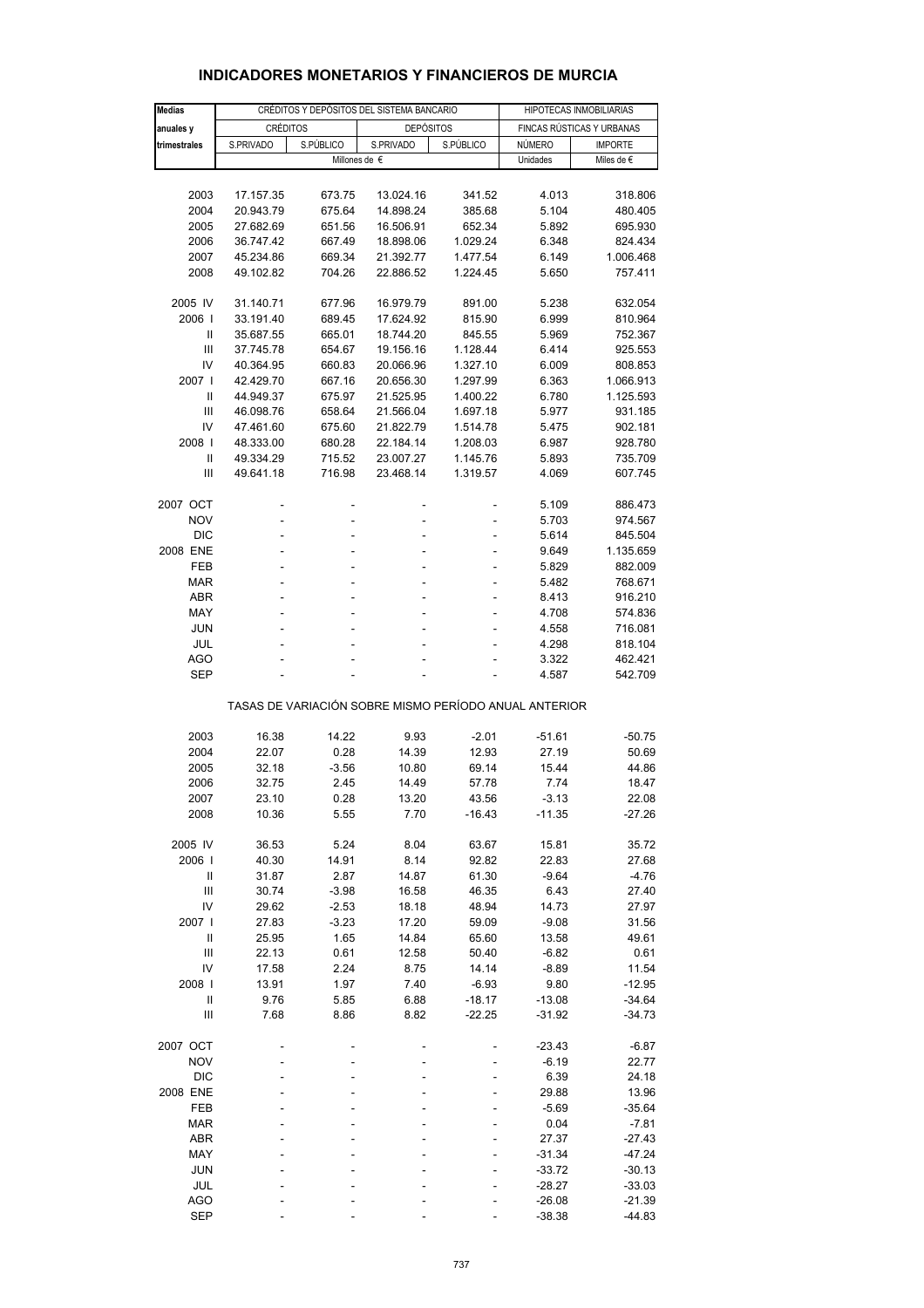# INDICADORES MONETARIOS Y FINANCIEROS DE MURCIA

| Medias anuales y trimestrales | CRÉDITOS Y DEPÓSITOS DEL SISTEMA BANCARIO | | | | HIPOTECAS INMOBILIARIAS | |
|---|---|---|---|---|---|---|
| | CRÉDITOS | | DEPÓSITOS | | FINCAS RÚSTICAS Y URBANAS | |
| | S.PRIVADO | S.PÚBLICO | S.PRIVADO | S.PÚBLICO | NÚMERO | IMPORTE |
| | Millones de € | | | | Unidades | Miles de € |
| 2003 | 17.157.35 | 673.75 | 13.024.16 | 341.52 | 4.013 | 318.806 |
| 2004 | 20.943.79 | 675.64 | 14.898.24 | 385.68 | 5.104 | 480.405 |
| 2005 | 27.682.69 | 651.56 | 16.506.91 | 652.34 | 5.892 | 695.930 |
| 2006 | 36.747.42 | 667.49 | 18.898.06 | 1.029.24 | 6.348 | 824.434 |
| 2007 | 45.234.86 | 669.34 | 21.392.77 | 1.477.54 | 6.149 | 1.006.468 |
| 2008 | 49.102.82 | 704.26 | 22.886.52 | 1.224.45 | 5.650 | 757.411 |
| 2005 IV | 31.140.71 | 677.96 | 16.979.79 | 891.00 | 5.238 | 632.054 |
| 2006 I | 33.191.40 | 689.45 | 17.624.92 | 815.90 | 6.999 | 810.964 |
| II | 35.687.55 | 665.01 | 18.744.20 | 845.55 | 5.969 | 752.367 |
| III | 37.745.78 | 654.67 | 19.156.16 | 1.128.44 | 6.414 | 925.553 |
| IV | 40.364.95 | 660.83 | 20.066.96 | 1.327.10 | 6.009 | 808.853 |
| 2007 I | 42.429.70 | 667.16 | 20.656.30 | 1.297.99 | 6.363 | 1.066.913 |
| II | 44.949.37 | 675.97 | 21.525.95 | 1.400.22 | 6.780 | 1.125.593 |
| III | 46.098.76 | 658.64 | 21.566.04 | 1.697.18 | 5.977 | 931.185 |
| IV | 47.461.60 | 675.60 | 21.822.79 | 1.514.78 | 5.475 | 902.181 |
| 2008 I | 48.333.00 | 680.28 | 22.184.14 | 1.208.03 | 6.987 | 928.780 |
| II | 49.334.29 | 715.52 | 23.007.27 | 1.145.76 | 5.893 | 735.709 |
| III | 49.641.18 | 716.98 | 23.468.14 | 1.319.57 | 4.069 | 607.745 |
| 2007 OCT | - | - | - | - | 5.109 | 886.473 |
| NOV | - | - | - | - | 5.703 | 974.567 |
| DIC | - | - | - | - | 5.614 | 845.504 |
| 2008 ENE | - | - | - | - | 9.649 | 1.135.659 |
| FEB | - | - | - | - | 5.829 | 882.009 |
| MAR | - | - | - | - | 5.482 | 768.671 |
| ABR | - | - | - | - | 8.413 | 916.210 |
| MAY | - | - | - | - | 4.708 | 574.836 |
| JUN | - | - | - | - | 4.558 | 716.081 |
| JUL | - | - | - | - | 4.298 | 818.104 |
| AGO | - | - | - | - | 3.322 | 462.421 |
| SEP | - | - | - | - | 4.587 | 542.709 |
| | TASAS DE VARIACIÓN SOBRE MISMO PERÍODO ANUAL ANTERIOR | | | | | |
| 2003 | 16.38 | 14.22 | 9.93 | -2.01 | -51.61 | -50.75 |
| 2004 | 22.07 | 0.28 | 14.39 | 12.93 | 27.19 | 50.69 |
| 2005 | 32.18 | -3.56 | 10.80 | 69.14 | 15.44 | 44.86 |
| 2006 | 32.75 | 2.45 | 14.49 | 57.78 | 7.74 | 18.47 |
| 2007 | 23.10 | 0.28 | 13.20 | 43.56 | -3.13 | 22.08 |
| 2008 | 10.36 | 5.55 | 7.70 | -16.43 | -11.35 | -27.26 |
| 2005 IV | 36.53 | 5.24 | 8.04 | 63.67 | 15.81 | 35.72 |
| 2006 I | 40.30 | 14.91 | 8.14 | 92.82 | 22.83 | 27.68 |
| II | 31.87 | 2.87 | 14.87 | 61.30 | -9.64 | -4.76 |
| III | 30.74 | -3.98 | 16.58 | 46.35 | 6.43 | 27.40 |
| IV | 29.62 | -2.53 | 18.18 | 48.94 | 14.73 | 27.97 |
| 2007 I | 27.83 | -3.23 | 17.20 | 59.09 | -9.08 | 31.56 |
| II | 25.95 | 1.65 | 14.84 | 65.60 | 13.58 | 49.61 |
| III | 22.13 | 0.61 | 12.58 | 50.40 | -6.82 | 0.61 |
| IV | 17.58 | 2.24 | 8.75 | 14.14 | -8.89 | 11.54 |
| 2008 I | 13.91 | 1.97 | 7.40 | -6.93 | 9.80 | -12.95 |
| II | 9.76 | 5.85 | 6.88 | -18.17 | -13.08 | -34.64 |
| III | 7.68 | 8.86 | 8.82 | -22.25 | -31.92 | -34.73 |
| 2007 OCT | - | - | - | - | -23.43 | -6.87 |
| NOV | - | - | - | - | -6.19 | 22.77 |
| DIC | - | - | - | - | 6.39 | 24.18 |
| 2008 ENE | - | - | - | - | 29.88 | 13.96 |
| FEB | - | - | - | - | -5.69 | -35.64 |
| MAR | - | - | - | - | 0.04 | -7.81 |
| ABR | - | - | - | - | 27.37 | -27.43 |
| MAY | - | - | - | - | -31.34 | -47.24 |
| JUN | - | - | - | - | -33.72 | -30.13 |
| JUL | - | - | - | - | -28.27 | -33.03 |
| AGO | - | - | - | - | -26.08 | -21.39 |
| SEP | - | - | - | - | -38.38 | -44.83 |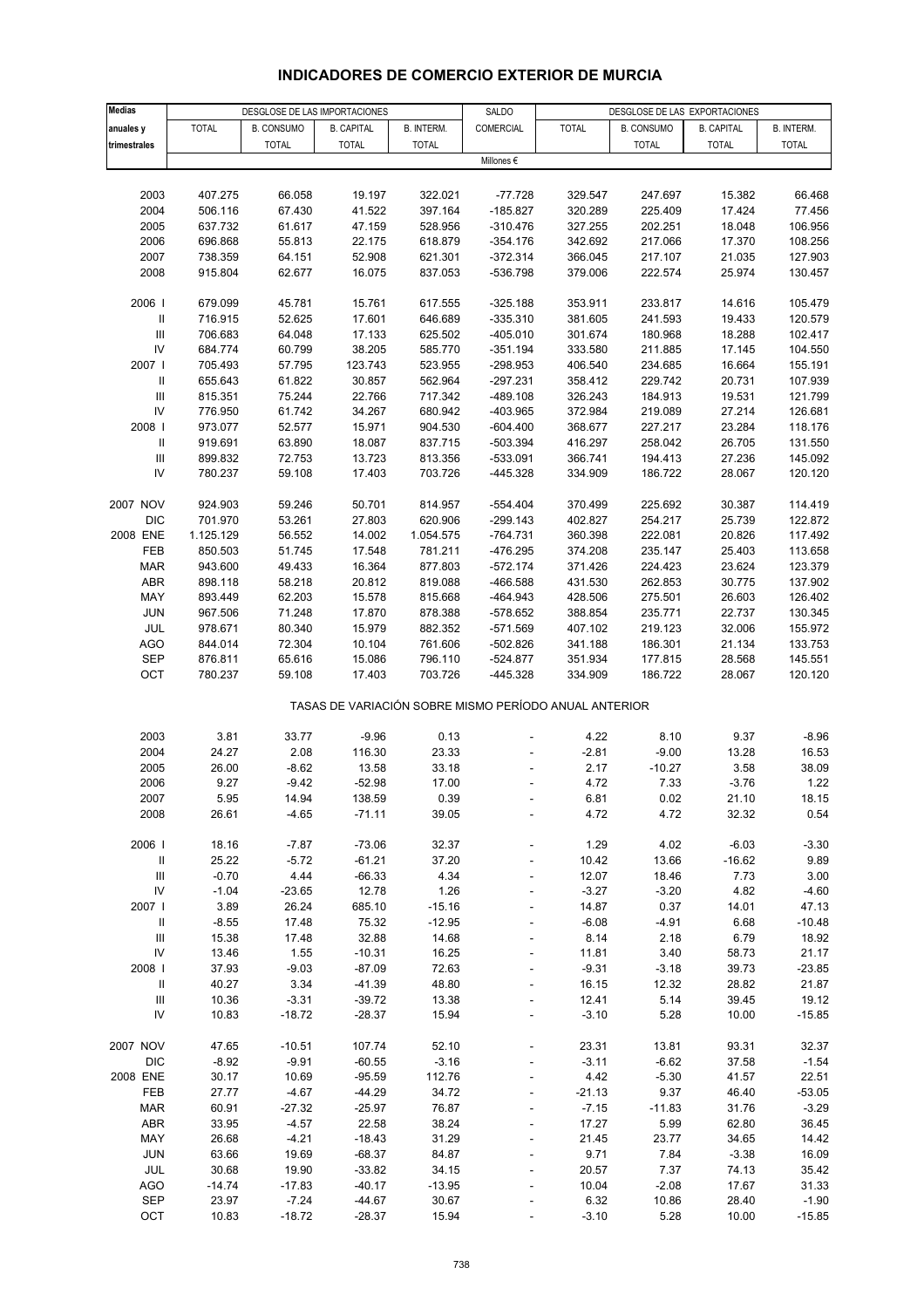# INDICADORES DE COMERCIO EXTERIOR DE MURCIA

| Medias anuales y trimestrales | DESGLOSE DE LAS IMPORTACIONES | | | | SALDO | DESGLOSE DE LAS EXPORTACIONES | | | |
|---|---|---|---|---|---|---|---|---|---|
| | TOTAL | B. CONSUMO TOTAL | B. CAPITAL TOTAL | B. INTERM. TOTAL | COMERCIAL | TOTAL | B. CONSUMO TOTAL | B. CAPITAL TOTAL | B. INTERM. TOTAL |
| | | | | | Millones € | | | | |
| 2003 | 407.275 | 66.058 | 19.197 | 322.021 | -77.728 | 329.547 | 247.697 | 15.382 | 66.468 |
| 2004 | 506.116 | 67.430 | 41.522 | 397.164 | -185.827 | 320.289 | 225.409 | 17.424 | 77.456 |
| 2005 | 637.732 | 61.617 | 47.159 | 528.956 | -310.476 | 327.255 | 202.251 | 18.048 | 106.956 |
| 2006 | 696.868 | 55.813 | 22.175 | 618.879 | -354.176 | 342.692 | 217.066 | 17.370 | 108.256 |
| 2007 | 738.359 | 64.151 | 52.908 | 621.301 | -372.314 | 366.045 | 217.107 | 21.035 | 127.903 |
| 2008 | 915.804 | 62.677 | 16.075 | 837.053 | -536.798 | 379.006 | 222.574 | 25.974 | 130.457 |
| 2006 I | 679.099 | 45.781 | 15.761 | 617.555 | -325.188 | 353.911 | 233.817 | 14.616 | 105.479 |
| II | 716.915 | 52.625 | 17.601 | 646.689 | -335.310 | 381.605 | 241.593 | 19.433 | 120.579 |
| III | 706.683 | 64.048 | 17.133 | 625.502 | -405.010 | 301.674 | 180.968 | 18.288 | 102.417 |
| IV | 684.774 | 60.799 | 38.205 | 585.770 | -351.194 | 333.580 | 211.885 | 17.145 | 104.550 |
| 2007 I | 705.493 | 57.795 | 123.743 | 523.955 | -298.953 | 406.540 | 234.685 | 16.664 | 155.191 |
| II | 655.643 | 61.822 | 30.857 | 562.964 | -297.231 | 358.412 | 229.742 | 20.731 | 107.939 |
| III | 815.351 | 75.244 | 22.766 | 717.342 | -489.108 | 326.243 | 184.913 | 19.531 | 121.799 |
| IV | 776.950 | 61.742 | 34.267 | 680.942 | -403.965 | 372.984 | 219.089 | 27.214 | 126.681 |
| 2008 I | 973.077 | 52.577 | 15.971 | 904.530 | -604.400 | 368.677 | 227.217 | 23.284 | 118.176 |
| II | 919.691 | 63.890 | 18.087 | 837.715 | -503.394 | 416.297 | 258.042 | 26.705 | 131.550 |
| III | 899.832 | 72.753 | 13.723 | 813.356 | -533.091 | 366.741 | 194.413 | 27.236 | 145.092 |
| IV | 780.237 | 59.108 | 17.403 | 703.726 | -445.328 | 334.909 | 186.722 | 28.067 | 120.120 |
| 2007 NOV | 924.903 | 59.246 | 50.701 | 814.957 | -554.404 | 370.499 | 225.692 | 30.387 | 114.419 |
| DIC | 701.970 | 53.261 | 27.803 | 620.906 | -299.143 | 402.827 | 254.217 | 25.739 | 122.872 |
| 2008 ENE | 1.125.129 | 56.552 | 14.002 | 1.054.575 | -764.731 | 360.398 | 222.081 | 20.826 | 117.492 |
| FEB | 850.503 | 51.745 | 17.548 | 781.211 | -476.295 | 374.208 | 235.147 | 25.403 | 113.658 |
| MAR | 943.600 | 49.433 | 16.364 | 877.803 | -572.174 | 371.426 | 224.423 | 23.624 | 123.379 |
| ABR | 898.118 | 58.218 | 20.812 | 819.088 | -466.588 | 431.530 | 262.853 | 30.775 | 137.902 |
| MAY | 893.449 | 62.203 | 15.578 | 815.668 | -464.943 | 428.506 | 275.501 | 26.603 | 126.402 |
| JUN | 967.506 | 71.248 | 17.870 | 878.388 | -578.652 | 388.854 | 235.771 | 22.737 | 130.345 |
| JUL | 978.671 | 80.340 | 15.979 | 882.352 | -571.569 | 407.102 | 219.123 | 32.006 | 155.972 |
| AGO | 844.014 | 72.304 | 10.104 | 761.606 | -502.826 | 341.188 | 186.301 | 21.134 | 133.753 |
| SEP | 876.811 | 65.616 | 15.086 | 796.110 | -524.877 | 351.934 | 177.815 | 28.568 | 145.551 |
| OCT | 780.237 | 59.108 | 17.403 | 703.726 | -445.328 | 334.909 | 186.722 | 28.067 | 120.120 |
| | TASAS DE VARIACIÓN SOBRE MISMO PERÍODO ANUAL ANTERIOR | | | | | | | | |
| 2003 | 3.81 | 33.77 | -9.96 | 0.13 | - | 4.22 | 8.10 | 9.37 | -8.96 |
| 2004 | 24.27 | 2.08 | 116.30 | 23.33 | - | -2.81 | -9.00 | 13.28 | 16.53 |
| 2005 | 26.00 | -8.62 | 13.58 | 33.18 | - | 2.17 | -10.27 | 3.58 | 38.09 |
| 2006 | 9.27 | -9.42 | -52.98 | 17.00 | - | 4.72 | 7.33 | -3.76 | 1.22 |
| 2007 | 5.95 | 14.94 | 138.59 | 0.39 | - | 6.81 | 0.02 | 21.10 | 18.15 |
| 2008 | 26.61 | -4.65 | -71.11 | 39.05 | - | 4.72 | 4.72 | 32.32 | 0.54 |
| 2006 I | 18.16 | -7.87 | -73.06 | 32.37 | - | 1.29 | 4.02 | -6.03 | -3.30 |
| II | 25.22 | -5.72 | -61.21 | 37.20 | - | 10.42 | 13.66 | -16.62 | 9.89 |
| III | -0.70 | 4.44 | -66.33 | 4.34 | - | 12.07 | 18.46 | 7.73 | 3.00 |
| IV | -1.04 | -23.65 | 12.78 | 1.26 | - | -3.27 | -3.20 | 4.82 | -4.60 |
| 2007 I | 3.89 | 26.24 | 685.10 | -15.16 | - | 14.87 | 0.37 | 14.01 | 47.13 |
| II | -8.55 | 17.48 | 75.32 | -12.95 | - | -6.08 | -4.91 | 6.68 | -10.48 |
| III | 15.38 | 17.48 | 32.88 | 14.68 | - | 8.14 | 2.18 | 6.79 | 18.92 |
| IV | 13.46 | 1.55 | -10.31 | 16.25 | - | 11.81 | 3.40 | 58.73 | 21.17 |
| 2008 I | 37.93 | -9.03 | -87.09 | 72.63 | - | -9.31 | -3.18 | 39.73 | -23.85 |
| II | 40.27 | 3.34 | -41.39 | 48.80 | - | 16.15 | 12.32 | 28.82 | 21.87 |
| III | 10.36 | -3.31 | -39.72 | 13.38 | - | 12.41 | 5.14 | 39.45 | 19.12 |
| IV | 10.83 | -18.72 | -28.37 | 15.94 | - | -3.10 | 5.28 | 10.00 | -15.85 |
| 2007 NOV | 47.65 | -10.51 | 107.74 | 52.10 | - | 23.31 | 13.81 | 93.31 | 32.37 |
| DIC | -8.92 | -9.91 | -60.55 | -3.16 | - | -3.11 | -6.62 | 37.58 | -1.54 |
| 2008 ENE | 30.17 | 10.69 | -95.59 | 112.76 | - | 4.42 | -5.30 | 41.57 | 22.51 |
| FEB | 27.77 | -4.67 | -44.29 | 34.72 | - | -21.13 | 9.37 | 46.40 | -53.05 |
| MAR | 60.91 | -27.32 | -25.97 | 76.87 | - | -7.15 | -11.83 | 31.76 | -3.29 |
| ABR | 33.95 | -4.57 | 22.58 | 38.24 | - | 17.27 | 5.99 | 62.80 | 36.45 |
| MAY | 26.68 | -4.21 | -18.43 | 31.29 | - | 21.45 | 23.77 | 34.65 | 14.42 |
| JUN | 63.66 | 19.69 | -68.37 | 84.87 | - | 9.71 | 7.84 | -3.38 | 16.09 |
| JUL | 30.68 | 19.90 | -33.82 | 34.15 | - | 20.57 | 7.37 | 74.13 | 35.42 |
| AGO | -14.74 | -17.83 | -40.17 | -13.95 | - | 10.04 | -2.08 | 17.67 | 31.33 |
| SEP | 23.97 | -7.24 | -44.67 | 30.67 | - | 6.32 | 10.86 | 28.40 | -1.90 |
| OCT | 10.83 | -18.72 | -28.37 | 15.94 | - | -3.10 | 5.28 | 10.00 | -15.85 |